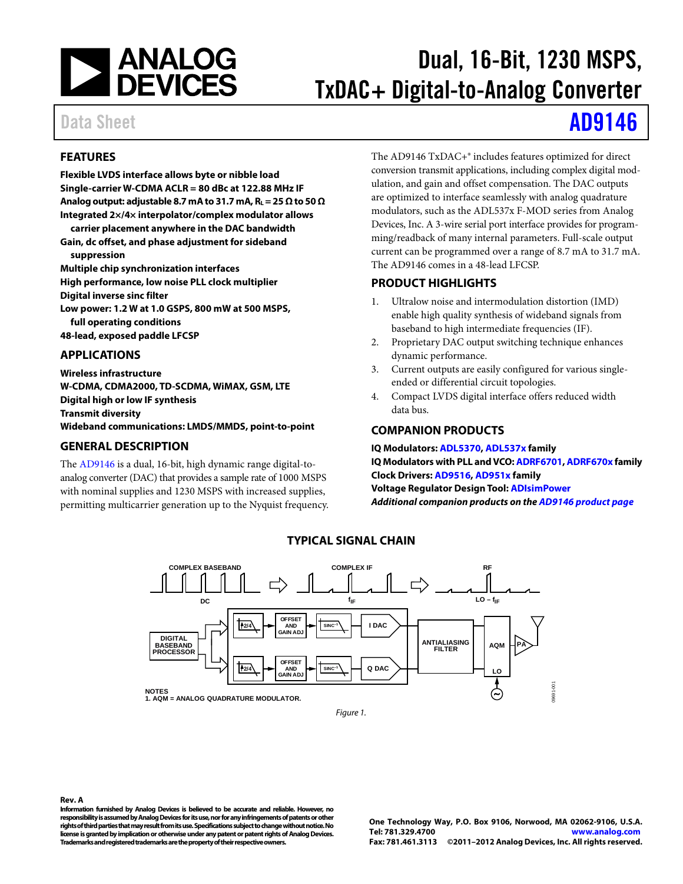# Dual, 16-Bit, 1230 MSPS, TxDAC+ Digital-to-Analog Converter

Data Sheet **AD9146**

## FEATURES

**Flexible LVDS interface allows byte or nibble load**
**Single-carrier W-CDMA ACLR = 80 dBc at 122.88 MHz IF**
**Analog output: adjustable 8.7 mA to 31.7 mA, $R_L$ = 25 Ω to 50 Ω**
**Integrated 2×/4× interpolator/complex modulator allows carrier placement anywhere in the DAC bandwidth**
**Gain, dc offset, and phase adjustment for sideband suppression**
**Multiple chip synchronization interfaces**
**High performance, low noise PLL clock multiplier**
**Digital inverse sinc filter**
**Low power: 1.2 W at 1.0 GSPS, 800 mW at 500 MSPS, full operating conditions**
**48-lead, exposed paddle LFCSP**

## APPLICATIONS

**Wireless infrastructure**
**W-CDMA, CDMA2000, TD-SCDMA, WiMAX, GSM, LTE**
**Digital high or low IF synthesis**
**Transmit diversity**
**Wideband communications: LMDS/MMDS, point-to-point**

## GENERAL DESCRIPTION

The AD9146 is a dual, 16-bit, high dynamic range digital-to-analog converter (DAC) that provides a sample rate of 1000 MSPS with nominal supplies and 1230 MSPS with increased supplies, permitting multicarrier generation up to the Nyquist frequency.

The AD9146 TxDAC+® includes features optimized for direct conversion transmit applications, including complex digital modulation, and gain and offset compensation. The DAC outputs are optimized to interface seamlessly with analog quadrature modulators, such as the ADL537x F-MOD series from Analog Devices, Inc. A 3-wire serial port interface provides for programming/readback of many internal parameters. Full-scale output current can be programmed over a range of 8.7 mA to 31.7 mA. The AD9146 comes in a 48-lead LFCSP.

## PRODUCT HIGHLIGHTS

1. Ultralow noise and intermodulation distortion (IMD) enable high quality synthesis of wideband signals from baseband to high intermediate frequencies (IF).
2. Proprietary DAC output switching technique enhances dynamic performance.
3. Current outputs are easily configured for various single-ended or differential circuit topologies.
4. Compact LVDS digital interface offers reduced width data bus.

## COMPANION PRODUCTS

**IQ Modulators: ADL5370, ADL537x family**
**IQ Modulators with PLL and VCO: ADRF6701, ADRF670x family**
**Clock Drivers: AD9516, AD951x family**
**Voltage Regulator Design Tool: ADIsimPower**
***Additional companion products on the AD9146 product page***

## TYPICAL SIGNAL CHAIN

COMPLEX BASEBAND — DC; COMPLEX IF — $f_{IF}$; RF — LO − $f_{IF}$

DIGITAL BASEBAND PROCESSOR → ↑2/4 → OFFSET AND GAIN ADJ → SINC⁻¹ → I DAC / Q DAC → ANTIALIASING FILTER → AQM (LO) → PA

NOTES
1. AQM = ANALOG QUADRATURE MODULATOR.

*Figure 1.*

**Rev. A**

**Information furnished by Analog Devices is believed to be accurate and reliable. However, no responsibility is assumed by Analog Devices for its use, nor for any infringements of patents or other rights of third parties that may result from its use. Specifications subject to change without notice. No license is granted by implication or otherwise under any patent or patent rights of Analog Devices. Trademarks and registered trademarks are the property of their respective owners.**

**One Technology Way, P.O. Box 9106, Norwood, MA 02062-9106, U.S.A.**
**Tel: 781.329.4700 www.analog.com**
**Fax: 781.461.3113 ©2011–2012 Analog Devices, Inc. All rights reserved.**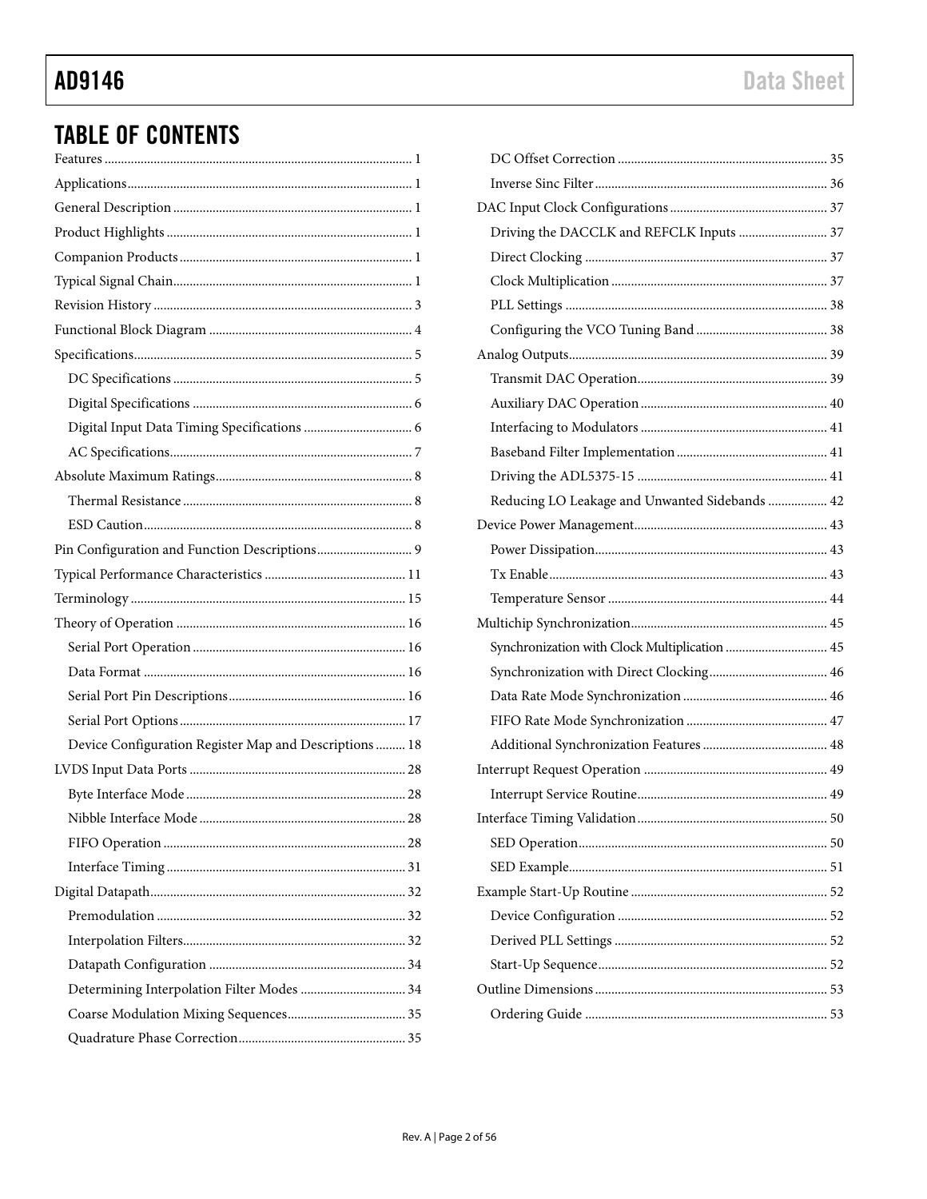## TABLE OF CONTENTS

Features .......... 1
Applications .......... 1
General Description .......... 1
Product Highlights .......... 1
Companion Products .......... 1
Typical Signal Chain .......... 1
Revision History .......... 3
Functional Block Diagram .......... 4
Specifications .......... 5
  DC Specifications .......... 5
  Digital Specifications .......... 6
  Digital Input Data Timing Specifications .......... 6
  AC Specifications .......... 7
Absolute Maximum Ratings .......... 8
  Thermal Resistance .......... 8
  ESD Caution .......... 8
Pin Configuration and Function Descriptions .......... 9
Typical Performance Characteristics .......... 11
Terminology .......... 15
Theory of Operation .......... 16
  Serial Port Operation .......... 16
  Data Format .......... 16
  Serial Port Pin Descriptions .......... 16
  Serial Port Options .......... 17
  Device Configuration Register Map and Descriptions .......... 18
LVDS Input Data Ports .......... 28
  Byte Interface Mode .......... 28
  Nibble Interface Mode .......... 28
  FIFO Operation .......... 28
  Interface Timing .......... 31
Digital Datapath .......... 32
  Premodulation .......... 32
  Interpolation Filters .......... 32
  Datapath Configuration .......... 34
  Determining Interpolation Filter Modes .......... 34
  Coarse Modulation Mixing Sequences .......... 35
  Quadrature Phase Correction .......... 35
  DC Offset Correction .......... 35
  Inverse Sinc Filter .......... 36
DAC Input Clock Configurations .......... 37
  Driving the DACCLK and REFCLK Inputs .......... 37
  Direct Clocking .......... 37
  Clock Multiplication .......... 37
  PLL Settings .......... 38
  Configuring the VCO Tuning Band .......... 38
Analog Outputs .......... 39
  Transmit DAC Operation .......... 39
  Auxiliary DAC Operation .......... 40
  Interfacing to Modulators .......... 41
  Baseband Filter Implementation .......... 41
  Driving the ADL5375-15 .......... 41
  Reducing LO Leakage and Unwanted Sidebands .......... 42
Device Power Management .......... 43
  Power Dissipation .......... 43
  Tx Enable .......... 43
  Temperature Sensor .......... 44
Multichip Synchronization .......... 45
  Synchronization with Clock Multiplication .......... 45
  Synchronization with Direct Clocking .......... 46
  Data Rate Mode Synchronization .......... 46
  FIFO Rate Mode Synchronization .......... 47
  Additional Synchronization Features .......... 48
Interrupt Request Operation .......... 49
  Interrupt Service Routine .......... 49
Interface Timing Validation .......... 50
  SED Operation .......... 50
  SED Example .......... 51
Example Start-Up Routine .......... 52
  Device Configuration .......... 52
  Derived PLL Settings .......... 52
  Start-Up Sequence .......... 52
Outline Dimensions .......... 53
  Ordering Guide .......... 53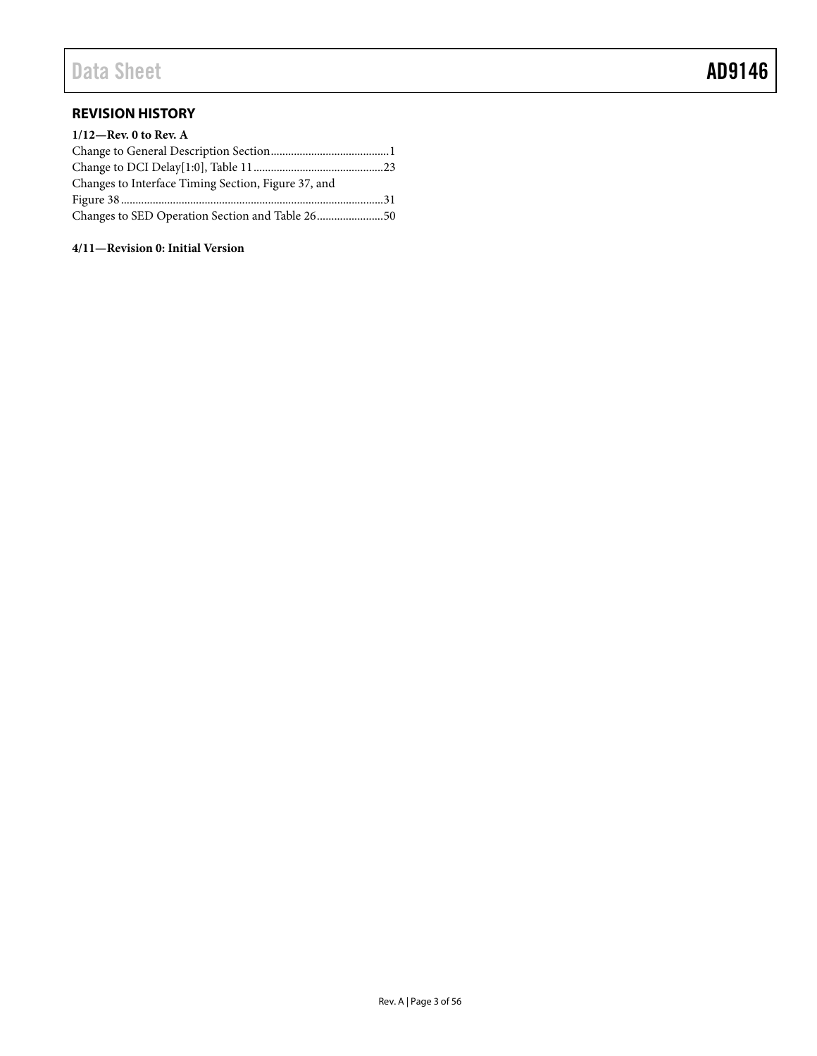## REVISION HISTORY

**1/12—Rev. 0 to Rev. A**

Change to General Description Section ......................................... 1
Change to DCI Delay[1:0], Table 11 ............................................ 23
Changes to Interface Timing Section, Figure 37, and Figure 38 ......................................................................................... 31
Changes to SED Operation Section and Table 26 ....................... 50

**4/11—Revision 0: Initial Version**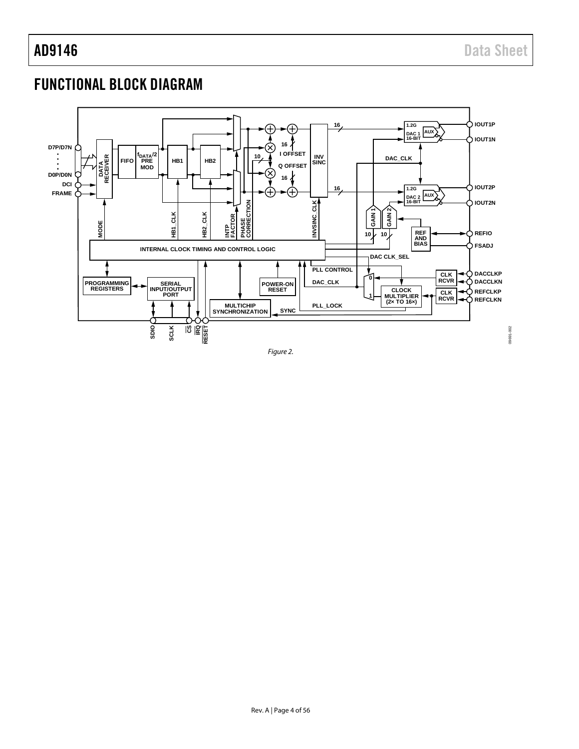## FUNCTIONAL BLOCK DIAGRAM

Figure 2.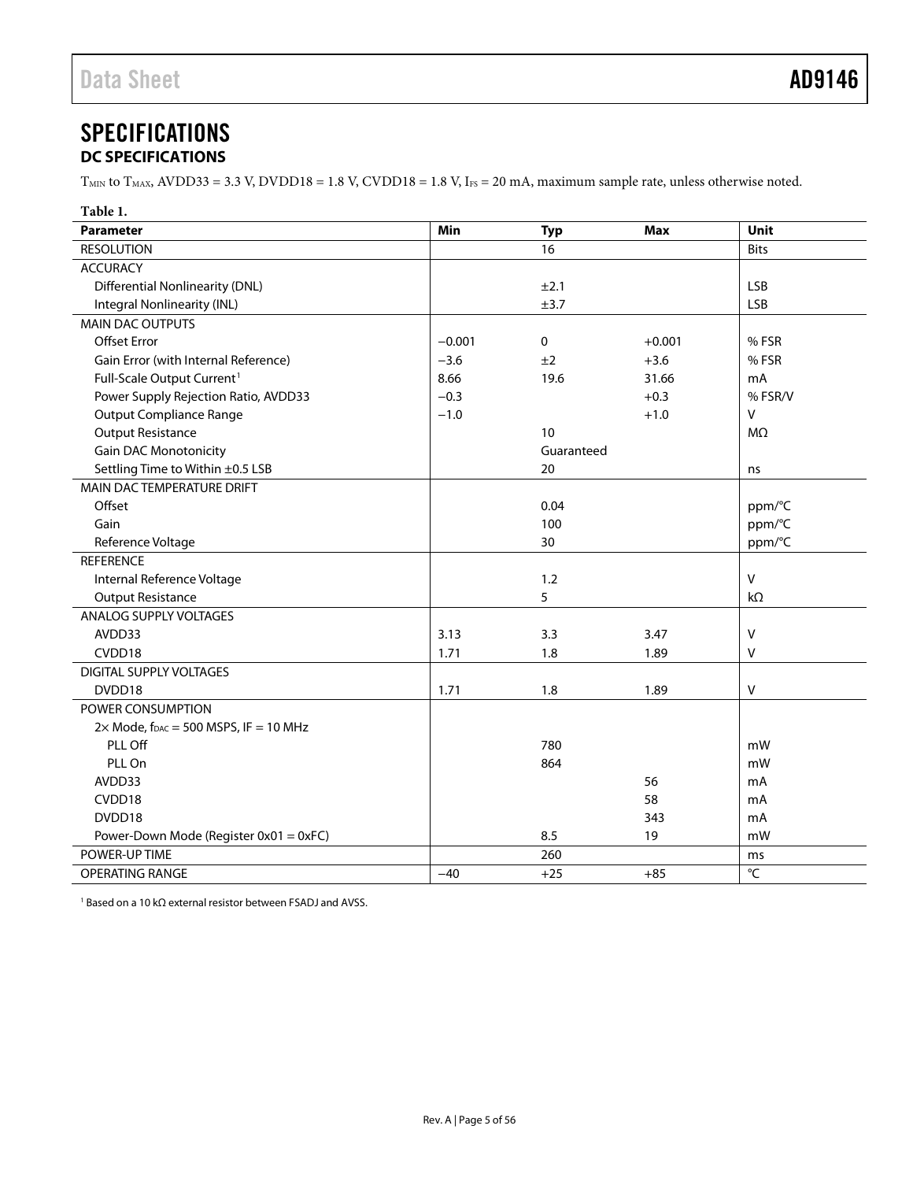# SPECIFICATIONS

## DC SPECIFICATIONS

$T_{MIN}$ to $T_{MAX}$, AVDD33 = 3.3 V, DVDD18 = 1.8 V, CVDD18 = 1.8 V, $I_{FS}$ = 20 mA, maximum sample rate, unless otherwise noted.

**Table 1.**

| Parameter | Min | Typ | Max | Unit |
|---|---|---|---|---|
| RESOLUTION | | 16 | | Bits |
| ACCURACY | | | | |
| Differential Nonlinearity (DNL) | | ±2.1 | | LSB |
| Integral Nonlinearity (INL) | | ±3.7 | | LSB |
| MAIN DAC OUTPUTS | | | | |
| Offset Error | −0.001 | 0 | +0.001 | % FSR |
| Gain Error (with Internal Reference) | −3.6 | ±2 | +3.6 | % FSR |
| Full-Scale Output Current[1] | 8.66 | 19.6 | 31.66 | mA |
| Power Supply Rejection Ratio, AVDD33 | −0.3 | | +0.3 | % FSR/V |
| Output Compliance Range | −1.0 | | +1.0 | V |
| Output Resistance | | 10 | | MΩ |
| Gain DAC Monotonicity | | Guaranteed | | |
| Settling Time to Within ±0.5 LSB | | 20 | | ns |
| MAIN DAC TEMPERATURE DRIFT | | | | |
| Offset | | 0.04 | | ppm/°C |
| Gain | | 100 | | ppm/°C |
| Reference Voltage | | 30 | | ppm/°C |
| REFERENCE | | | | |
| Internal Reference Voltage | | 1.2 | | V |
| Output Resistance | | 5 | | kΩ |
| ANALOG SUPPLY VOLTAGES | | | | |
| AVDD33 | 3.13 | 3.3 | 3.47 | V |
| CVDD18 | 1.71 | 1.8 | 1.89 | V |
| DIGITAL SUPPLY VOLTAGES | | | | |
| DVDD18 | 1.71 | 1.8 | 1.89 | V |
| POWER CONSUMPTION | | | | |
| 2× Mode, $f_{DAC}$ = 500 MSPS, IF = 10 MHz | | | | |
| PLL Off | | 780 | | mW |
| PLL On | | 864 | | mW |
| AVDD33 | | | 56 | mA |
| CVDD18 | | | 58 | mA |
| DVDD18 | | | 343 | mA |
| Power-Down Mode (Register 0x01 = 0xFC) | | 8.5 | 19 | mW |
| POWER-UP TIME | | 260 | | ms |
| OPERATING RANGE | −40 | +25 | +85 | °C |

[1] Based on a 10 kΩ external resistor between FSADJ and AVSS.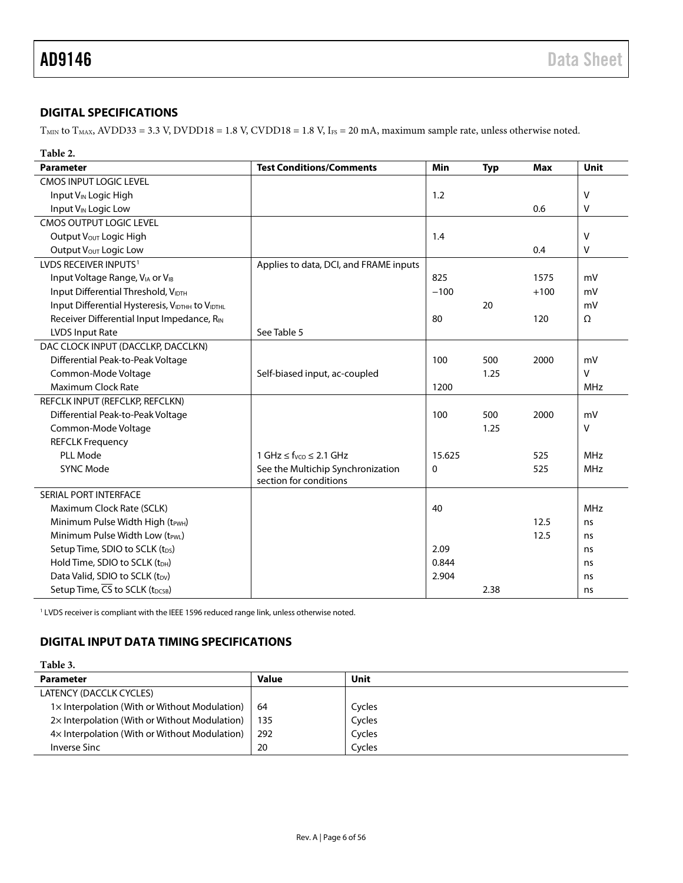## DIGITAL SPECIFICATIONS

$T_{MIN}$ to $T_{MAX}$, AVDD33 = 3.3 V, DVDD18 = 1.8 V, CVDD18 = 1.8 V, $I_{FS}$ = 20 mA, maximum sample rate, unless otherwise noted.

**Table 2.**

| Parameter | Test Conditions/Comments | Min | Typ | Max | Unit |
|---|---|---|---|---|---|
| CMOS INPUT LOGIC LEVEL | | | | | |
| Input $V_{IN}$ Logic High | | 1.2 | | | V |
| Input $V_{IN}$ Logic Low | | | | 0.6 | V |
| CMOS OUTPUT LOGIC LEVEL | | | | | |
| Output $V_{OUT}$ Logic High | | 1.4 | | | V |
| Output $V_{OUT}$ Logic Low | | | | 0.4 | V |
| LVDS RECEIVER INPUTS[1] | Applies to data, DCI, and FRAME inputs | | | | |
| Input Voltage Range, $V_{IA}$ or $V_{IB}$ | | 825 | | 1575 | mV |
| Input Differential Threshold, $V_{IDTH}$ | | −100 | | +100 | mV |
| Input Differential Hysteresis, $V_{IDTHH}$ to $V_{IDTHL}$ | | | 20 | | mV |
| Receiver Differential Input Impedance, $R_{IN}$ | | 80 | | 120 | Ω |
| LVDS Input Rate | See Table 5 | | | | |
| DAC CLOCK INPUT (DACCLKP, DACCLKN) | | | | | |
| Differential Peak-to-Peak Voltage | | 100 | 500 | 2000 | mV |
| Common-Mode Voltage | Self-biased input, ac-coupled | | 1.25 | | V |
| Maximum Clock Rate | | 1200 | | | MHz |
| REFCLK INPUT (REFCLKP, REFCLKN) | | | | | |
| Differential Peak-to-Peak Voltage | | 100 | 500 | 2000 | mV |
| Common-Mode Voltage | | | 1.25 | | V |
| REFCLK Frequency | | | | | |
| PLL Mode | 1 GHz ≤ $f_{VCO}$ ≤ 2.1 GHz | 15.625 | | 525 | MHz |
| SYNC Mode | See the Multichip Synchronization section for conditions | 0 | | 525 | MHz |
| SERIAL PORT INTERFACE | | | | | |
| Maximum Clock Rate (SCLK) | | 40 | | | MHz |
| Minimum Pulse Width High ($t_{PWH}$) | | | | 12.5 | ns |
| Minimum Pulse Width Low ($t_{PWL}$) | | | | 12.5 | ns |
| Setup Time, SDIO to SCLK ($t_{DS}$) | | 2.09 | | | ns |
| Hold Time, SDIO to SCLK ($t_{DH}$) | | 0.844 | | | ns |
| Data Valid, SDIO to SCLK ($t_{DV}$) | | 2.904 | | | ns |
| Setup Time, $\overline{CS}$ to SCLK ($t_{DCSB}$) | | | 2.38 | | ns |

[1] LVDS receiver is compliant with the IEEE 1596 reduced range link, unless otherwise noted.

## DIGITAL INPUT DATA TIMING SPECIFICATIONS

**Table 3.**

| Parameter | Value | Unit |
|---|---|---|
| LATENCY (DACCLK CYCLES) | | |
| 1× Interpolation (With or Without Modulation) | 64 | Cycles |
| 2× Interpolation (With or Without Modulation) | 135 | Cycles |
| 4× Interpolation (With or Without Modulation) | 292 | Cycles |
| Inverse Sinc | 20 | Cycles |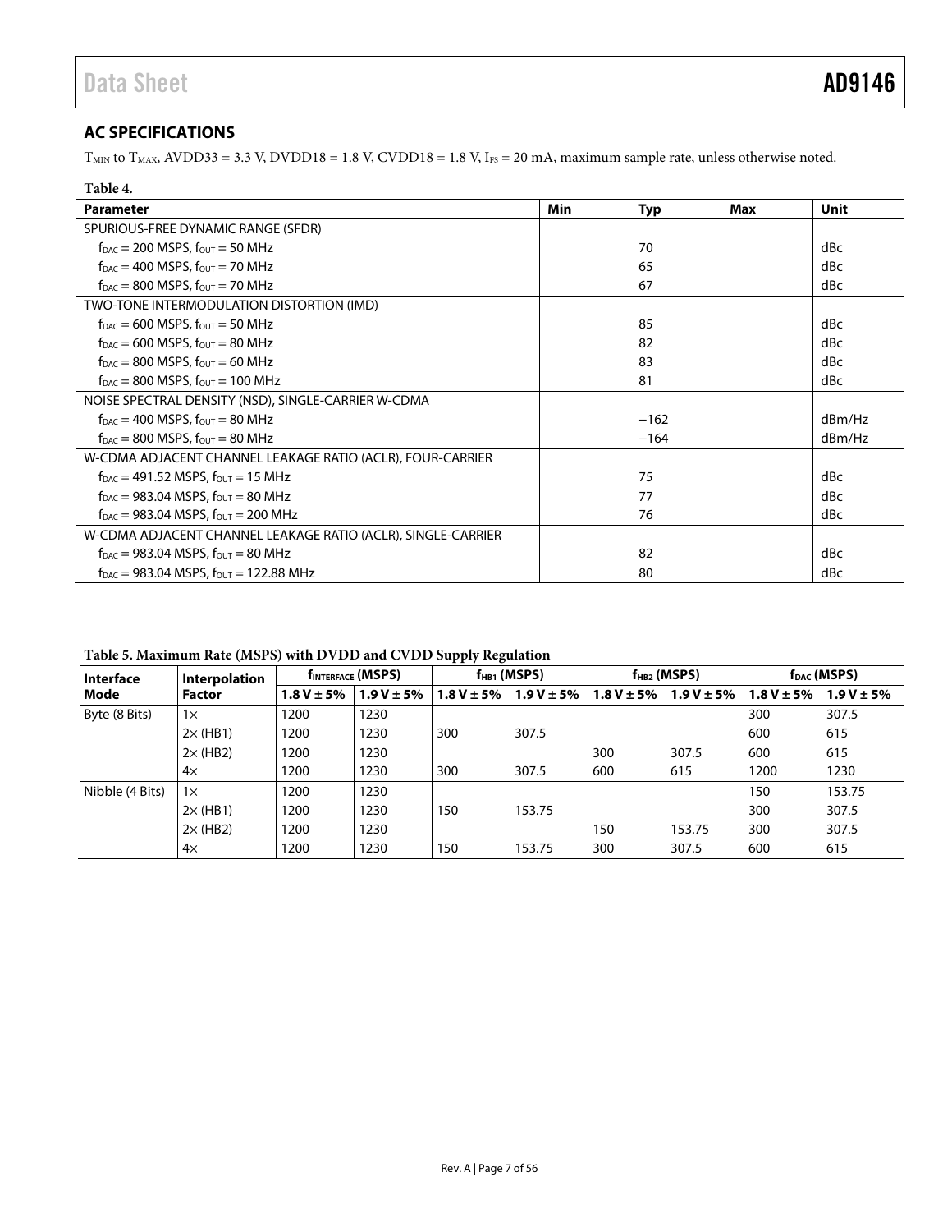## AC SPECIFICATIONS

$T_{MIN}$ to $T_{MAX}$, AVDD33 = 3.3 V, DVDD18 = 1.8 V, CVDD18 = 1.8 V, $I_{FS}$ = 20 mA, maximum sample rate, unless otherwise noted.

**Table 4.**

| Parameter | Min | Typ | Max | Unit |
|---|---|---|---|---|
| SPURIOUS-FREE DYNAMIC RANGE (SFDR) | | | | |
| $f_{DAC}$ = 200 MSPS, $f_{OUT}$ = 50 MHz | | 70 | | dBc |
| $f_{DAC}$ = 400 MSPS, $f_{OUT}$ = 70 MHz | | 65 | | dBc |
| $f_{DAC}$ = 800 MSPS, $f_{OUT}$ = 70 MHz | | 67 | | dBc |
| TWO-TONE INTERMODULATION DISTORTION (IMD) | | | | |
| $f_{DAC}$ = 600 MSPS, $f_{OUT}$ = 50 MHz | | 85 | | dBc |
| $f_{DAC}$ = 600 MSPS, $f_{OUT}$ = 80 MHz | | 82 | | dBc |
| $f_{DAC}$ = 800 MSPS, $f_{OUT}$ = 60 MHz | | 83 | | dBc |
| $f_{DAC}$ = 800 MSPS, $f_{OUT}$ = 100 MHz | | 81 | | dBc |
| NOISE SPECTRAL DENSITY (NSD), SINGLE-CARRIER W-CDMA | | | | |
| $f_{DAC}$ = 400 MSPS, $f_{OUT}$ = 80 MHz | | −162 | | dBm/Hz |
| $f_{DAC}$ = 800 MSPS, $f_{OUT}$ = 80 MHz | | −164 | | dBm/Hz |
| W-CDMA ADJACENT CHANNEL LEAKAGE RATIO (ACLR), FOUR-CARRIER | | | | |
| $f_{DAC}$ = 491.52 MSPS, $f_{OUT}$ = 15 MHz | | 75 | | dBc |
| $f_{DAC}$ = 983.04 MSPS, $f_{OUT}$ = 80 MHz | | 77 | | dBc |
| $f_{DAC}$ = 983.04 MSPS, $f_{OUT}$ = 200 MHz | | 76 | | dBc |
| W-CDMA ADJACENT CHANNEL LEAKAGE RATIO (ACLR), SINGLE-CARRIER | | | | |
| $f_{DAC}$ = 983.04 MSPS, $f_{OUT}$ = 80 MHz | | 82 | | dBc |
| $f_{DAC}$ = 983.04 MSPS, $f_{OUT}$ = 122.88 MHz | | 80 | | dBc |

**Table 5. Maximum Rate (MSPS) with DVDD and CVDD Supply Regulation**

| Interface Mode | Interpolation Factor | $f_{INTERFACE}$ (MSPS) | | $f_{HB1}$ (MSPS) | | $f_{HB2}$ (MSPS) | | $f_{DAC}$ (MSPS) | |
|---|---|---|---|---|---|---|---|---|---|
| | | 1.8 V ± 5% | 1.9 V ± 5% | 1.8 V ± 5% | 1.9 V ± 5% | 1.8 V ± 5% | 1.9 V ± 5% | 1.8 V ± 5% | 1.9 V ± 5% |
| Byte (8 Bits) | 1× | 1200 | 1230 | | | | | 300 | 307.5 |
| | 2× (HB1) | 1200 | 1230 | 300 | 307.5 | | | 600 | 615 |
| | 2× (HB2) | 1200 | 1230 | | | 300 | 307.5 | 600 | 615 |
| | 4× | 1200 | 1230 | 300 | 307.5 | 600 | 615 | 1200 | 1230 |
| Nibble (4 Bits) | 1× | 1200 | 1230 | | | | | 150 | 153.75 |
| | 2× (HB1) | 1200 | 1230 | 150 | 153.75 | | | 300 | 307.5 |
| | 2× (HB2) | 1200 | 1230 | | | 150 | 153.75 | 300 | 307.5 |
| | 4× | 1200 | 1230 | 150 | 153.75 | 300 | 307.5 | 600 | 615 |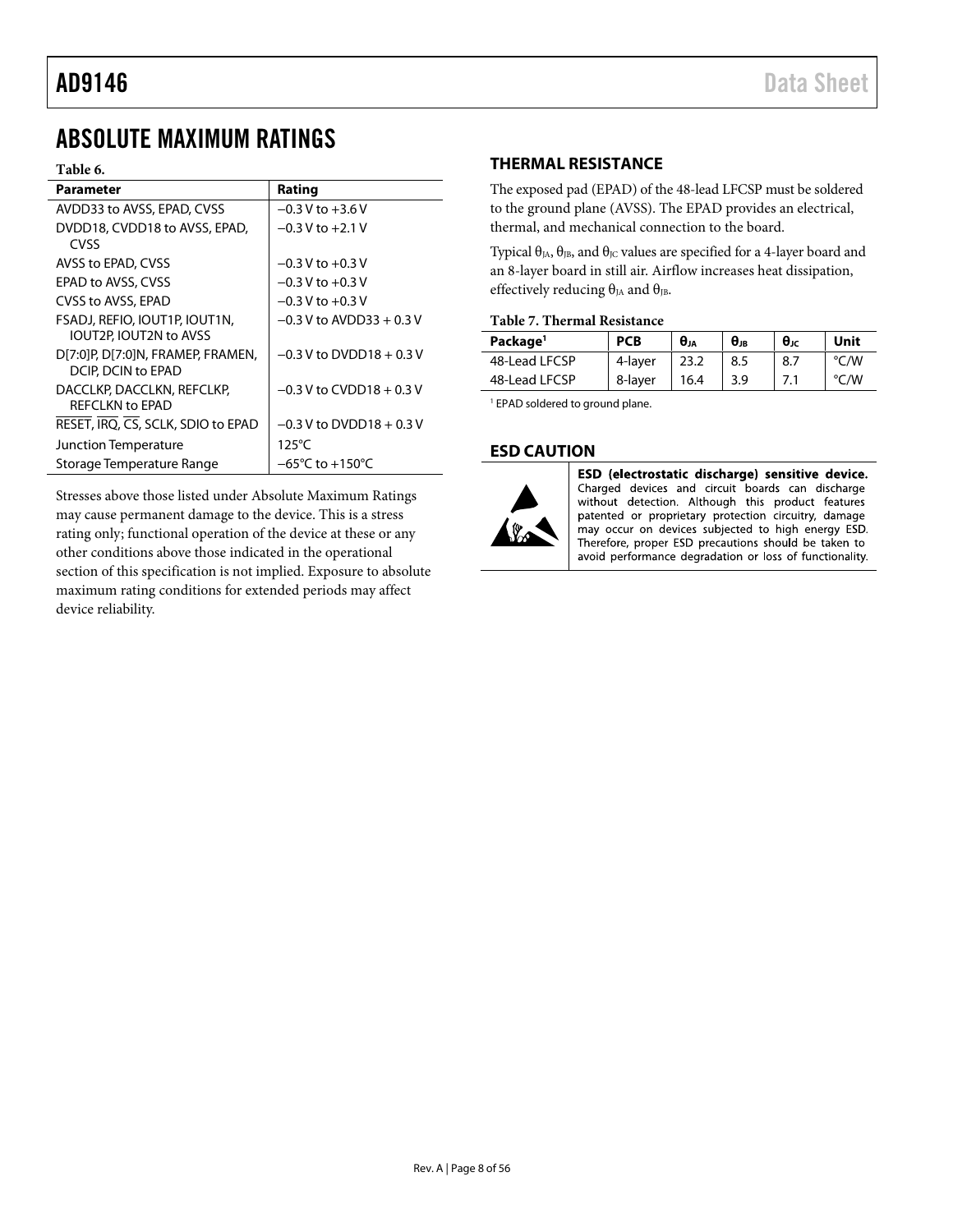# ABSOLUTE MAXIMUM RATINGS

**Table 6.**

| Parameter | Rating |
|---|---|
| AVDD33 to AVSS, EPAD, CVSS | −0.3 V to +3.6 V |
| DVDD18, CVDD18 to AVSS, EPAD, CVSS | −0.3 V to +2.1 V |
| AVSS to EPAD, CVSS | −0.3 V to +0.3 V |
| EPAD to AVSS, CVSS | −0.3 V to +0.3 V |
| CVSS to AVSS, EPAD | −0.3 V to +0.3 V |
| FSADJ, REFIO, IOUT1P, IOUT1N, IOUT2P, IOUT2N to AVSS | −0.3 V to AVDD33 + 0.3 V |
| D[7:0]P, D[7:0]N, FRAMEP, FRAMEN, DCIP, DCIN to EPAD | −0.3 V to DVDD18 + 0.3 V |
| DACCLKP, DACCLKN, REFCLKP, REFCLKN to EPAD | −0.3 V to CVDD18 + 0.3 V |
| $\overline{\text{RESET}}$, $\overline{\text{IRQ}}$, $\overline{\text{CS}}$, SCLK, SDIO to EPAD | −0.3 V to DVDD18 + 0.3 V |
| Junction Temperature | 125°C |
| Storage Temperature Range | −65°C to +150°C |

Stresses above those listed under Absolute Maximum Ratings may cause permanent damage to the device. This is a stress rating only; functional operation of the device at these or any other conditions above those indicated in the operational section of this specification is not implied. Exposure to absolute maximum rating conditions for extended periods may affect device reliability.

## THERMAL RESISTANCE

The exposed pad (EPAD) of the 48-lead LFCSP must be soldered to the ground plane (AVSS). The EPAD provides an electrical, thermal, and mechanical connection to the board.

Typical $\theta_{JA}$, $\theta_{JB}$, and $\theta_{JC}$ values are specified for a 4-layer board and an 8-layer board in still air. Airflow increases heat dissipation, effectively reducing $\theta_{JA}$ and $\theta_{JB}$.

**Table 7. Thermal Resistance**

| Package[1] | PCB | $\theta_{JA}$ | $\theta_{JB}$ | $\theta_{JC}$ | Unit |
|---|---|---|---|---|---|
| 48-Lead LFCSP | 4-layer | 23.2 | 8.5 | 8.7 | °C/W |
| 48-Lead LFCSP | 8-layer | 16.4 | 3.9 | 7.1 | °C/W |

[1] EPAD soldered to ground plane.

## ESD CAUTION

**ESD (electrostatic discharge) sensitive device.** Charged devices and circuit boards can discharge without detection. Although this product features patented or proprietary protection circuitry, damage may occur on devices subjected to high energy ESD. Therefore, proper ESD precautions should be taken to avoid performance degradation or loss of functionality.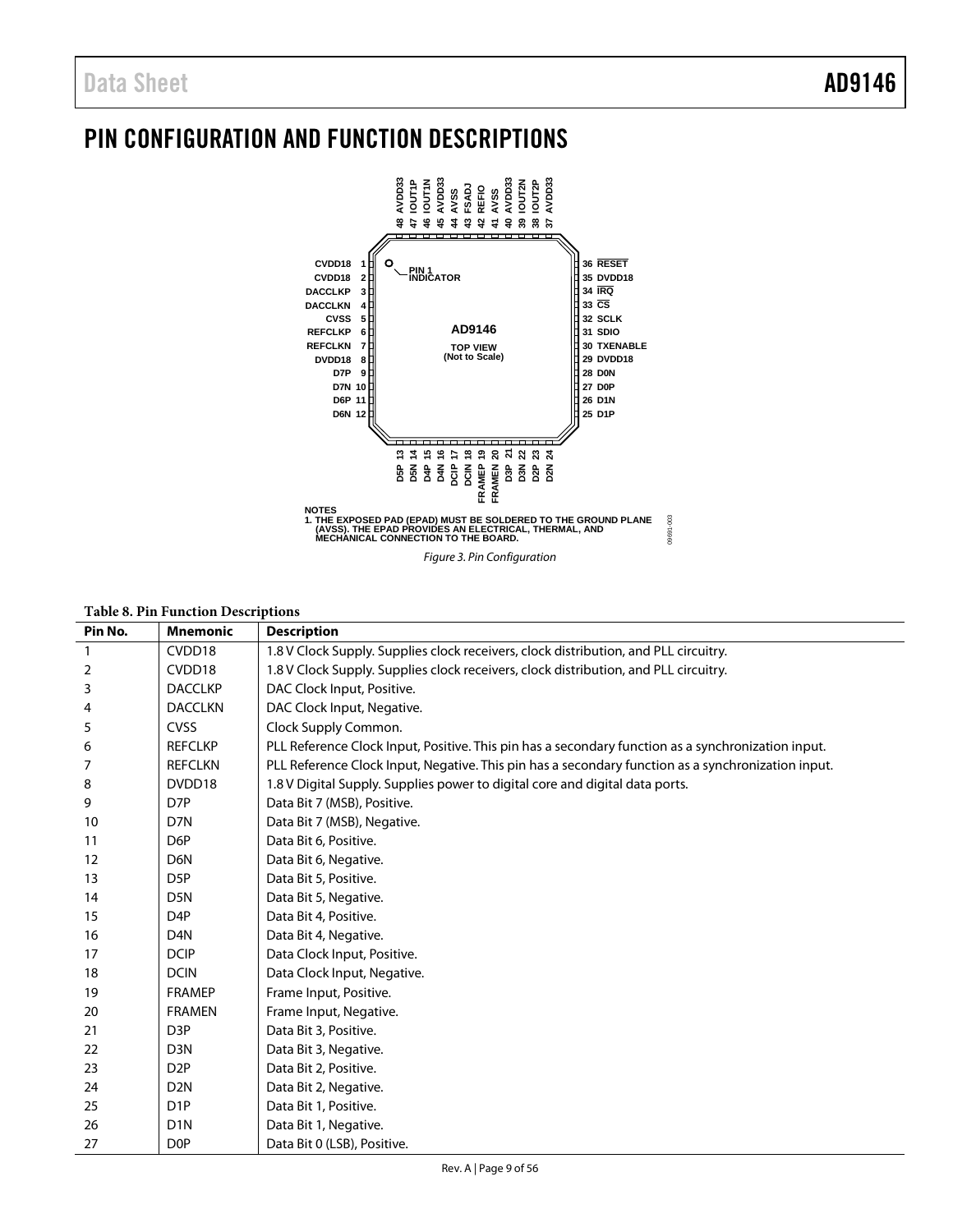# PIN CONFIGURATION AND FUNCTION DESCRIPTIONS

NOTES
1. THE EXPOSED PAD (EPAD) MUST BE SOLDERED TO THE GROUND PLANE (AVSS). THE EPAD PROVIDES AN ELECTRICAL, THERMAL, AND MECHANICAL CONNECTION TO THE BOARD.

*Figure 3. Pin Configuration*

**Table 8. Pin Function Descriptions**

| Pin No. | Mnemonic | Description |
|---|---|---|
| 1 | CVDD18 | 1.8 V Clock Supply. Supplies clock receivers, clock distribution, and PLL circuitry. |
| 2 | CVDD18 | 1.8 V Clock Supply. Supplies clock receivers, clock distribution, and PLL circuitry. |
| 3 | DACCLKP | DAC Clock Input, Positive. |
| 4 | DACCLKN | DAC Clock Input, Negative. |
| 5 | CVSS | Clock Supply Common. |
| 6 | REFCLKP | PLL Reference Clock Input, Positive. This pin has a secondary function as a synchronization input. |
| 7 | REFCLKN | PLL Reference Clock Input, Negative. This pin has a secondary function as a synchronization input. |
| 8 | DVDD18 | 1.8 V Digital Supply. Supplies power to digital core and digital data ports. |
| 9 | D7P | Data Bit 7 (MSB), Positive. |
| 10 | D7N | Data Bit 7 (MSB), Negative. |
| 11 | D6P | Data Bit 6, Positive. |
| 12 | D6N | Data Bit 6, Negative. |
| 13 | D5P | Data Bit 5, Positive. |
| 14 | D5N | Data Bit 5, Negative. |
| 15 | D4P | Data Bit 4, Positive. |
| 16 | D4N | Data Bit 4, Negative. |
| 17 | DCIP | Data Clock Input, Positive. |
| 18 | DCIN | Data Clock Input, Negative. |
| 19 | FRAMEP | Frame Input, Positive. |
| 20 | FRAMEN | Frame Input, Negative. |
| 21 | D3P | Data Bit 3, Positive. |
| 22 | D3N | Data Bit 3, Negative. |
| 23 | D2P | Data Bit 2, Positive. |
| 24 | D2N | Data Bit 2, Negative. |
| 25 | D1P | Data Bit 1, Positive. |
| 26 | D1N | Data Bit 1, Negative. |
| 27 | D0P | Data Bit 0 (LSB), Positive. |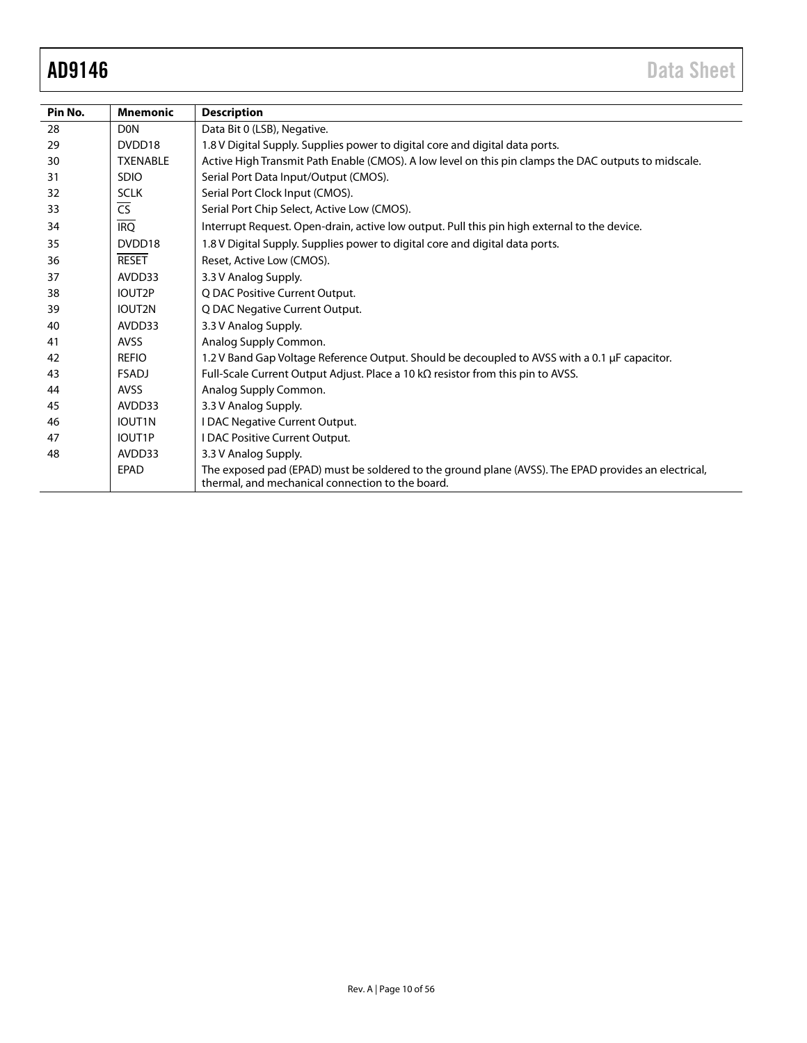| Pin No. | Mnemonic | Description |
|---|---|---|
| 28 | D0N | Data Bit 0 (LSB), Negative. |
| 29 | DVDD18 | 1.8 V Digital Supply. Supplies power to digital core and digital data ports. |
| 30 | TXENABLE | Active High Transmit Path Enable (CMOS). A low level on this pin clamps the DAC outputs to midscale. |
| 31 | SDIO | Serial Port Data Input/Output (CMOS). |
| 32 | SCLK | Serial Port Clock Input (CMOS). |
| 33 | $\overline{\text{CS}}$ | Serial Port Chip Select, Active Low (CMOS). |
| 34 | $\overline{\text{IRQ}}$ | Interrupt Request. Open-drain, active low output. Pull this pin high external to the device. |
| 35 | DVDD18 | 1.8 V Digital Supply. Supplies power to digital core and digital data ports. |
| 36 | $\overline{\text{RESET}}$ | Reset, Active Low (CMOS). |
| 37 | AVDD33 | 3.3 V Analog Supply. |
| 38 | IOUT2P | Q DAC Positive Current Output. |
| 39 | IOUT2N | Q DAC Negative Current Output. |
| 40 | AVDD33 | 3.3 V Analog Supply. |
| 41 | AVSS | Analog Supply Common. |
| 42 | REFIO | 1.2 V Band Gap Voltage Reference Output. Should be decoupled to AVSS with a 0.1 μF capacitor. |
| 43 | FSADJ | Full-Scale Current Output Adjust. Place a 10 kΩ resistor from this pin to AVSS. |
| 44 | AVSS | Analog Supply Common. |
| 45 | AVDD33 | 3.3 V Analog Supply. |
| 46 | IOUT1N | I DAC Negative Current Output. |
| 47 | IOUT1P | I DAC Positive Current Output. |
| 48 | AVDD33 | 3.3 V Analog Supply. |
| | EPAD | The exposed pad (EPAD) must be soldered to the ground plane (AVSS). The EPAD provides an electrical, thermal, and mechanical connection to the board. |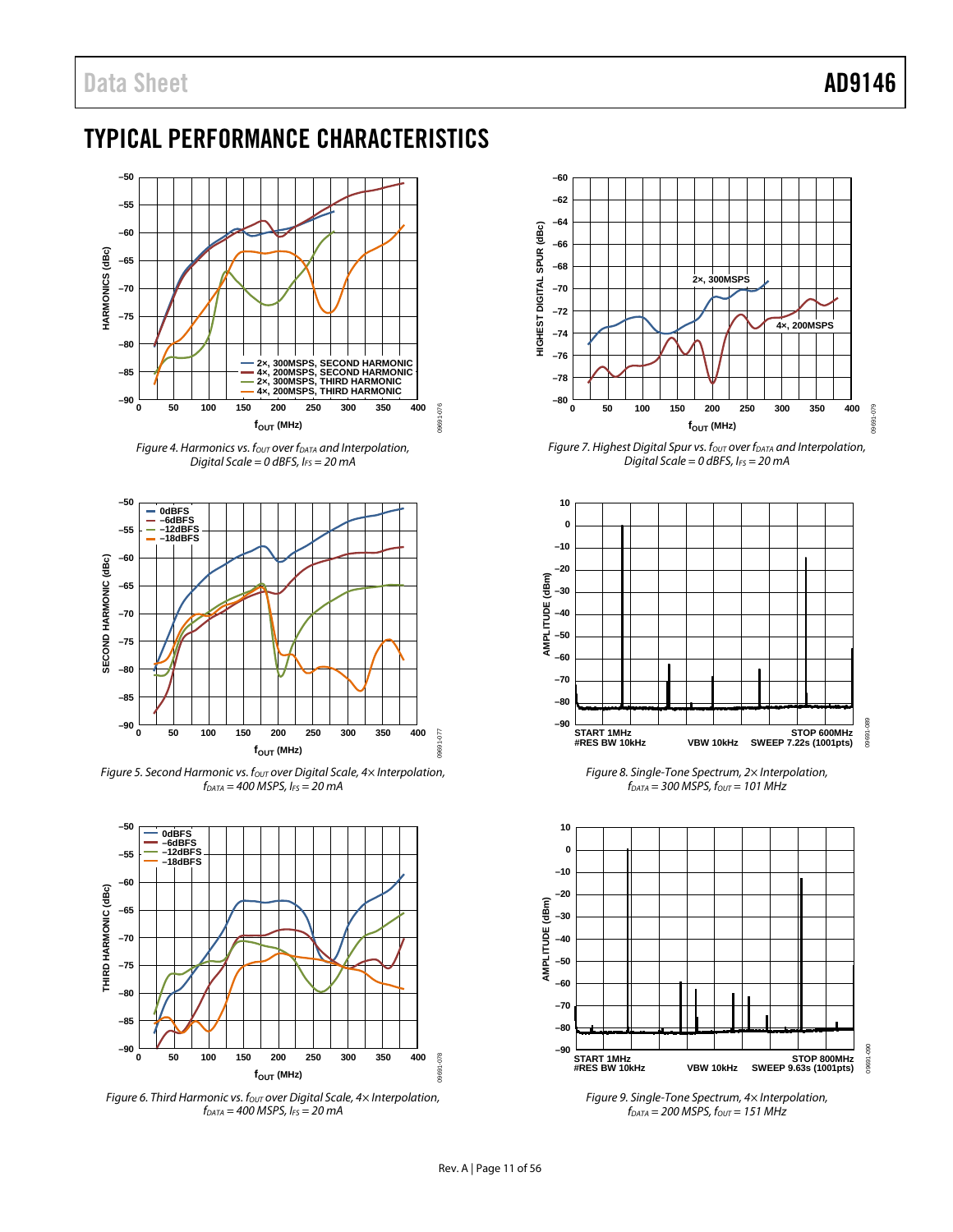# TYPICAL PERFORMANCE CHARACTERISTICS

Figure 4. Harmonics vs. $f_{OUT}$ over $f_{DATA}$ and Interpolation, Digital Scale = 0 dBFS, $I_{FS}$ = 20 mA

Figure 5. Second Harmonic vs. $f_{OUT}$ over Digital Scale, 4× Interpolation, $f_{DATA}$ = 400 MSPS, $I_{FS}$ = 20 mA

Figure 6. Third Harmonic vs. $f_{OUT}$ over Digital Scale, 4× Interpolation, $f_{DATA}$ = 400 MSPS, $I_{FS}$ = 20 mA

Figure 7. Highest Digital Spur vs. $f_{OUT}$ over $f_{DATA}$ and Interpolation, Digital Scale = 0 dBFS, $I_{FS}$ = 20 mA

Figure 8. Single-Tone Spectrum, 2× Interpolation, $f_{DATA}$ = 300 MSPS, $f_{OUT}$ = 101 MHz

Figure 9. Single-Tone Spectrum, 4× Interpolation, $f_{DATA}$ = 200 MSPS, $f_{OUT}$ = 151 MHz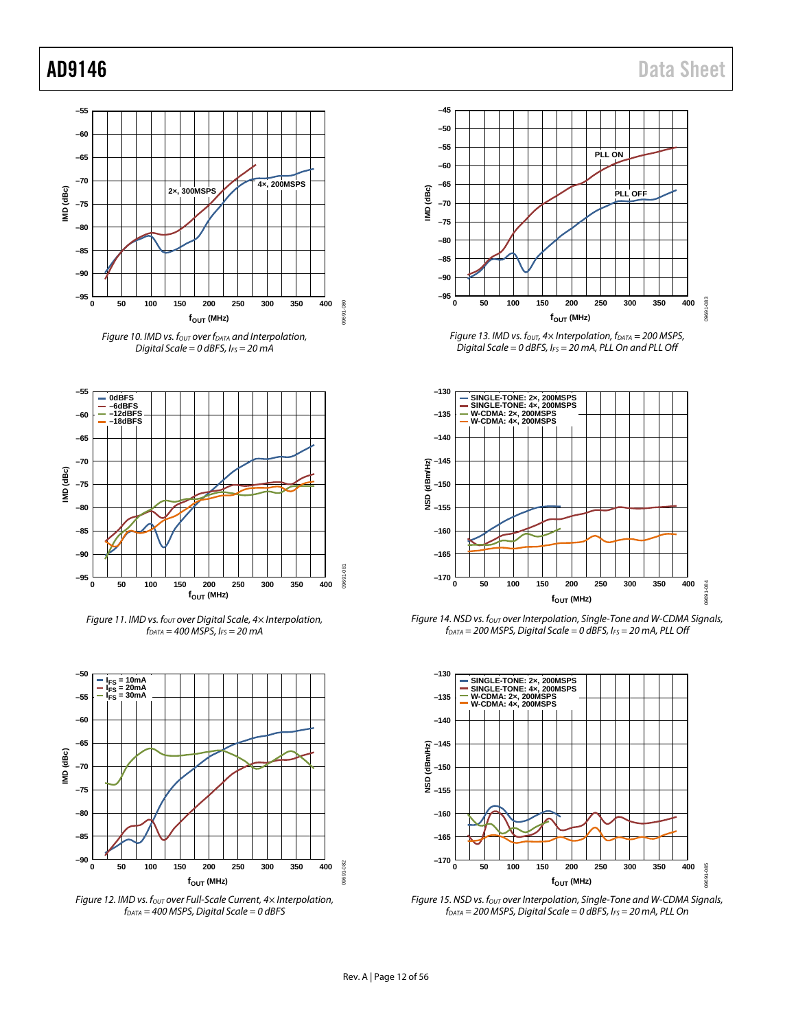Figure 10. IMD vs. $f_{OUT}$ over $f_{DATA}$ and Interpolation, Digital Scale = 0 dBFS, $I_{FS}$ = 20 mA

Figure 11. IMD vs. $f_{OUT}$ over Digital Scale, 4× Interpolation, $f_{DATA}$ = 400 MSPS, $I_{FS}$ = 20 mA

Figure 12. IMD vs. $f_{OUT}$ over Full-Scale Current, 4× Interpolation, $f_{DATA}$ = 400 MSPS, Digital Scale = 0 dBFS

Figure 13. IMD vs. $f_{OUT}$, 4× Interpolation, $f_{DATA}$ = 200 MSPS, Digital Scale = 0 dBFS, $I_{FS}$ = 20 mA, PLL On and PLL Off

Figure 14. NSD vs. $f_{OUT}$ over Interpolation, Single-Tone and W-CDMA Signals, $f_{DATA}$ = 200 MSPS, Digital Scale = 0 dBFS, $I_{FS}$ = 20 mA, PLL Off

Figure 15. NSD vs. $f_{OUT}$ over Interpolation, Single-Tone and W-CDMA Signals, $f_{DATA}$ = 200 MSPS, Digital Scale = 0 dBFS, $I_{FS}$ = 20 mA, PLL On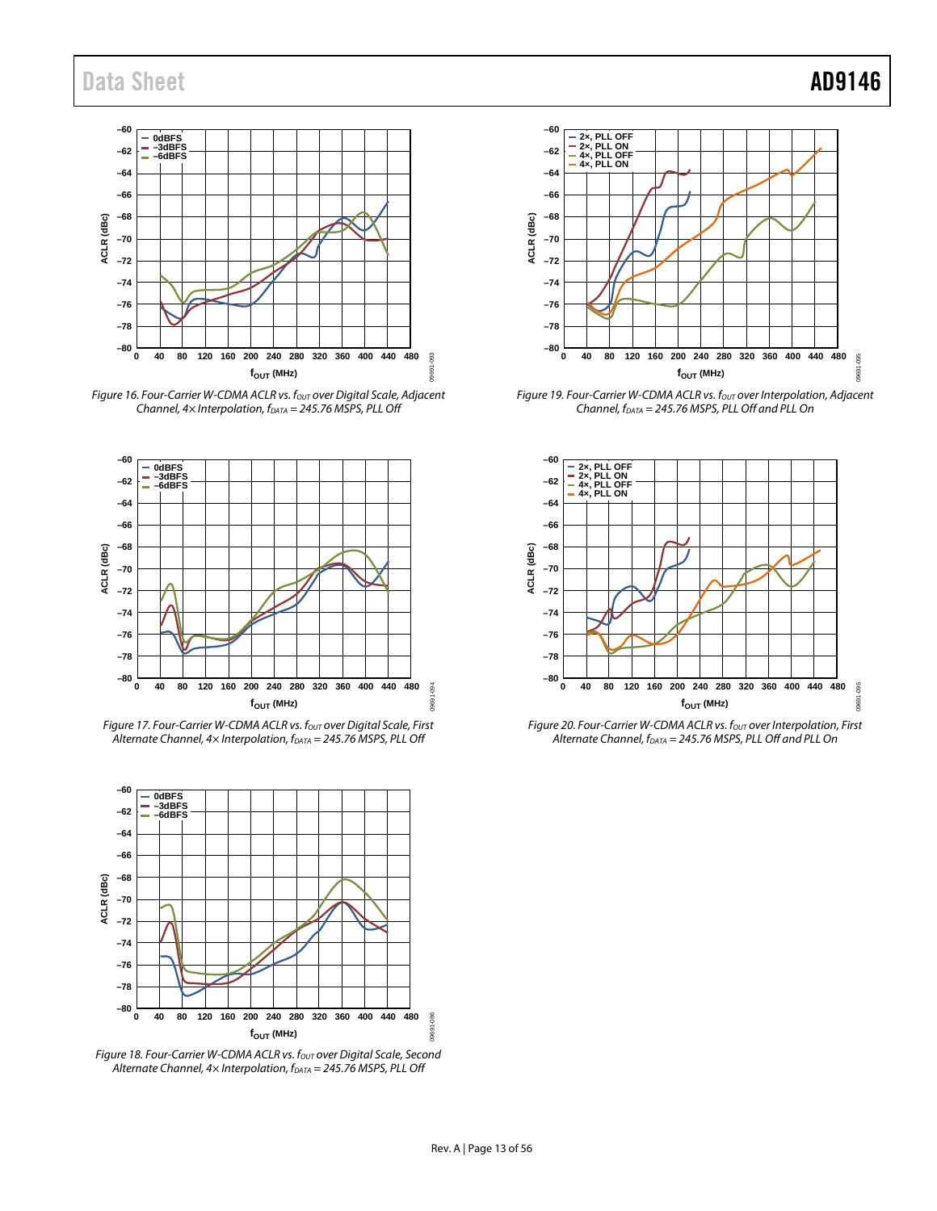Figure 16. Four-Carrier W-CDMA ACLR vs. $f_{OUT}$ over Digital Scale, Adjacent Channel, 4× Interpolation, $f_{DATA}$ = 245.76 MSPS, PLL Off

Figure 17. Four-Carrier W-CDMA ACLR vs. $f_{OUT}$ over Digital Scale, First Alternate Channel, 4× Interpolation, $f_{DATA}$ = 245.76 MSPS, PLL Off

Figure 18. Four-Carrier W-CDMA ACLR vs. $f_{OUT}$ over Digital Scale, Second Alternate Channel, 4× Interpolation, $f_{DATA}$ = 245.76 MSPS, PLL Off

Figure 19. Four-Carrier W-CDMA ACLR vs. $f_{OUT}$ over Interpolation, Adjacent Channel, $f_{DATA}$ = 245.76 MSPS, PLL Off and PLL On

Figure 20. Four-Carrier W-CDMA ACLR vs. $f_{OUT}$ over Interpolation, First Alternate Channel, $f_{DATA}$ = 245.76 MSPS, PLL Off and PLL On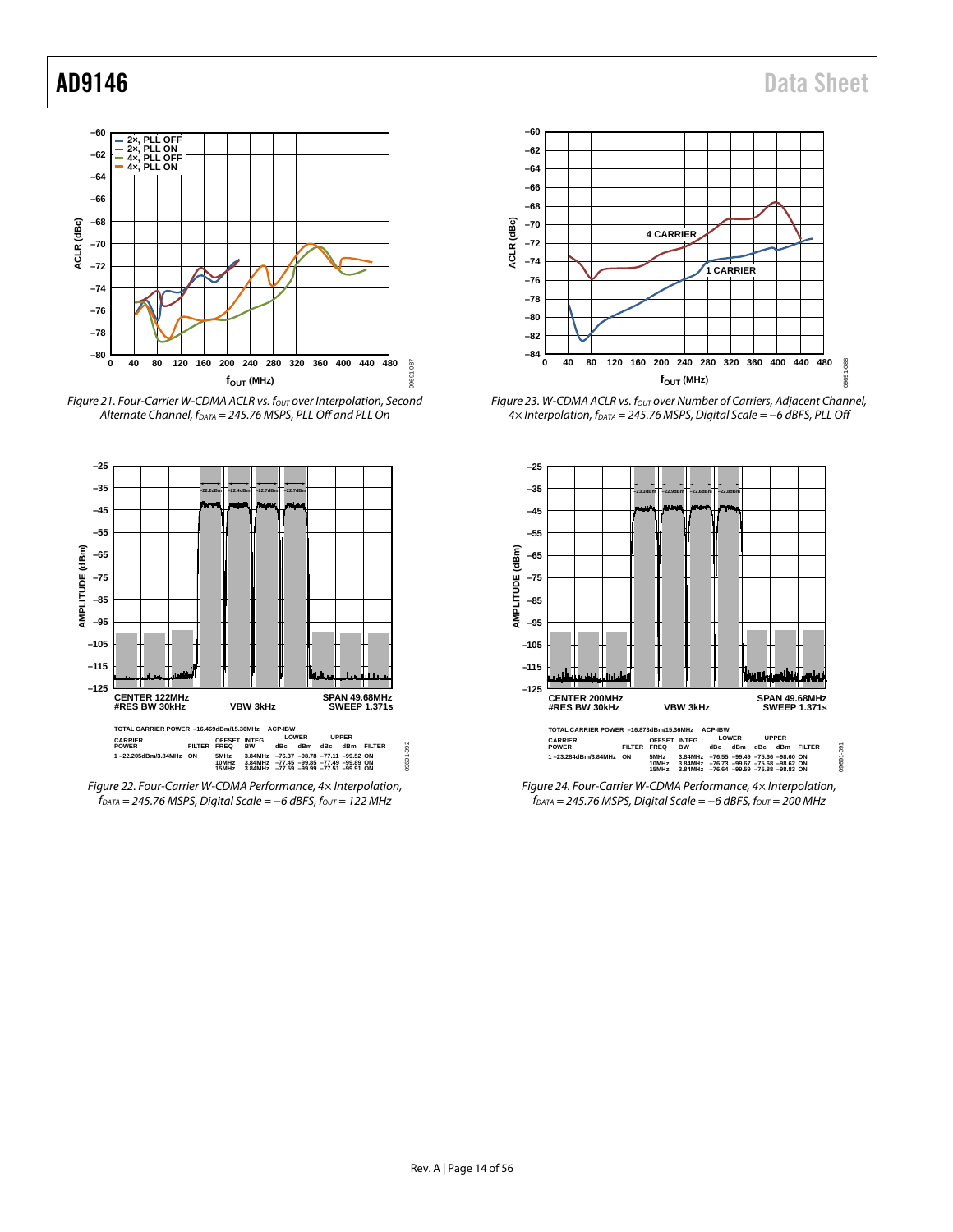Figure 21. Four-Carrier W-CDMA ACLR vs. $f_{OUT}$ over Interpolation, Second Alternate Channel, $f_{DATA}$ = 245.76 MSPS, PLL Off and PLL On

Figure 23. W-CDMA ACLR vs. $f_{OUT}$ over Number of Carriers, Adjacent Channel, 4× Interpolation, $f_{DATA}$ = 245.76 MSPS, Digital Scale = −6 dBFS, PLL Off

Figure 22. Four-Carrier W-CDMA Performance, 4× Interpolation, $f_{DATA}$ = 245.76 MSPS, Digital Scale = −6 dBFS, $f_{OUT}$ = 122 MHz

Figure 24. Four-Carrier W-CDMA Performance, 4× Interpolation, $f_{DATA}$ = 245.76 MSPS, Digital Scale = −6 dBFS, $f_{OUT}$ = 200 MHz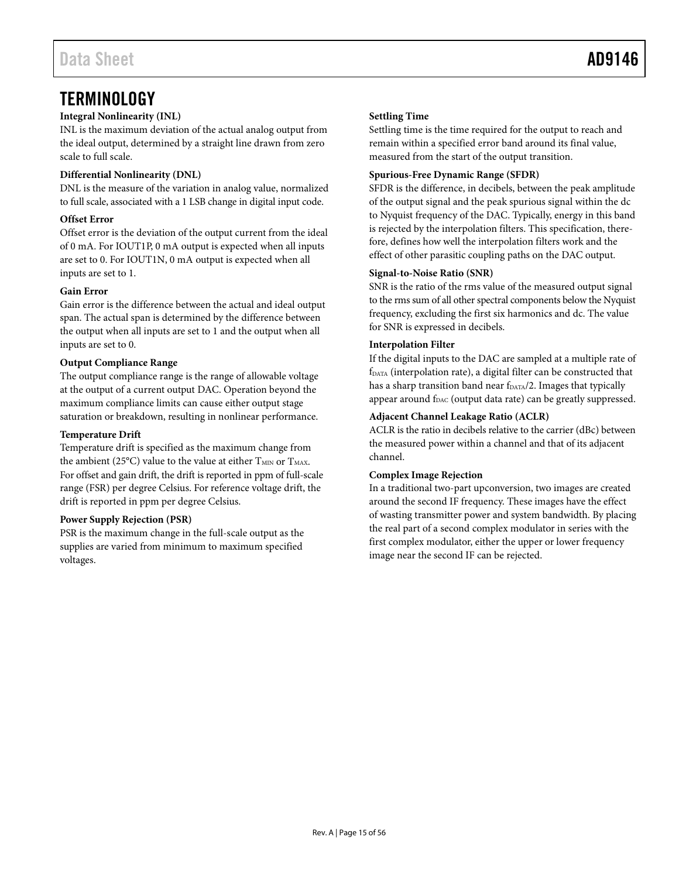## TERMINOLOGY

**Integral Nonlinearity (INL)**

INL is the maximum deviation of the actual analog output from the ideal output, determined by a straight line drawn from zero scale to full scale.

**Differential Nonlinearity (DNL)**

DNL is the measure of the variation in analog value, normalized to full scale, associated with a 1 LSB change in digital input code.

**Offset Error**

Offset error is the deviation of the output current from the ideal of 0 mA. For IOUT1P, 0 mA output is expected when all inputs are set to 0. For IOUT1N, 0 mA output is expected when all inputs are set to 1.

**Gain Error**

Gain error is the difference between the actual and ideal output span. The actual span is determined by the difference between the output when all inputs are set to 1 and the output when all inputs are set to 0.

**Output Compliance Range**

The output compliance range is the range of allowable voltage at the output of a current output DAC. Operation beyond the maximum compliance limits can cause either output stage saturation or breakdown, resulting in nonlinear performance.

**Temperature Drift**

Temperature drift is specified as the maximum change from the ambient (25°C) value to the value at either $T_{MIN}$ or $T_{MAX}$. For offset and gain drift, the drift is reported in ppm of full-scale range (FSR) per degree Celsius. For reference voltage drift, the drift is reported in ppm per degree Celsius.

**Power Supply Rejection (PSR)**

PSR is the maximum change in the full-scale output as the supplies are varied from minimum to maximum specified voltages.

**Settling Time**

Settling time is the time required for the output to reach and remain within a specified error band around its final value, measured from the start of the output transition.

**Spurious-Free Dynamic Range (SFDR)**

SFDR is the difference, in decibels, between the peak amplitude of the output signal and the peak spurious signal within the dc to Nyquist frequency of the DAC. Typically, energy in this band is rejected by the interpolation filters. This specification, therefore, defines how well the interpolation filters work and the effect of other parasitic coupling paths on the DAC output.

**Signal-to-Noise Ratio (SNR)**

SNR is the ratio of the rms value of the measured output signal to the rms sum of all other spectral components below the Nyquist frequency, excluding the first six harmonics and dc. The value for SNR is expressed in decibels.

**Interpolation Filter**

If the digital inputs to the DAC are sampled at a multiple rate of $f_{DATA}$ (interpolation rate), a digital filter can be constructed that has a sharp transition band near $f_{DATA}/2$. Images that typically appear around $f_{DAC}$ (output data rate) can be greatly suppressed.

**Adjacent Channel Leakage Ratio (ACLR)**

ACLR is the ratio in decibels relative to the carrier (dBc) between the measured power within a channel and that of its adjacent channel.

**Complex Image Rejection**

In a traditional two-part upconversion, two images are created around the second IF frequency. These images have the effect of wasting transmitter power and system bandwidth. By placing the real part of a second complex modulator in series with the first complex modulator, either the upper or lower frequency image near the second IF can be rejected.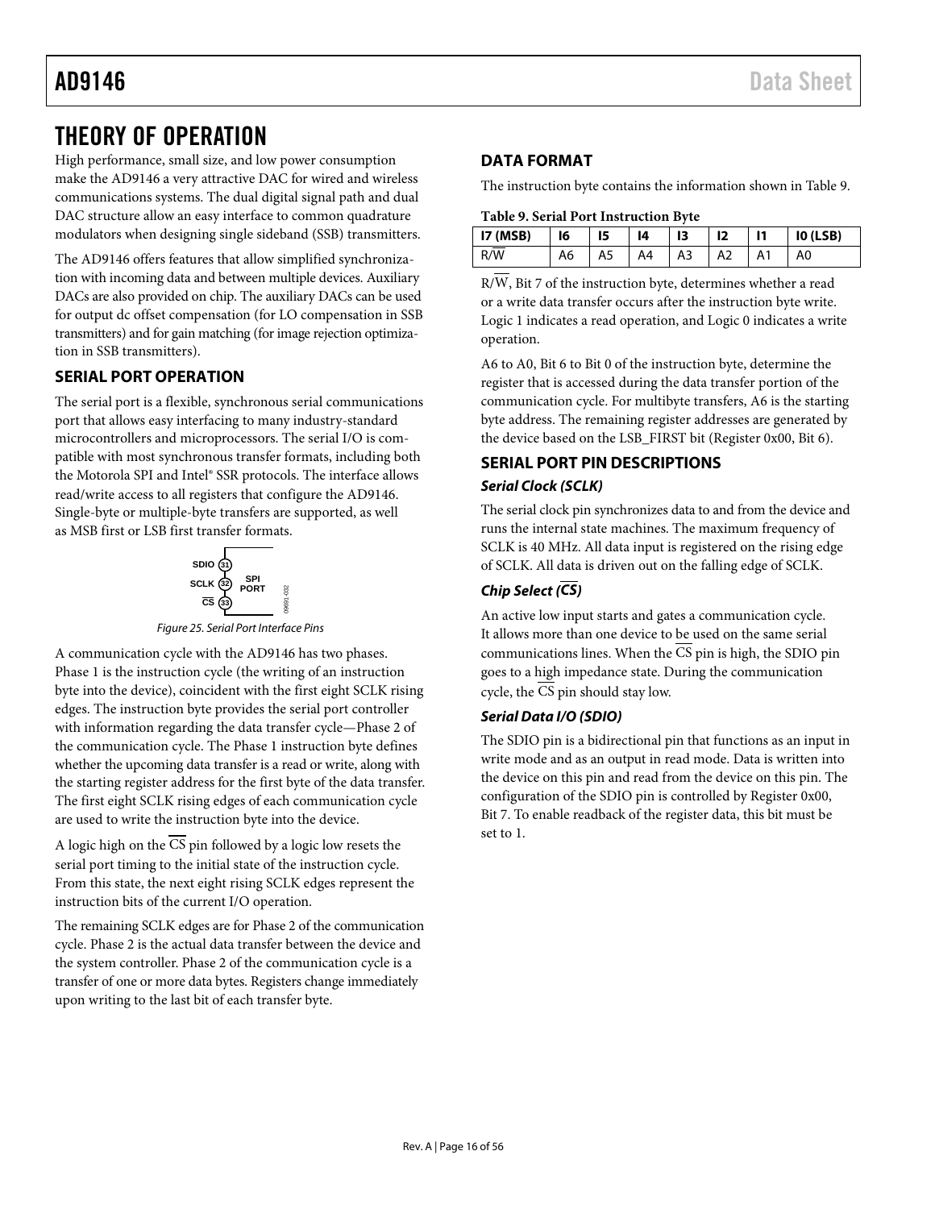# THEORY OF OPERATION

High performance, small size, and low power consumption make the AD9146 a very attractive DAC for wired and wireless communications systems. The dual digital signal path and dual DAC structure allow an easy interface to common quadrature modulators when designing single sideband (SSB) transmitters.

The AD9146 offers features that allow simplified synchronization with incoming data and between multiple devices. Auxiliary DACs are also provided on chip. The auxiliary DACs can be used for output dc offset compensation (for LO compensation in SSB transmitters) and for gain matching (for image rejection optimization in SSB transmitters).

## SERIAL PORT OPERATION

The serial port is a flexible, synchronous serial communications port that allows easy interfacing to many industry-standard microcontrollers and microprocessors. The serial I/O is compatible with most synchronous transfer formats, including both the Motorola SPI and Intel® SSR protocols. The interface allows read/write access to all registers that configure the AD9146. Single-byte or multiple-byte transfers are supported, as well as MSB first or LSB first transfer formats.

SDIO 31
SCLK 32
CS 33
SPI PORT

Figure 25. Serial Port Interface Pins

A communication cycle with the AD9146 has two phases. Phase 1 is the instruction cycle (the writing of an instruction byte into the device), coincident with the first eight SCLK rising edges. The instruction byte provides the serial port controller with information regarding the data transfer cycle—Phase 2 of the communication cycle. The Phase 1 instruction byte defines whether the upcoming data transfer is a read or write, along with the starting register address for the first byte of the data transfer. The first eight SCLK rising edges of each communication cycle are used to write the instruction byte into the device.

A logic high on the CS pin followed by a logic low resets the serial port timing to the initial state of the instruction cycle. From this state, the next eight rising SCLK edges represent the instruction bits of the current I/O operation.

The remaining SCLK edges are for Phase 2 of the communication cycle. Phase 2 is the actual data transfer between the device and the system controller. Phase 2 of the communication cycle is a transfer of one or more data bytes. Registers change immediately upon writing to the last bit of each transfer byte.

## DATA FORMAT

The instruction byte contains the information shown in Table 9.

**Table 9. Serial Port Instruction Byte**

| I7 (MSB) | I6 | I5 | I4 | I3 | I2 | I1 | I0 (LSB) |
|---|---|---|---|---|---|---|---|
| R/W | A6 | A5 | A4 | A3 | A2 | A1 | A0 |

R/W, Bit 7 of the instruction byte, determines whether a read or a write data transfer occurs after the instruction byte write. Logic 1 indicates a read operation, and Logic 0 indicates a write operation.

A6 to A0, Bit 6 to Bit 0 of the instruction byte, determine the register that is accessed during the data transfer portion of the communication cycle. For multibyte transfers, A6 is the starting byte address. The remaining register addresses are generated by the device based on the LSB_FIRST bit (Register 0x00, Bit 6).

## SERIAL PORT PIN DESCRIPTIONS

### *Serial Clock (SCLK)*

The serial clock pin synchronizes data to and from the device and runs the internal state machines. The maximum frequency of SCLK is 40 MHz. All data input is registered on the rising edge of SCLK. All data is driven out on the falling edge of SCLK.

### *Chip Select (CS)*

An active low input starts and gates a communication cycle. It allows more than one device to be used on the same serial communications lines. When the CS pin is high, the SDIO pin goes to a high impedance state. During the communication cycle, the CS pin should stay low.

### *Serial Data I/O (SDIO)*

The SDIO pin is a bidirectional pin that functions as an input in write mode and as an output in read mode. Data is written into the device on this pin and read from the device on this pin. The configuration of the SDIO pin is controlled by Register 0x00, Bit 7. To enable readback of the register data, this bit must be set to 1.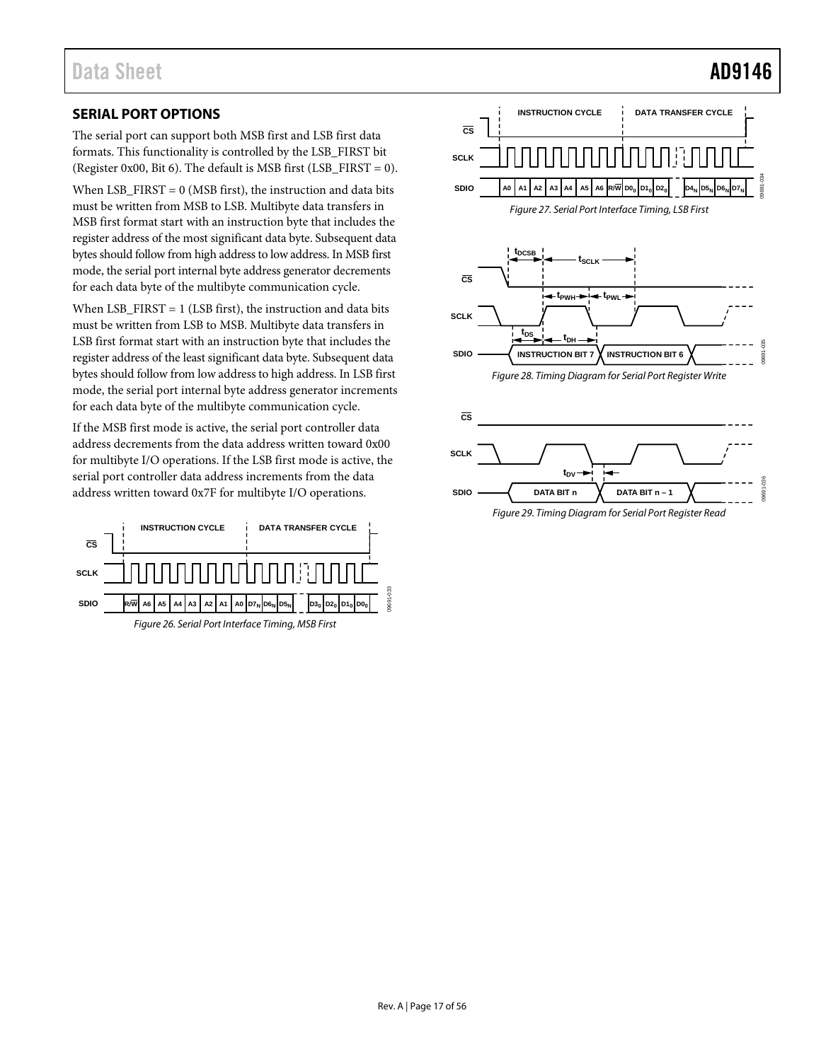## SERIAL PORT OPTIONS

The serial port can support both MSB first and LSB first data formats. This functionality is controlled by the LSB_FIRST bit (Register 0x00, Bit 6). The default is MSB first (LSB_FIRST = 0).

When LSB_FIRST = 0 (MSB first), the instruction and data bits must be written from MSB to LSB. Multibyte data transfers in MSB first format start with an instruction byte that includes the register address of the most significant data byte. Subsequent data bytes should follow from high address to low address. In MSB first mode, the serial port internal byte address generator decrements for each data byte of the multibyte communication cycle.

When LSB_FIRST = 1 (LSB first), the instruction and data bits must be written from LSB to MSB. Multibyte data transfers in LSB first format start with an instruction byte that includes the register address of the least significant data byte. Subsequent data bytes should follow from low address to high address. In LSB first mode, the serial port internal byte address generator increments for each data byte of the multibyte communication cycle.

If the MSB first mode is active, the serial port controller data address decrements from the data address written toward 0x00 for multibyte I/O operations. If the LSB first mode is active, the serial port controller data address increments from the data address written toward 0x7F for multibyte I/O operations.

*Figure 26. Serial Port Interface Timing, MSB First*

*Figure 27. Serial Port Interface Timing, LSB First*

*Figure 28. Timing Diagram for Serial Port Register Write*

*Figure 29. Timing Diagram for Serial Port Register Read*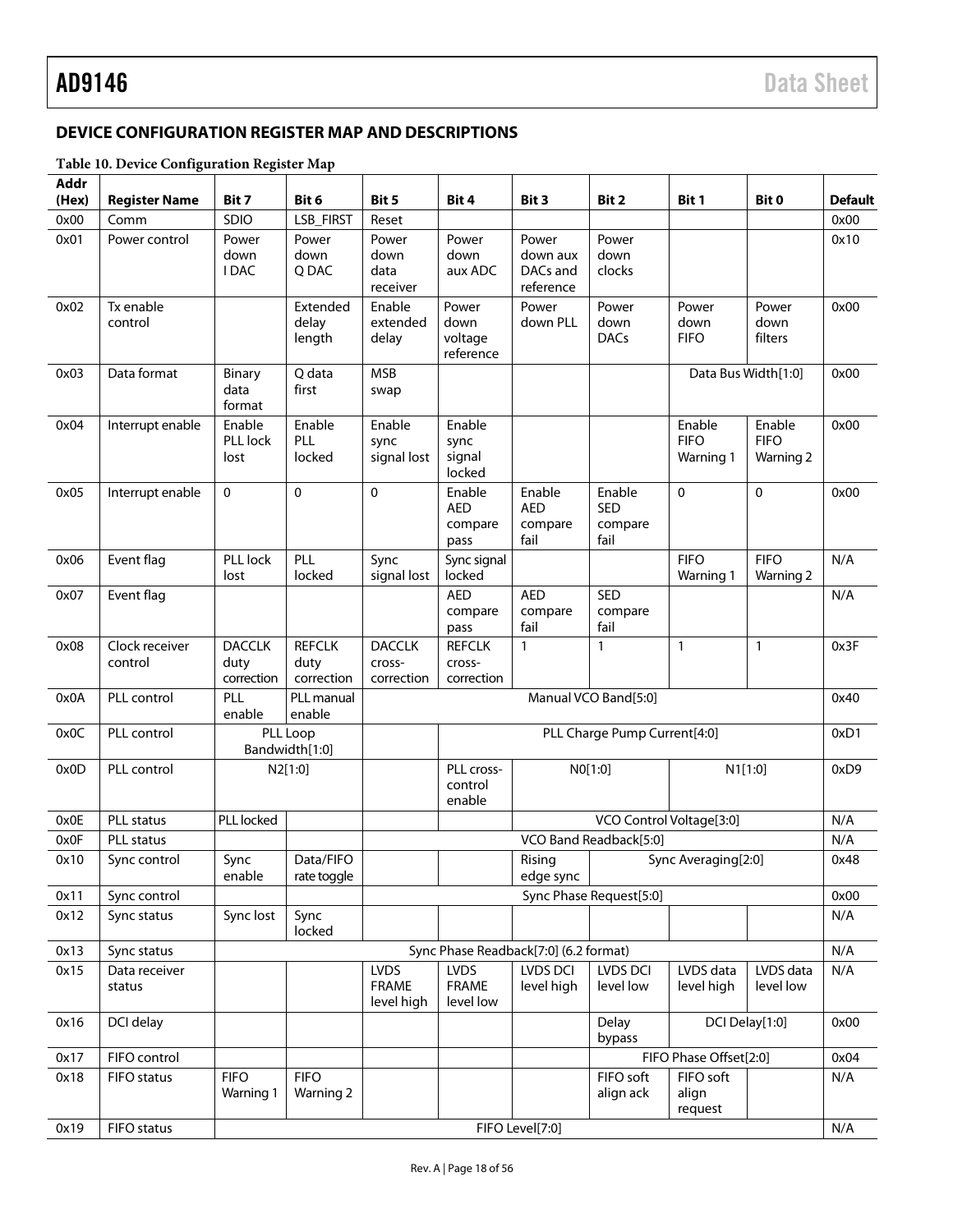## DEVICE CONFIGURATION REGISTER MAP AND DESCRIPTIONS

**Table 10. Device Configuration Register Map**

| Addr (Hex) | Register Name | Bit 7 | Bit 6 | Bit 5 | Bit 4 | Bit 3 | Bit 2 | Bit 1 | Bit 0 | Default |
|---|---|---|---|---|---|---|---|---|---|---|
| 0x00 | Comm | SDIO | LSB_FIRST | Reset | | | | | | 0x00 |
| 0x01 | Power control | Power down I DAC | Power down Q DAC | Power down data receiver | Power down aux ADC | Power down aux DACs and reference | Power down clocks | | | 0x10 |
| 0x02 | Tx enable control | | Extended delay length | Enable extended delay | Power down voltage reference | Power down PLL | Power down DACs | Power down FIFO | Power down filters | 0x00 |
| 0x03 | Data format | Binary data format | Q data first | MSB swap | | | | Data Bus Width[1:0] | | 0x00 |
| 0x04 | Interrupt enable | Enable PLL lock lost | Enable PLL locked | Enable sync signal lost | Enable sync signal locked | | | Enable FIFO Warning 1 | Enable FIFO Warning 2 | 0x00 |
| 0x05 | Interrupt enable | 0 | 0 | 0 | Enable AED compare pass | Enable AED compare fail | Enable SED compare fail | 0 | 0 | 0x00 |
| 0x06 | Event flag | PLL lock lost | PLL locked | Sync signal lost | Sync signal locked | | | FIFO Warning 1 | FIFO Warning 2 | N/A |
| 0x07 | Event flag | | | | AED compare pass | AED compare fail | SED compare fail | | | N/A |
| 0x08 | Clock receiver control | DACCLK duty correction | REFCLK duty correction | DACCLK cross-correction | REFCLK cross-correction | 1 | 1 | 1 | 1 | 0x3F |
| 0x0A | PLL control | PLL enable | PLL manual enable | Manual VCO Band[5:0] | | | | | | 0x40 |
| 0x0C | PLL control | PLL Loop Bandwidth[1:0] | | | PLL Charge Pump Current[4:0] | | | | | 0xD1 |
| 0x0D | PLL control | N2[1:0] | | | PLL cross-control enable | N0[1:0] | | N1[1:0] | | 0xD9 |
| 0x0E | PLL status | PLL locked | | | | VCO Control Voltage[3:0] | | | | N/A |
| 0x0F | PLL status | | | VCO Band Readback[5:0] | | | | | | N/A |
| 0x10 | Sync control | Sync enable | Data/FIFO rate toggle | | | Rising edge sync | Sync Averaging[2:0] | | | 0x48 |
| 0x11 | Sync control | | | Sync Phase Request[5:0] | | | | | | 0x00 |
| 0x12 | Sync status | Sync lost | Sync locked | | | | | | | N/A |
| 0x13 | Sync status | Sync Phase Readback[7:0] (6.2 format) | | | | | | | | N/A |
| 0x15 | Data receiver status | | | LVDS FRAME level high | LVDS FRAME level low | LVDS DCI level high | LVDS DCI level low | LVDS data level high | LVDS data level low | N/A |
| 0x16 | DCI delay | | | | | | Delay bypass | DCI Delay[1:0] | | 0x00 |
| 0x17 | FIFO control | | | | | | FIFO Phase Offset[2:0] | | | 0x04 |
| 0x18 | FIFO status | FIFO Warning 1 | FIFO Warning 2 | | | | FIFO soft align ack | FIFO soft align request | | N/A |
| 0x19 | FIFO status | FIFO Level[7:0] | | | | | | | | N/A |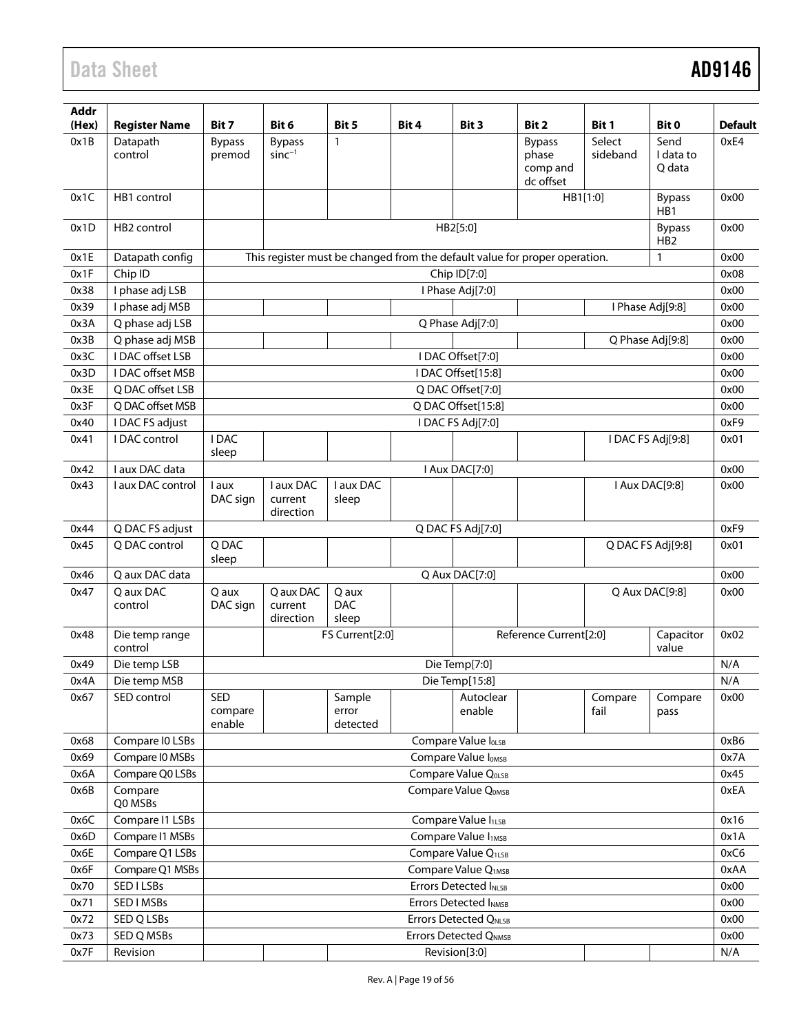| Addr (Hex) | Register Name | Bit 7 | Bit 6 | Bit 5 | Bit 4 | Bit 3 | Bit 2 | Bit 1 | Bit 0 | Default |
|---|---|---|---|---|---|---|---|---|---|---|
| 0x1B | Datapath control | Bypass premod | Bypass $sinc^{-1}$ | 1 | | | Bypass phase comp and dc offset | Select sideband | Send I data to Q data | 0xE4 |
| 0x1C | HB1 control | | | | | | HB1[1:0] | | Bypass HB1 | 0x00 |
| 0x1D | HB2 control | | HB2[5:0] | | | | | | Bypass HB2 | 0x00 |
| 0x1E | Datapath config | This register must be changed from the default value for proper operation. | | | | | | | 1 | 0x00 |
| 0x1F | Chip ID | Chip ID[7:0] | | | | | | | | 0x08 |
| 0x38 | I phase adj LSB | I Phase Adj[7:0] | | | | | | | | 0x00 |
| 0x39 | I phase adj MSB | | | | | | | I Phase Adj[9:8] | | 0x00 |
| 0x3A | Q phase adj LSB | Q Phase Adj[7:0] | | | | | | | | 0x00 |
| 0x3B | Q phase adj MSB | | | | | | | Q Phase Adj[9:8] | | 0x00 |
| 0x3C | I DAC offset LSB | I DAC Offset[7:0] | | | | | | | | 0x00 |
| 0x3D | I DAC offset MSB | I DAC Offset[15:8] | | | | | | | | 0x00 |
| 0x3E | Q DAC offset LSB | Q DAC Offset[7:0] | | | | | | | | 0x00 |
| 0x3F | Q DAC offset MSB | Q DAC Offset[15:8] | | | | | | | | 0x00 |
| 0x40 | I DAC FS adjust | I DAC FS Adj[7:0] | | | | | | | | 0xF9 |
| 0x41 | I DAC control | I DAC sleep | | | | | | I DAC FS Adj[9:8] | | 0x01 |
| 0x42 | I aux DAC data | I Aux DAC[7:0] | | | | | | | | 0x00 |
| 0x43 | I aux DAC control | I aux DAC sign | I aux DAC current direction | I aux DAC sleep | | | | I Aux DAC[9:8] | | 0x00 |
| 0x44 | Q DAC FS adjust | Q DAC FS Adj[7:0] | | | | | | | | 0xF9 |
| 0x45 | Q DAC control | Q DAC sleep | | | | | | Q DAC FS Adj[9:8] | | 0x01 |
| 0x46 | Q aux DAC data | Q Aux DAC[7:0] | | | | | | | | 0x00 |
| 0x47 | Q aux DAC control | Q aux DAC sign | Q aux DAC current direction | Q aux DAC sleep | | | | Q Aux DAC[9:8] | | 0x00 |
| 0x48 | Die temp range control | | FS Current[2:0] | | | Reference Current[2:0] | | | Capacitor value | 0x02 |
| 0x49 | Die temp LSB | Die Temp[7:0] | | | | | | | | N/A |
| 0x4A | Die temp MSB | Die Temp[15:8] | | | | | | | | N/A |
| 0x67 | SED control | SED compare enable | | Sample error detected | | Autoclear enable | | Compare fail | Compare pass | 0x00 |
| 0x68 | Compare I0 LSBs | Compare Value $I_{0LSB}$ | | | | | | | | 0xB6 |
| 0x69 | Compare I0 MSBs | Compare Value $I_{0MSB}$ | | | | | | | | 0x7A |
| 0x6A | Compare Q0 LSBs | Compare Value $Q_{0LSB}$ | | | | | | | | 0x45 |
| 0x6B | Compare Q0 MSBs | Compare Value $Q_{0MSB}$ | | | | | | | | 0xEA |
| 0x6C | Compare I1 LSBs | Compare Value $I_{1LSB}$ | | | | | | | | 0x16 |
| 0x6D | Compare I1 MSBs | Compare Value $I_{1MSB}$ | | | | | | | | 0x1A |
| 0x6E | Compare Q1 LSBs | Compare Value $Q_{1LSB}$ | | | | | | | | 0xC6 |
| 0x6F | Compare Q1 MSBs | Compare Value $Q_{1MSB}$ | | | | | | | | 0xAA |
| 0x70 | SED I LSBs | Errors Detected $I_{NLSB}$ | | | | | | | | 0x00 |
| 0x71 | SED I MSBs | Errors Detected $I_{NMSB}$ | | | | | | | | 0x00 |
| 0x72 | SED Q LSBs | Errors Detected $Q_{NLSB}$ | | | | | | | | 0x00 |
| 0x73 | SED Q MSBs | Errors Detected $Q_{NMSB}$ | | | | | | | | 0x00 |
| 0x7F | Revision | | | Revision[3:0] | | | | | | N/A |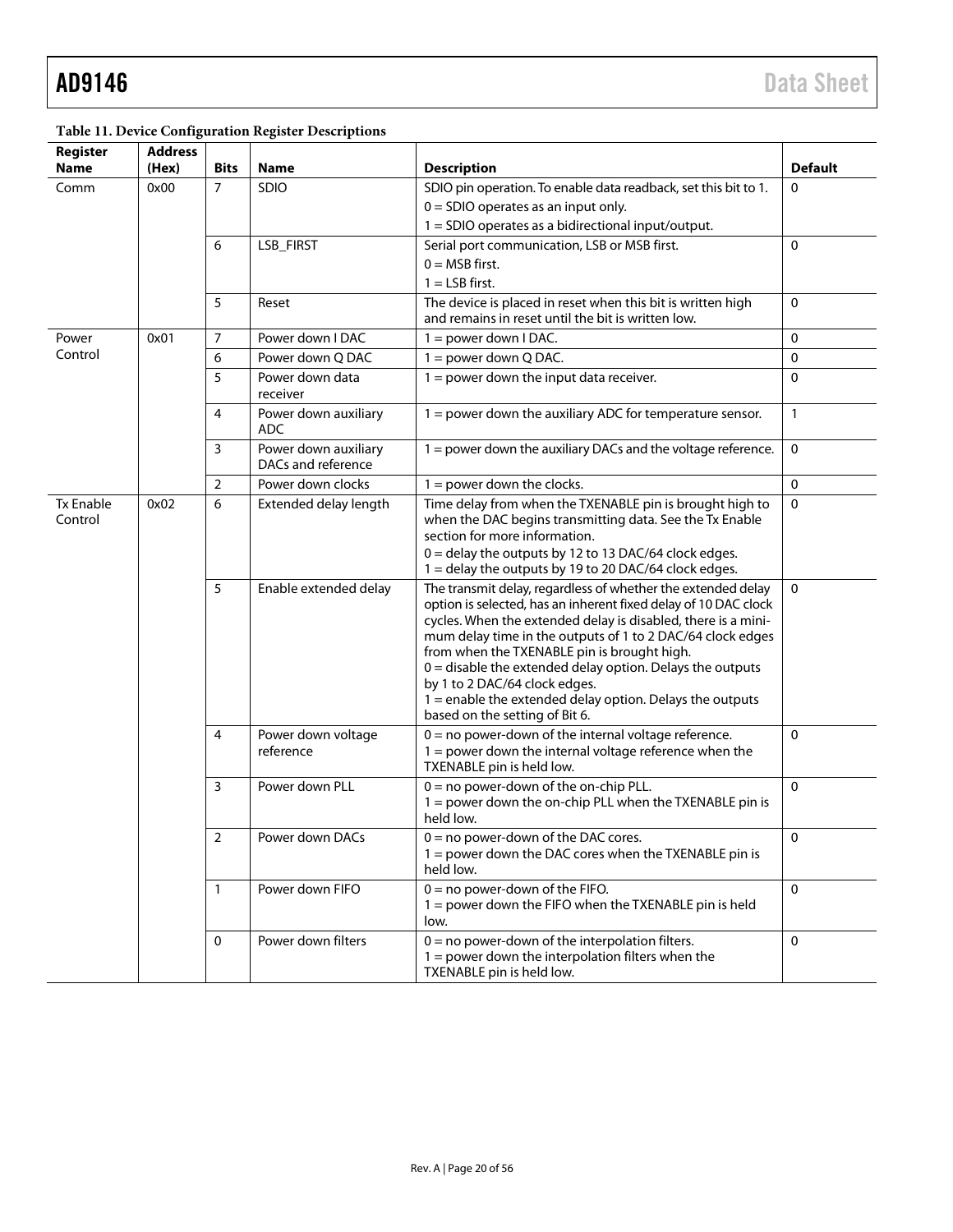**Table 11. Device Configuration Register Descriptions**

| Register Name | Address (Hex) | Bits | Name | Description | Default |
|---|---|---|---|---|---|
| Comm | 0x00 | 7 | SDIO | SDIO pin operation. To enable data readback, set this bit to 1.<br>0 = SDIO operates as an input only.<br>1 = SDIO operates as a bidirectional input/output. | 0 |
| | | 6 | LSB_FIRST | Serial port communication, LSB or MSB first.<br>0 = MSB first.<br>1 = LSB first. | 0 |
| | | 5 | Reset | The device is placed in reset when this bit is written high and remains in reset until the bit is written low. | 0 |
| Power Control | 0x01 | 7 | Power down I DAC | 1 = power down I DAC. | 0 |
| | | 6 | Power down Q DAC | 1 = power down Q DAC. | 0 |
| | | 5 | Power down data receiver | 1 = power down the input data receiver. | 0 |
| | | 4 | Power down auxiliary ADC | 1 = power down the auxiliary ADC for temperature sensor. | 1 |
| | | 3 | Power down auxiliary DACs and reference | 1 = power down the auxiliary DACs and the voltage reference. | 0 |
| | | 2 | Power down clocks | 1 = power down the clocks. | 0 |
| Tx Enable Control | 0x02 | 6 | Extended delay length | Time delay from when the TXENABLE pin is brought high to when the DAC begins transmitting data. See the Tx Enable section for more information.<br>0 = delay the outputs by 12 to 13 DAC/64 clock edges.<br>1 = delay the outputs by 19 to 20 DAC/64 clock edges. | 0 |
| | | 5 | Enable extended delay | The transmit delay, regardless of whether the extended delay option is selected, has an inherent fixed delay of 10 DAC clock cycles. When the extended delay is disabled, there is a minimum delay time in the outputs of 1 to 2 DAC/64 clock edges from when the TXENABLE pin is brought high.<br>0 = disable the extended delay option. Delays the outputs by 1 to 2 DAC/64 clock edges.<br>1 = enable the extended delay option. Delays the outputs based on the setting of Bit 6. | 0 |
| | | 4 | Power down voltage reference | 0 = no power-down of the internal voltage reference.<br>1 = power down the internal voltage reference when the TXENABLE pin is held low. | 0 |
| | | 3 | Power down PLL | 0 = no power-down of the on-chip PLL.<br>1 = power down the on-chip PLL when the TXENABLE pin is held low. | 0 |
| | | 2 | Power down DACs | 0 = no power-down of the DAC cores.<br>1 = power down the DAC cores when the TXENABLE pin is held low. | 0 |
| | | 1 | Power down FIFO | 0 = no power-down of the FIFO.<br>1 = power down the FIFO when the TXENABLE pin is held low. | 0 |
| | | 0 | Power down filters | 0 = no power-down of the interpolation filters.<br>1 = power down the interpolation filters when the TXENABLE pin is held low. | 0 |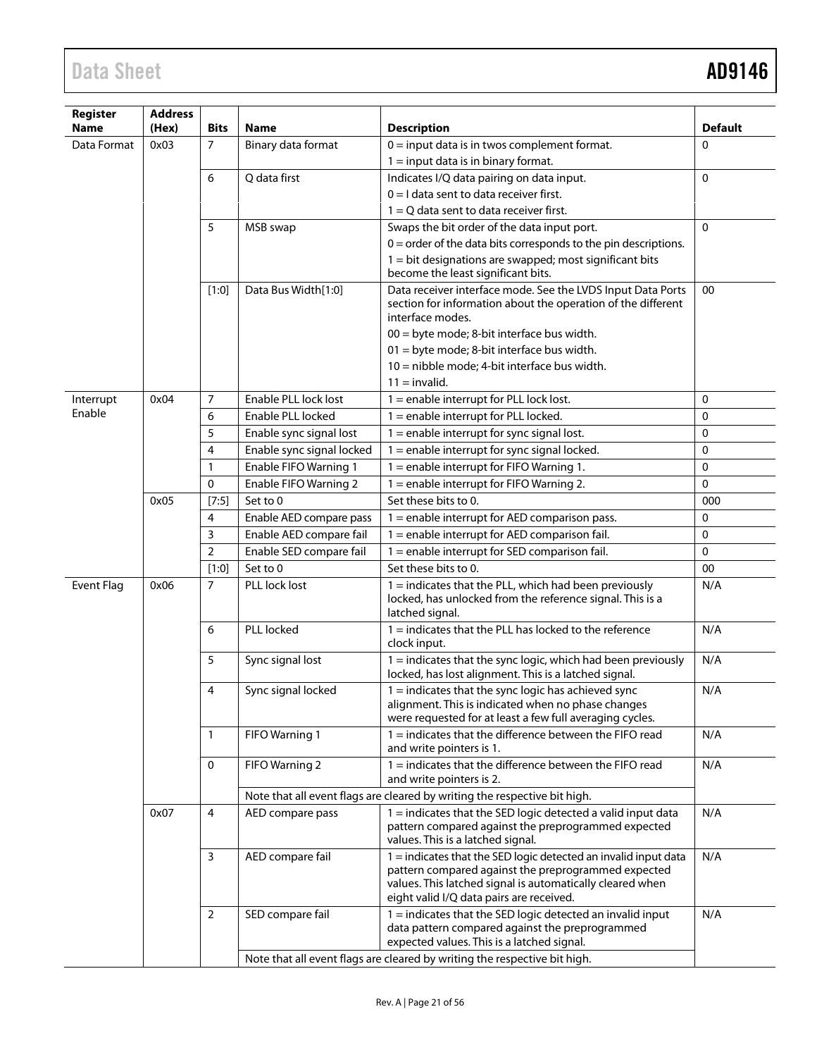| Register Name | Address (Hex) | Bits | Name | Description | Default |
|---|---|---|---|---|---|
| Data Format | 0x03 | 7 | Binary data format | 0 = input data is in twos complement format.<br>1 = input data is in binary format. | 0 |
| | | 6 | Q data first | Indicates I/Q data pairing on data input.<br>0 = I data sent to data receiver first.<br>1 = Q data sent to data receiver first. | 0 |
| | | 5 | MSB swap | Swaps the bit order of the data input port.<br>0 = order of the data bits corresponds to the pin descriptions.<br>1 = bit designations are swapped; most significant bits become the least significant bits. | 0 |
| | | [1:0] | Data Bus Width[1:0] | Data receiver interface mode. See the LVDS Input Data Ports section for information about the operation of the different interface modes.<br>00 = byte mode; 8-bit interface bus width.<br>01 = byte mode; 8-bit interface bus width.<br>10 = nibble mode; 4-bit interface bus width.<br>11 = invalid. | 00 |
| Interrupt Enable | 0x04 | 7 | Enable PLL lock lost | 1 = enable interrupt for PLL lock lost. | 0 |
| | | 6 | Enable PLL locked | 1 = enable interrupt for PLL locked. | 0 |
| | | 5 | Enable sync signal lost | 1 = enable interrupt for sync signal lost. | 0 |
| | | 4 | Enable sync signal locked | 1 = enable interrupt for sync signal locked. | 0 |
| | | 1 | Enable FIFO Warning 1 | 1 = enable interrupt for FIFO Warning 1. | 0 |
| | | 0 | Enable FIFO Warning 2 | 1 = enable interrupt for FIFO Warning 2. | 0 |
| | 0x05 | [7:5] | Set to 0 | Set these bits to 0. | 000 |
| | | 4 | Enable AED compare pass | 1 = enable interrupt for AED comparison pass. | 0 |
| | | 3 | Enable AED compare fail | 1 = enable interrupt for AED comparison fail. | 0 |
| | | 2 | Enable SED compare fail | 1 = enable interrupt for SED comparison fail. | 0 |
| | | [1:0] | Set to 0 | Set these bits to 0. | 00 |
| Event Flag | 0x06 | 7 | PLL lock lost | 1 = indicates that the PLL, which had been previously locked, has unlocked from the reference signal. This is a latched signal. | N/A |
| | | 6 | PLL locked | 1 = indicates that the PLL has locked to the reference clock input. | N/A |
| | | 5 | Sync signal lost | 1 = indicates that the sync logic, which had been previously locked, has lost alignment. This is a latched signal. | N/A |
| | | 4 | Sync signal locked | 1 = indicates that the sync logic has achieved sync alignment. This is indicated when no phase changes were requested for at least a few full averaging cycles. | N/A |
| | | 1 | FIFO Warning 1 | 1 = indicates that the difference between the FIFO read and write pointers is 1. | N/A |
| | | 0 | FIFO Warning 2 | 1 = indicates that the difference between the FIFO read and write pointers is 2. | N/A |
| | | | Note that all event flags are cleared by writing the respective bit high. | | |
| | 0x07 | 4 | AED compare pass | 1 = indicates that the SED logic detected a valid input data pattern compared against the preprogrammed expected values. This is a latched signal. | N/A |
| | | 3 | AED compare fail | 1 = indicates that the SED logic detected an invalid input data pattern compared against the preprogrammed expected values. This latched signal is automatically cleared when eight valid I/Q data pairs are received. | N/A |
| | | 2 | SED compare fail | 1 = indicates that the SED logic detected an invalid input data pattern compared against the preprogrammed expected values. This is a latched signal. | N/A |
| | | | Note that all event flags are cleared by writing the respective bit high. | | |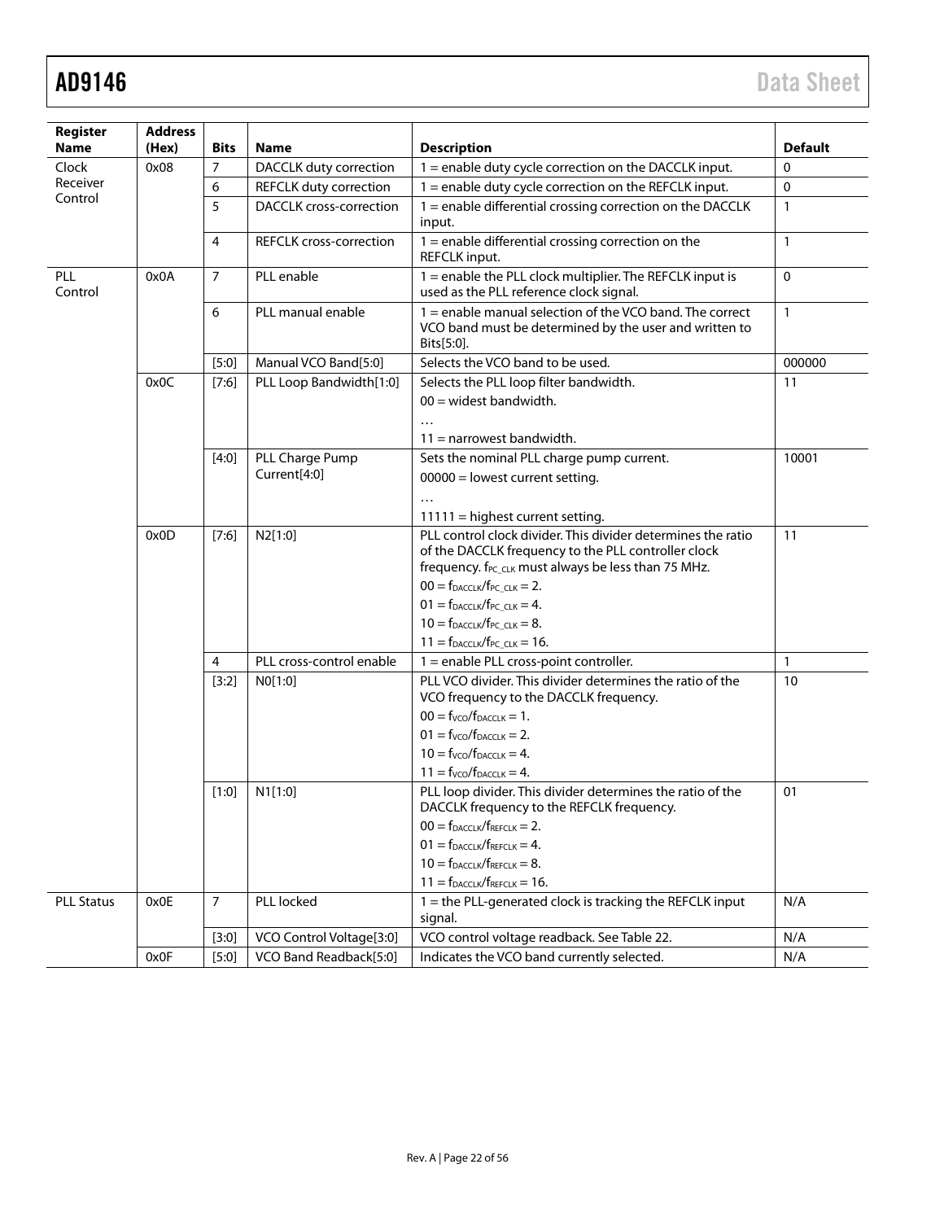| Register Name | Address (Hex) | Bits | Name | Description | Default |
|---|---|---|---|---|---|
| Clock Receiver Control | 0x08 | 7 | DACCLK duty correction | 1 = enable duty cycle correction on the DACCLK input. | 0 |
| | | 6 | REFCLK duty correction | 1 = enable duty cycle correction on the REFCLK input. | 0 |
| | | 5 | DACCLK cross-correction | 1 = enable differential crossing correction on the DACCLK input. | 1 |
| | | 4 | REFCLK cross-correction | 1 = enable differential crossing correction on the REFCLK input. | 1 |
| PLL Control | 0x0A | 7 | PLL enable | 1 = enable the PLL clock multiplier. The REFCLK input is used as the PLL reference clock signal. | 0 |
| | | 6 | PLL manual enable | 1 = enable manual selection of the VCO band. The correct VCO band must be determined by the user and written to Bits[5:0]. | 1 |
| | | [5:0] | Manual VCO Band[5:0] | Selects the VCO band to be used. | 000000 |
| | 0x0C | [7:6] | PLL Loop Bandwidth[1:0] | Selects the PLL loop filter bandwidth.<br>00 = widest bandwidth.<br>…<br>11 = narrowest bandwidth. | 11 |
| | | [4:0] | PLL Charge Pump Current[4:0] | Sets the nominal PLL charge pump current.<br>00000 = lowest current setting.<br>…<br>11111 = highest current setting. | 10001 |
| | 0x0D | [7:6] | N2[1:0] | PLL control clock divider. This divider determines the ratio of the DACCLK frequency to the PLL controller clock frequency. $f_{PC\_CLK}$ must always be less than 75 MHz.<br>00 = $f_{DACCLK}/f_{PC\_CLK} = 2$.<br>01 = $f_{DACCLK}/f_{PC\_CLK} = 4$.<br>10 = $f_{DACCLK}/f_{PC\_CLK} = 8$.<br>11 = $f_{DACCLK}/f_{PC\_CLK} = 16$. | 11 |
| | | 4 | PLL cross-control enable | 1 = enable PLL cross-point controller. | 1 |
| | | [3:2] | N0[1:0] | PLL VCO divider. This divider determines the ratio of the VCO frequency to the DACCLK frequency.<br>00 = $f_{VCO}/f_{DACCLK} = 1$.<br>01 = $f_{VCO}/f_{DACCLK} = 2$.<br>10 = $f_{VCO}/f_{DACCLK} = 4$.<br>11 = $f_{VCO}/f_{DACCLK} = 4$. | 10 |
| | | [1:0] | N1[1:0] | PLL loop divider. This divider determines the ratio of the DACCLK frequency to the REFCLK frequency.<br>00 = $f_{DACCLK}/f_{REFCLK} = 2$.<br>01 = $f_{DACCLK}/f_{REFCLK} = 4$.<br>10 = $f_{DACCLK}/f_{REFCLK} = 8$.<br>11 = $f_{DACCLK}/f_{REFCLK} = 16$. | 01 |
| PLL Status | 0x0E | 7 | PLL locked | 1 = the PLL-generated clock is tracking the REFCLK input signal. | N/A |
| | | [3:0] | VCO Control Voltage[3:0] | VCO control voltage readback. See Table 22. | N/A |
| | 0x0F | [5:0] | VCO Band Readback[5:0] | Indicates the VCO band currently selected. | N/A |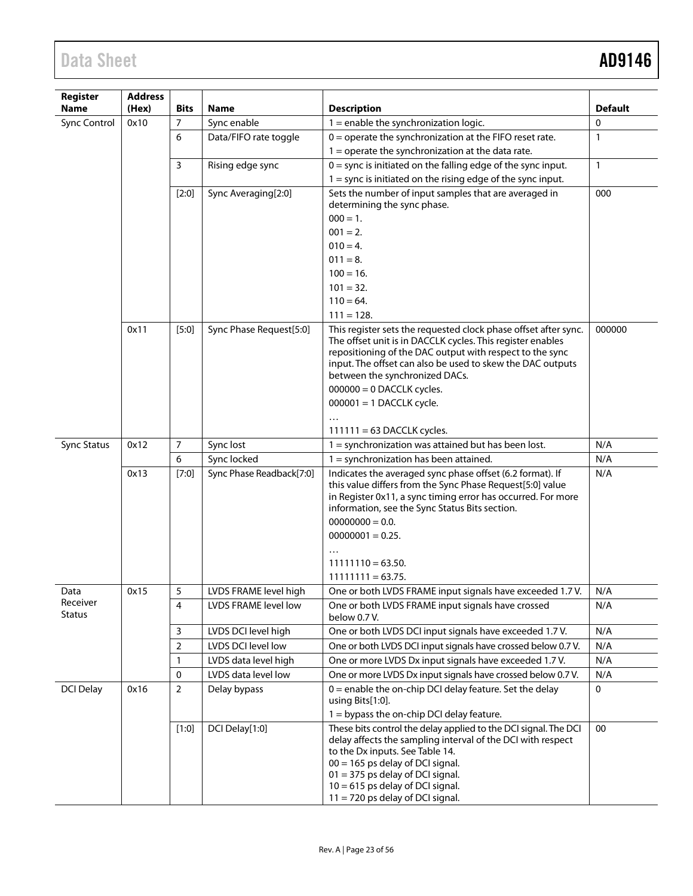| Register Name | Address (Hex) | Bits | Name | Description | Default |
|---|---|---|---|---|---|
| Sync Control | 0x10 | 7 | Sync enable | 1 = enable the synchronization logic. | 0 |
| | | 6 | Data/FIFO rate toggle | 0 = operate the synchronization at the FIFO reset rate.<br>1 = operate the synchronization at the data rate. | 1 |
| | | 3 | Rising edge sync | 0 = sync is initiated on the falling edge of the sync input.<br>1 = sync is initiated on the rising edge of the sync input. | 1 |
| | | [2:0] | Sync Averaging[2:0] | Sets the number of input samples that are averaged in determining the sync phase.<br>000 = 1.<br>001 = 2.<br>010 = 4.<br>011 = 8.<br>100 = 16.<br>101 = 32.<br>110 = 64.<br>111 = 128. | 000 |
| | 0x11 | [5:0] | Sync Phase Request[5:0] | This register sets the requested clock phase offset after sync. The offset unit is in DACCLK cycles. This register enables repositioning of the DAC output with respect to the sync input. The offset can also be used to skew the DAC outputs between the synchronized DACs.<br>000000 = 0 DACCLK cycles.<br>000001 = 1 DACCLK cycle.<br>…<br>111111 = 63 DACCLK cycles. | 000000 |
| Sync Status | 0x12 | 7 | Sync lost | 1 = synchronization was attained but has been lost. | N/A |
| | | 6 | Sync locked | 1 = synchronization has been attained. | N/A |
| | 0x13 | [7:0] | Sync Phase Readback[7:0] | Indicates the averaged sync phase offset (6.2 format). If this value differs from the Sync Phase Request[5:0] value in Register 0x11, a sync timing error has occurred. For more information, see the Sync Status Bits section.<br>00000000 = 0.0.<br>00000001 = 0.25.<br>…<br>11111110 = 63.50.<br>11111111 = 63.75. | N/A |
| Data Receiver Status | 0x15 | 5 | LVDS FRAME level high | One or both LVDS FRAME input signals have exceeded 1.7 V. | N/A |
| | | 4 | LVDS FRAME level low | One or both LVDS FRAME input signals have crossed below 0.7 V. | N/A |
| | | 3 | LVDS DCI level high | One or both LVDS DCI input signals have exceeded 1.7 V. | N/A |
| | | 2 | LVDS DCI level low | One or both LVDS DCI input signals have crossed below 0.7 V. | N/A |
| | | 1 | LVDS data level high | One or more LVDS Dx input signals have exceeded 1.7 V. | N/A |
| | | 0 | LVDS data level low | One or more LVDS Dx input signals have crossed below 0.7 V. | N/A |
| DCI Delay | 0x16 | 2 | Delay bypass | 0 = enable the on-chip DCI delay feature. Set the delay using Bits[1:0].<br>1 = bypass the on-chip DCI delay feature. | 0 |
| | | [1:0] | DCI Delay[1:0] | These bits control the delay applied to the DCI signal. The DCI delay affects the sampling interval of the DCI with respect to the Dx inputs. See Table 14.<br>00 = 165 ps delay of DCI signal.<br>01 = 375 ps delay of DCI signal.<br>10 = 615 ps delay of DCI signal.<br>11 = 720 ps delay of DCI signal. | 00 |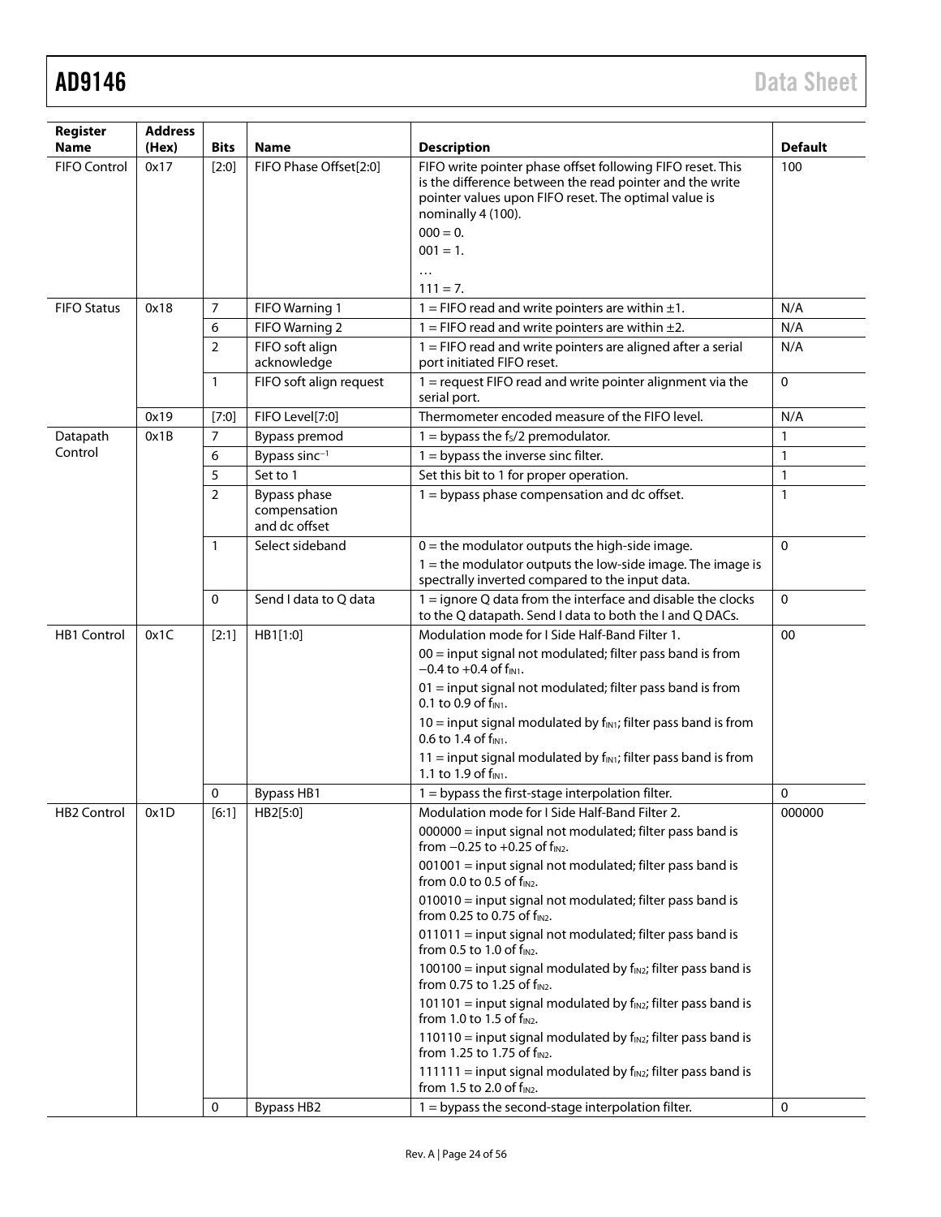| Register Name | Address (Hex) | Bits | Name | Description | Default |
|---|---|---|---|---|---|
| FIFO Control | 0x17 | [2:0] | FIFO Phase Offset[2:0] | FIFO write pointer phase offset following FIFO reset. This is the difference between the read pointer and the write pointer values upon FIFO reset. The optimal value is nominally 4 (100).<br>000 = 0.<br>001 = 1.<br>…<br>111 = 7. | 100 |
| FIFO Status | 0x18 | 7 | FIFO Warning 1 | 1 = FIFO read and write pointers are within ±1. | N/A |
| | | 6 | FIFO Warning 2 | 1 = FIFO read and write pointers are within ±2. | N/A |
| | | 2 | FIFO soft align acknowledge | 1 = FIFO read and write pointers are aligned after a serial port initiated FIFO reset. | N/A |
| | | 1 | FIFO soft align request | 1 = request FIFO read and write pointer alignment via the serial port. | 0 |
| | 0x19 | [7:0] | FIFO Level[7:0] | Thermometer encoded measure of the FIFO level. | N/A |
| Datapath Control | 0x1B | 7 | Bypass premod | 1 = bypass the $f_S/2$ premodulator. | 1 |
| | | 6 | Bypass sinc$^{-1}$ | 1 = bypass the inverse sinc filter. | 1 |
| | | 5 | Set to 1 | Set this bit to 1 for proper operation. | 1 |
| | | 2 | Bypass phase compensation and dc offset | 1 = bypass phase compensation and dc offset. | 1 |
| | | 1 | Select sideband | 0 = the modulator outputs the high-side image.<br>1 = the modulator outputs the low-side image. The image is spectrally inverted compared to the input data. | 0 |
| | | 0 | Send I data to Q data | 1 = ignore Q data from the interface and disable the clocks to the Q datapath. Send I data to both the I and Q DACs. | 0 |
| HB1 Control | 0x1C | [2:1] | HB1[1:0] | Modulation mode for I Side Half-Band Filter 1.<br>00 = input signal not modulated; filter pass band is from −0.4 to +0.4 of $f_{IN1}$.<br>01 = input signal not modulated; filter pass band is from 0.1 to 0.9 of $f_{IN1}$.<br>10 = input signal modulated by $f_{IN1}$; filter pass band is from 0.6 to 1.4 of $f_{IN1}$.<br>11 = input signal modulated by $f_{IN1}$; filter pass band is from 1.1 to 1.9 of $f_{IN1}$. | 00 |
| | | 0 | Bypass HB1 | 1 = bypass the first-stage interpolation filter. | 0 |
| HB2 Control | 0x1D | [6:1] | HB2[5:0] | Modulation mode for I Side Half-Band Filter 2.<br>000000 = input signal not modulated; filter pass band is from −0.25 to +0.25 of $f_{IN2}$.<br>001001 = input signal not modulated; filter pass band is from 0.0 to 0.5 of $f_{IN2}$.<br>010010 = input signal not modulated; filter pass band is from 0.25 to 0.75 of $f_{IN2}$.<br>011011 = input signal not modulated; filter pass band is from 0.5 to 1.0 of $f_{IN2}$.<br>100100 = input signal modulated by $f_{IN2}$; filter pass band is from 0.75 to 1.25 of $f_{IN2}$.<br>101101 = input signal modulated by $f_{IN2}$; filter pass band is from 1.0 to 1.5 of $f_{IN2}$.<br>110110 = input signal modulated by $f_{IN2}$; filter pass band is from 1.25 to 1.75 of $f_{IN2}$.<br>111111 = input signal modulated by $f_{IN2}$; filter pass band is from 1.5 to 2.0 of $f_{IN2}$. | 000000 |
| | | 0 | Bypass HB2 | 1 = bypass the second-stage interpolation filter. | 0 |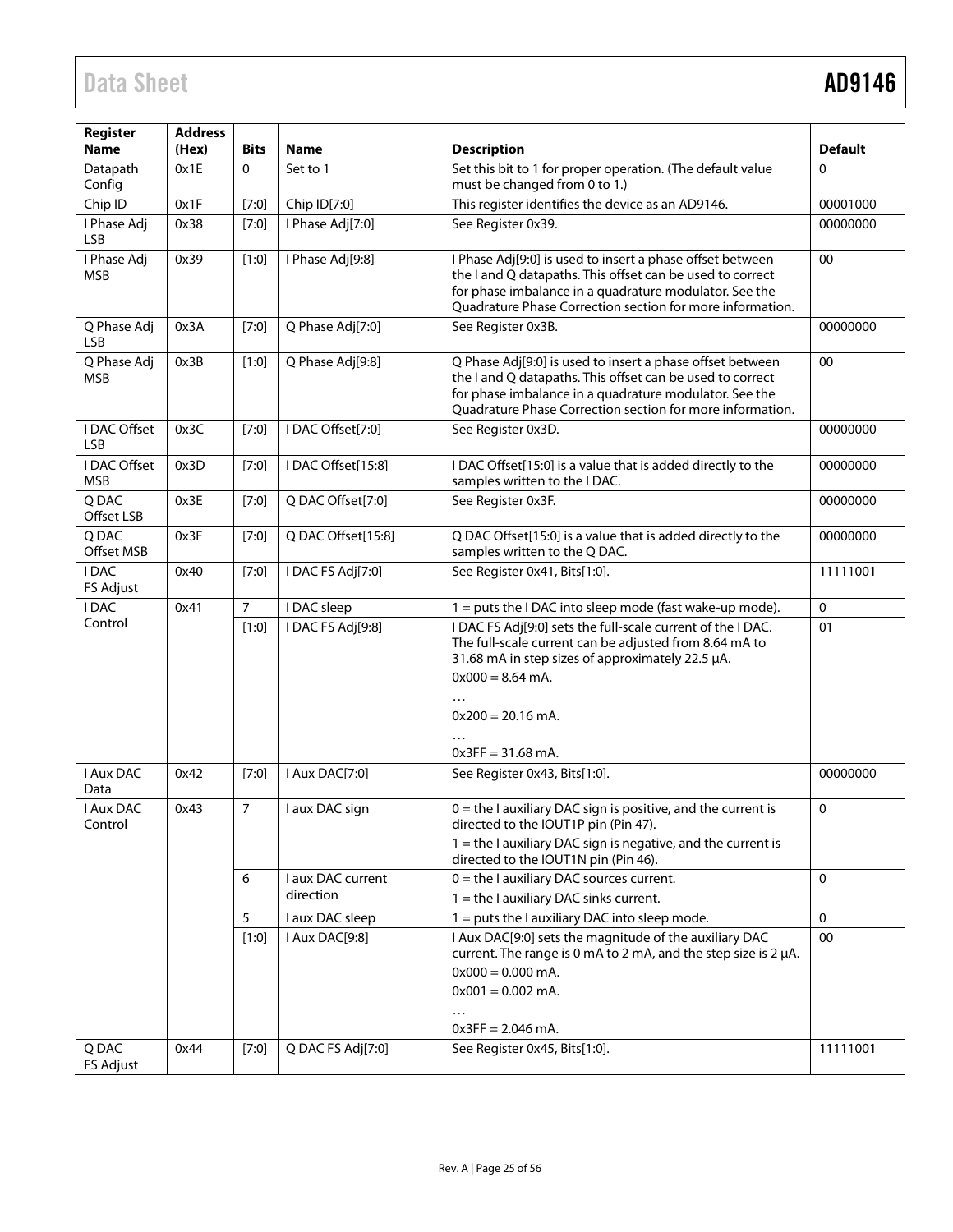| Register Name | Address (Hex) | Bits | Name | Description | Default |
|---|---|---|---|---|---|
| Datapath Config | 0x1E | 0 | Set to 1 | Set this bit to 1 for proper operation. (The default value must be changed from 0 to 1.) | 0 |
| Chip ID | 0x1F | [7:0] | Chip ID[7:0] | This register identifies the device as an AD9146. | 00001000 |
| I Phase Adj LSB | 0x38 | [7:0] | I Phase Adj[7:0] | See Register 0x39. | 00000000 |
| I Phase Adj MSB | 0x39 | [1:0] | I Phase Adj[9:8] | I Phase Adj[9:0] is used to insert a phase offset between the I and Q datapaths. This offset can be used to correct for phase imbalance in a quadrature modulator. See the Quadrature Phase Correction section for more information. | 00 |
| Q Phase Adj LSB | 0x3A | [7:0] | Q Phase Adj[7:0] | See Register 0x3B. | 00000000 |
| Q Phase Adj MSB | 0x3B | [1:0] | Q Phase Adj[9:8] | Q Phase Adj[9:0] is used to insert a phase offset between the I and Q datapaths. This offset can be used to correct for phase imbalance in a quadrature modulator. See the Quadrature Phase Correction section for more information. | 00 |
| I DAC Offset LSB | 0x3C | [7:0] | I DAC Offset[7:0] | See Register 0x3D. | 00000000 |
| I DAC Offset MSB | 0x3D | [7:0] | I DAC Offset[15:8] | I DAC Offset[15:0] is a value that is added directly to the samples written to the I DAC. | 00000000 |
| Q DAC Offset LSB | 0x3E | [7:0] | Q DAC Offset[7:0] | See Register 0x3F. | 00000000 |
| Q DAC Offset MSB | 0x3F | [7:0] | Q DAC Offset[15:8] | Q DAC Offset[15:0] is a value that is added directly to the samples written to the Q DAC. | 00000000 |
| I DAC FS Adjust | 0x40 | [7:0] | I DAC FS Adj[7:0] | See Register 0x41, Bits[1:0]. | 11111001 |
| I DAC Control | 0x41 | 7 | I DAC sleep | 1 = puts the I DAC into sleep mode (fast wake-up mode). | 0 |
| | | [1:0] | I DAC FS Adj[9:8] | I DAC FS Adj[9:0] sets the full-scale current of the I DAC. The full-scale current can be adjusted from 8.64 mA to 31.68 mA in step sizes of approximately 22.5 µA.<br>0x000 = 8.64 mA.<br>…<br>0x200 = 20.16 mA.<br>…<br>0x3FF = 31.68 mA. | 01 |
| I Aux DAC Data | 0x42 | [7:0] | I Aux DAC[7:0] | See Register 0x43, Bits[1:0]. | 00000000 |
| I Aux DAC Control | 0x43 | 7 | I aux DAC sign | 0 = the I auxiliary DAC sign is positive, and the current is directed to the IOUT1P pin (Pin 47).<br>1 = the I auxiliary DAC sign is negative, and the current is directed to the IOUT1N pin (Pin 46). | 0 |
| | | 6 | I aux DAC current direction | 0 = the I auxiliary DAC sources current.<br>1 = the I auxiliary DAC sinks current. | 0 |
| | | 5 | I aux DAC sleep | 1 = puts the I auxiliary DAC into sleep mode. | 0 |
| | | [1:0] | I Aux DAC[9:8] | I Aux DAC[9:0] sets the magnitude of the auxiliary DAC current. The range is 0 mA to 2 mA, and the step size is 2 µA.<br>0x000 = 0.000 mA.<br>0x001 = 0.002 mA.<br>…<br>0x3FF = 2.046 mA. | 00 |
| Q DAC FS Adjust | 0x44 | [7:0] | Q DAC FS Adj[7:0] | See Register 0x45, Bits[1:0]. | 11111001 |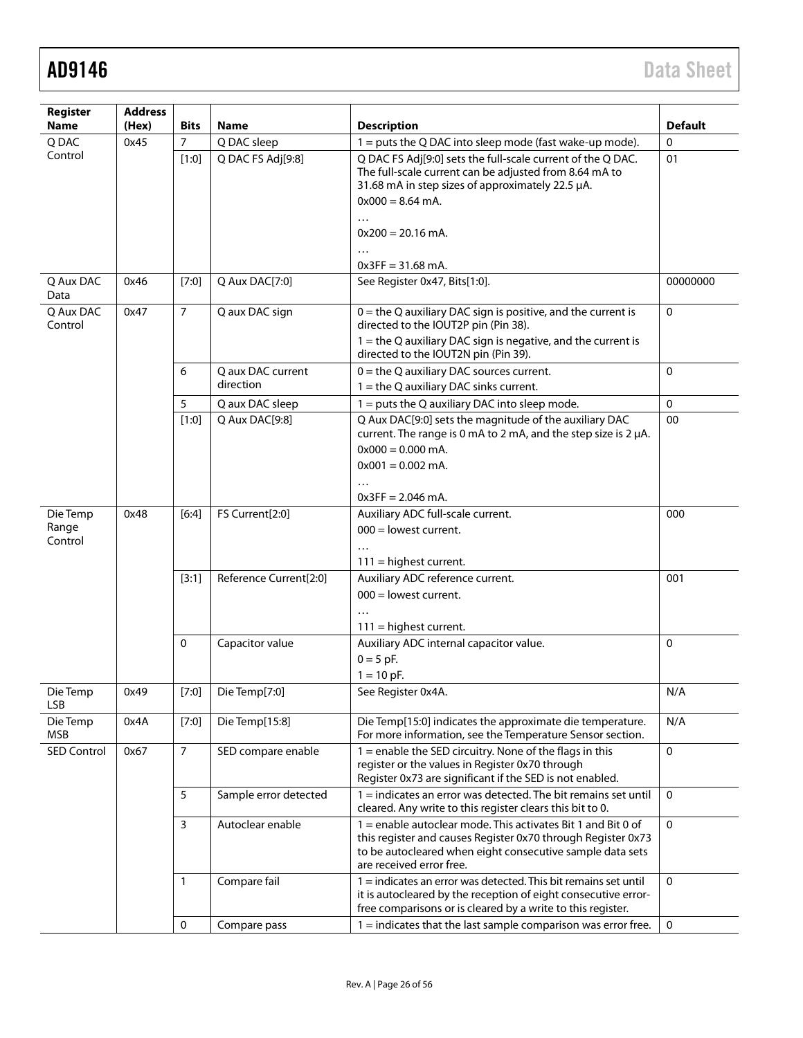| Register Name | Address (Hex) | Bits | Name | Description | Default |
|---|---|---|---|---|---|
| Q DAC Control | 0x45 | 7 | Q DAC sleep | 1 = puts the Q DAC into sleep mode (fast wake-up mode). | 0 |
| | | [1:0] | Q DAC FS Adj[9:8] | Q DAC FS Adj[9:0] sets the full-scale current of the Q DAC. The full-scale current can be adjusted from 8.64 mA to 31.68 mA in step sizes of approximately 22.5 µA.<br>0x000 = 8.64 mA.<br>…<br>0x200 = 20.16 mA.<br>…<br>0x3FF = 31.68 mA. | 01 |
| Q Aux DAC Data | 0x46 | [7:0] | Q Aux DAC[7:0] | See Register 0x47, Bits[1:0]. | 00000000 |
| Q Aux DAC Control | 0x47 | 7 | Q aux DAC sign | 0 = the Q auxiliary DAC sign is positive, and the current is directed to the IOUT2P pin (Pin 38).<br>1 = the Q auxiliary DAC sign is negative, and the current is directed to the IOUT2N pin (Pin 39). | 0 |
| | | 6 | Q aux DAC current direction | 0 = the Q auxiliary DAC sources current.<br>1 = the Q auxiliary DAC sinks current. | 0 |
| | | 5 | Q aux DAC sleep | 1 = puts the Q auxiliary DAC into sleep mode. | 0 |
| | | [1:0] | Q Aux DAC[9:8] | Q Aux DAC[9:0] sets the magnitude of the auxiliary DAC current. The range is 0 mA to 2 mA, and the step size is 2 µA.<br>0x000 = 0.000 mA.<br>0x001 = 0.002 mA.<br>…<br>0x3FF = 2.046 mA. | 00 |
| Die Temp Range Control | 0x48 | [6:4] | FS Current[2:0] | Auxiliary ADC full-scale current.<br>000 = lowest current.<br>…<br>111 = highest current. | 000 |
| | | [3:1] | Reference Current[2:0] | Auxiliary ADC reference current.<br>000 = lowest current.<br>…<br>111 = highest current. | 001 |
| | | 0 | Capacitor value | Auxiliary ADC internal capacitor value.<br>0 = 5 pF.<br>1 = 10 pF. | 0 |
| Die Temp LSB | 0x49 | [7:0] | Die Temp[7:0] | See Register 0x4A. | N/A |
| Die Temp MSB | 0x4A | [7:0] | Die Temp[15:8] | Die Temp[15:0] indicates the approximate die temperature. For more information, see the Temperature Sensor section. | N/A |
| SED Control | 0x67 | 7 | SED compare enable | 1 = enable the SED circuitry. None of the flags in this register or the values in Register 0x70 through Register 0x73 are significant if the SED is not enabled. | 0 |
| | | 5 | Sample error detected | 1 = indicates an error was detected. The bit remains set until cleared. Any write to this register clears this bit to 0. | 0 |
| | | 3 | Autoclear enable | 1 = enable autoclear mode. This activates Bit 1 and Bit 0 of this register and causes Register 0x70 through Register 0x73 to be autocleared when eight consecutive sample data sets are received error free. | 0 |
| | | 1 | Compare fail | 1 = indicates an error was detected. This bit remains set until it is autocleared by the reception of eight consecutive error-free comparisons or is cleared by a write to this register. | 0 |
| | | 0 | Compare pass | 1 = indicates that the last sample comparison was error free. | 0 |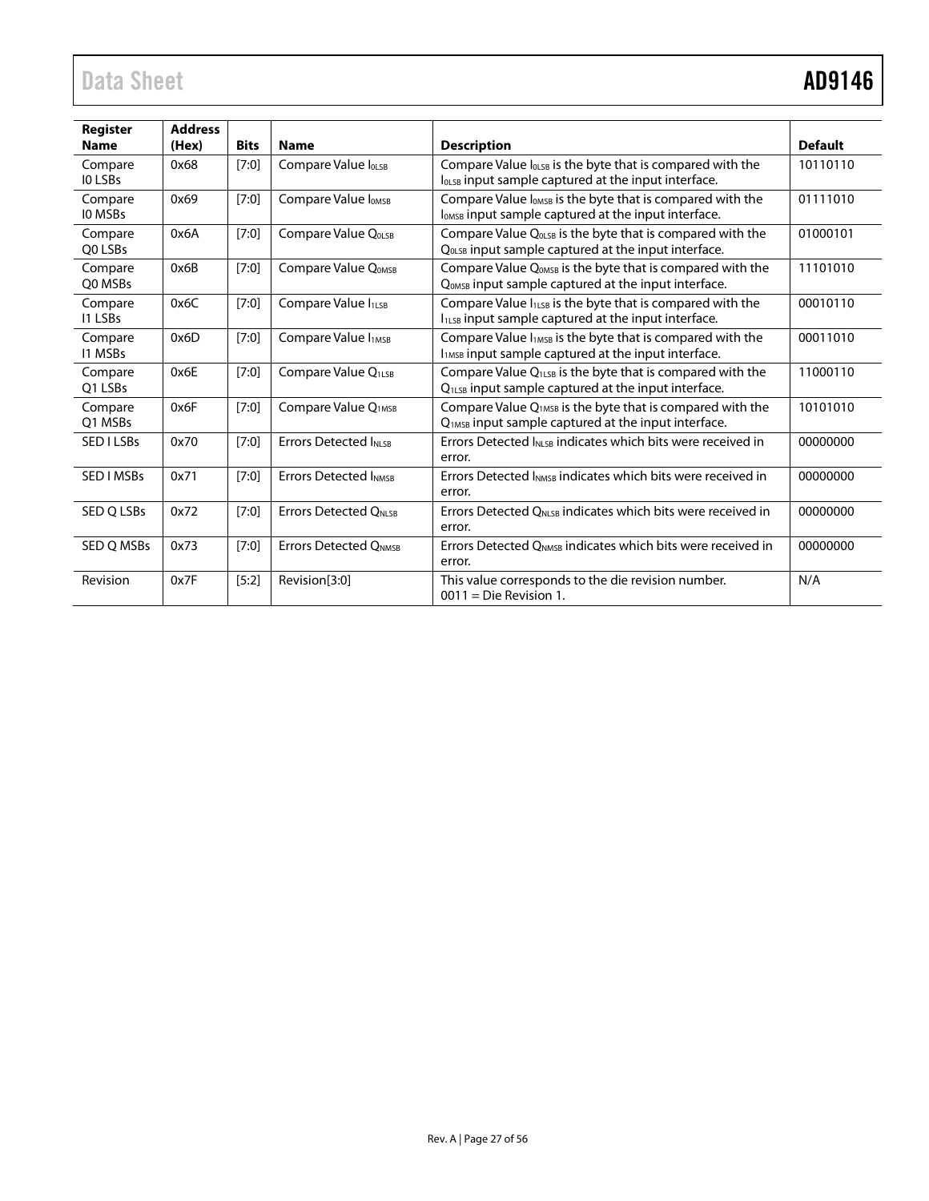| Register Name | Address (Hex) | Bits | Name | Description | Default |
|---|---|---|---|---|---|
| Compare I0 LSBs | 0x68 | [7:0] | Compare Value $I_{0LSB}$ | Compare Value $I_{0LSB}$ is the byte that is compared with the $I_{0LSB}$ input sample captured at the input interface. | 10110110 |
| Compare I0 MSBs | 0x69 | [7:0] | Compare Value $I_{0MSB}$ | Compare Value $I_{0MSB}$ is the byte that is compared with the $I_{0MSB}$ input sample captured at the input interface. | 01111010 |
| Compare Q0 LSBs | 0x6A | [7:0] | Compare Value $Q_{0LSB}$ | Compare Value $Q_{0LSB}$ is the byte that is compared with the $Q_{0LSB}$ input sample captured at the input interface. | 01000101 |
| Compare Q0 MSBs | 0x6B | [7:0] | Compare Value $Q_{0MSB}$ | Compare Value $Q_{0MSB}$ is the byte that is compared with the $Q_{0MSB}$ input sample captured at the input interface. | 11101010 |
| Compare I1 LSBs | 0x6C | [7:0] | Compare Value $I_{1LSB}$ | Compare Value $I_{1LSB}$ is the byte that is compared with the $I_{1LSB}$ input sample captured at the input interface. | 00010110 |
| Compare I1 MSBs | 0x6D | [7:0] | Compare Value $I_{1MSB}$ | Compare Value $I_{1MSB}$ is the byte that is compared with the $I_{1MSB}$ input sample captured at the input interface. | 00011010 |
| Compare Q1 LSBs | 0x6E | [7:0] | Compare Value $Q_{1LSB}$ | Compare Value $Q_{1LSB}$ is the byte that is compared with the $Q_{1LSB}$ input sample captured at the input interface. | 11000110 |
| Compare Q1 MSBs | 0x6F | [7:0] | Compare Value $Q_{1MSB}$ | Compare Value $Q_{1MSB}$ is the byte that is compared with the $Q_{1MSB}$ input sample captured at the input interface. | 10101010 |
| SED I LSBs | 0x70 | [7:0] | Errors Detected $I_{NLSB}$ | Errors Detected $I_{NLSB}$ indicates which bits were received in error. | 00000000 |
| SED I MSBs | 0x71 | [7:0] | Errors Detected $I_{NMSB}$ | Errors Detected $I_{NMSB}$ indicates which bits were received in error. | 00000000 |
| SED Q LSBs | 0x72 | [7:0] | Errors Detected $Q_{NLSB}$ | Errors Detected $Q_{NLSB}$ indicates which bits were received in error. | 00000000 |
| SED Q MSBs | 0x73 | [7:0] | Errors Detected $Q_{NMSB}$ | Errors Detected $Q_{NMSB}$ indicates which bits were received in error. | 00000000 |
| Revision | 0x7F | [5:2] | Revision[3:0] | This value corresponds to the die revision number. 0011 = Die Revision 1. | N/A |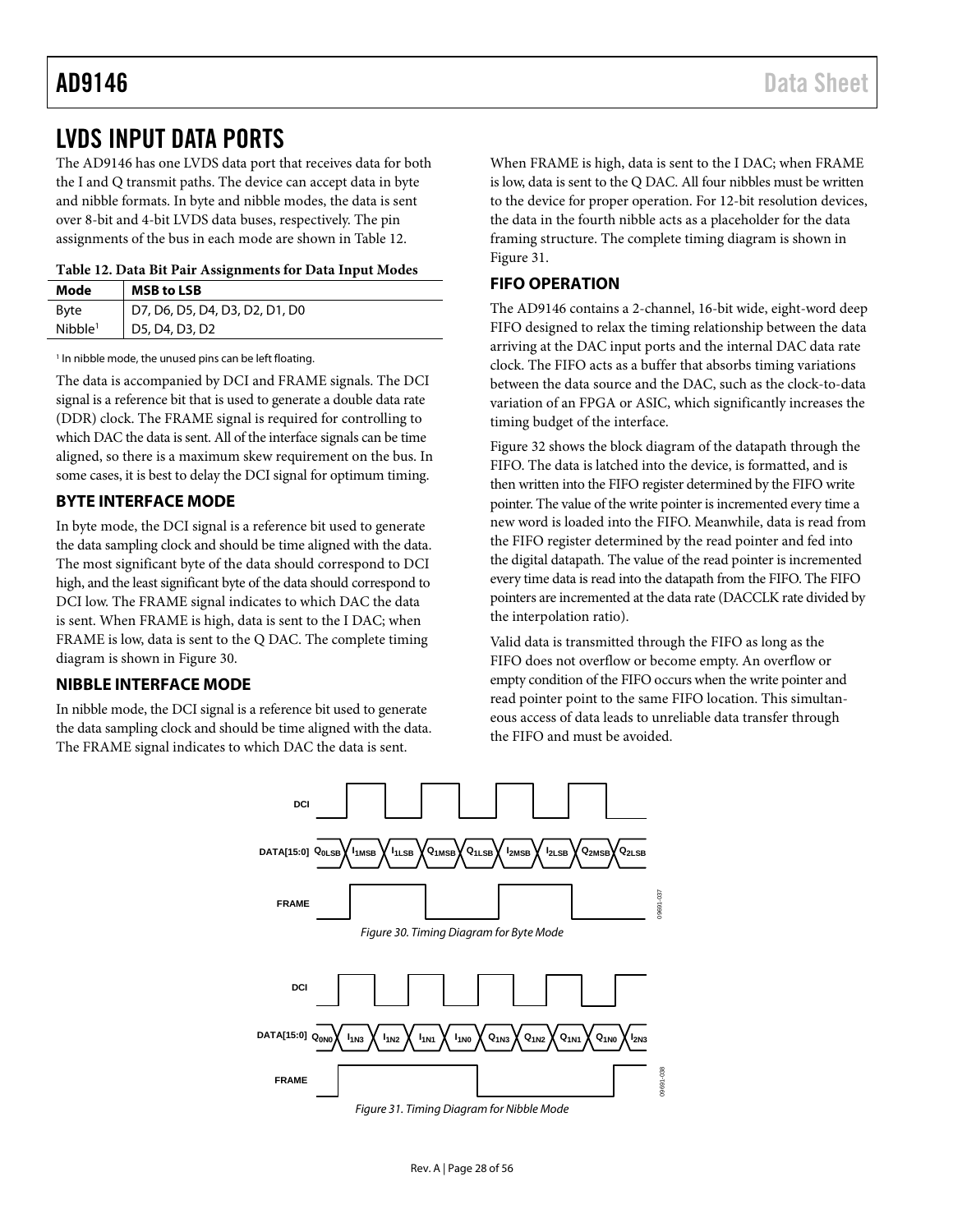# LVDS INPUT DATA PORTS

The AD9146 has one LVDS data port that receives data for both the I and Q transmit paths. The device can accept data in byte and nibble formats. In byte and nibble modes, the data is sent over 8-bit and 4-bit LVDS data buses, respectively. The pin assignments of the bus in each mode are shown in Table 12.

**Table 12. Data Bit Pair Assignments for Data Input Modes**

| Mode | MSB to LSB |
|---|---|
| Byte | D7, D6, D5, D4, D3, D2, D1, D0 |
| Nibble[1] | D5, D4, D3, D2 |

[1] In nibble mode, the unused pins can be left floating.

The data is accompanied by DCI and FRAME signals. The DCI signal is a reference bit that is used to generate a double data rate (DDR) clock. The FRAME signal is required for controlling to which DAC the data is sent. All of the interface signals can be time aligned, so there is a maximum skew requirement on the bus. In some cases, it is best to delay the DCI signal for optimum timing.

## BYTE INTERFACE MODE

In byte mode, the DCI signal is a reference bit used to generate the data sampling clock and should be time aligned with the data. The most significant byte of the data should correspond to DCI high, and the least significant byte of the data should correspond to DCI low. The FRAME signal indicates to which DAC the data is sent. When FRAME is high, data is sent to the I DAC; when FRAME is low, data is sent to the Q DAC. The complete timing diagram is shown in Figure 30.

## NIBBLE INTERFACE MODE

In nibble mode, the DCI signal is a reference bit used to generate the data sampling clock and should be time aligned with the data. The FRAME signal indicates to which DAC the data is sent. When FRAME is high, data is sent to the I DAC; when FRAME is low, data is sent to the Q DAC. All four nibbles must be written to the device for proper operation. For 12-bit resolution devices, the data in the fourth nibble acts as a placeholder for the data framing structure. The complete timing diagram is shown in Figure 31.

## FIFO OPERATION

The AD9146 contains a 2-channel, 16-bit wide, eight-word deep FIFO designed to relax the timing relationship between the data arriving at the DAC input ports and the internal DAC data rate clock. The FIFO acts as a buffer that absorbs timing variations between the data source and the DAC, such as the clock-to-data variation of an FPGA or ASIC, which significantly increases the timing budget of the interface.

Figure 32 shows the block diagram of the datapath through the FIFO. The data is latched into the device, is formatted, and is then written into the FIFO register determined by the FIFO write pointer. The value of the write pointer is incremented every time a new word is loaded into the FIFO. Meanwhile, data is read from the FIFO register determined by the read pointer and fed into the digital datapath. The value of the read pointer is incremented every time data is read into the datapath from the FIFO. The FIFO pointers are incremented at the data rate (DACCLK rate divided by the interpolation ratio).

Valid data is transmitted through the FIFO as long as the FIFO does not overflow or become empty. An overflow or empty condition of the FIFO occurs when the write pointer and read pointer point to the same FIFO location. This simultaneous access of data leads to unreliable data transfer through the FIFO and must be avoided.

*Figure 30. Timing Diagram for Byte Mode*

*Figure 31. Timing Diagram for Nibble Mode*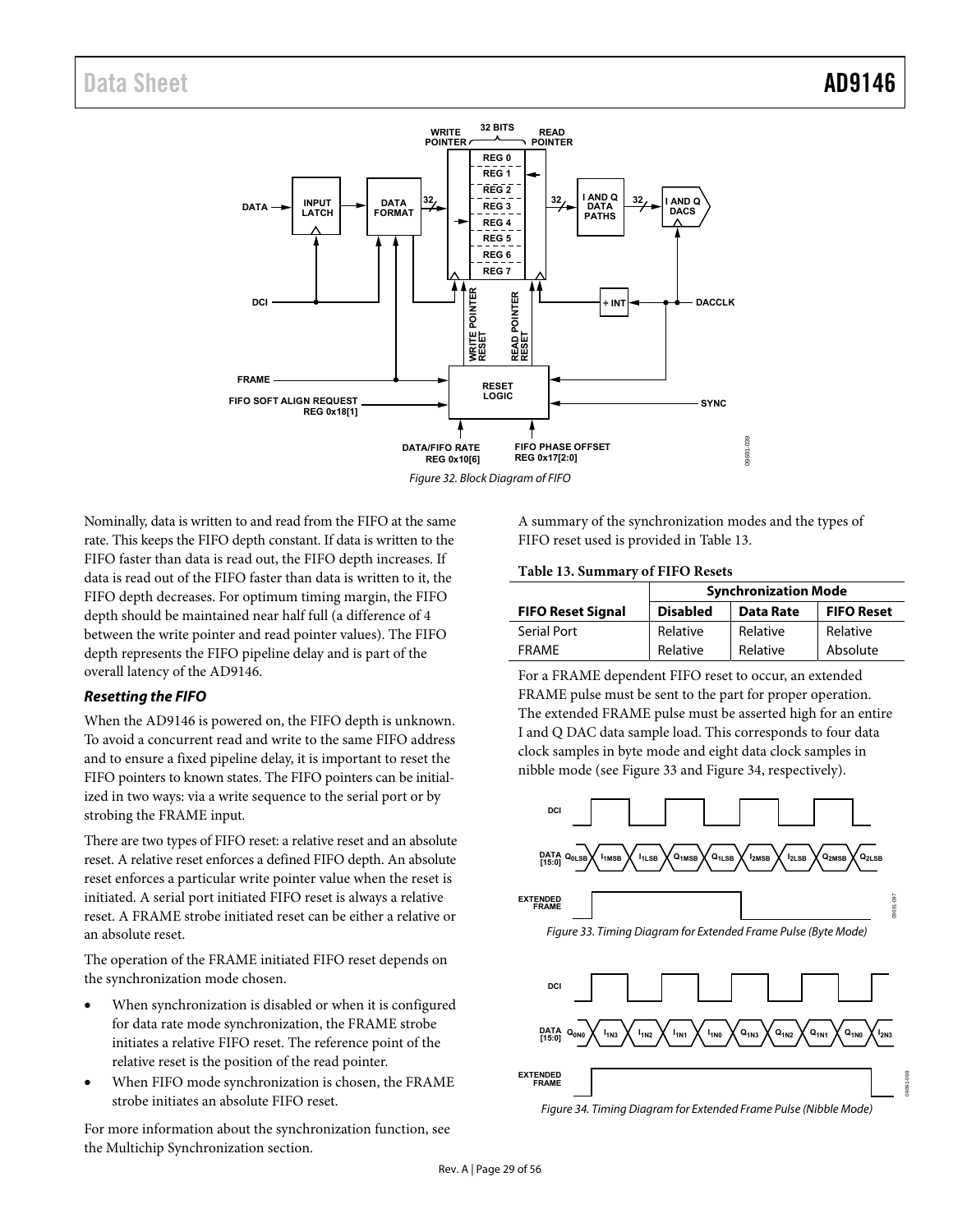Figure 32. Block Diagram of FIFO

Nominally, data is written to and read from the FIFO at the same rate. This keeps the FIFO depth constant. If data is written to the FIFO faster than data is read out, the FIFO depth increases. If data is read out of the FIFO faster than data is written to it, the FIFO depth decreases. For optimum timing margin, the FIFO depth should be maintained near half full (a difference of 4 between the write pointer and read pointer values). The FIFO depth represents the FIFO pipeline delay and is part of the overall latency of the AD9146.

### *Resetting the FIFO*

When the AD9146 is powered on, the FIFO depth is unknown. To avoid a concurrent read and write to the same FIFO address and to ensure a fixed pipeline delay, it is important to reset the FIFO pointers to known states. The FIFO pointers can be initialized in two ways: via a write sequence to the serial port or by strobing the FRAME input.

There are two types of FIFO reset: a relative reset and an absolute reset. A relative reset enforces a defined FIFO depth. An absolute reset enforces a particular write pointer value when the reset is initiated. A serial port initiated FIFO reset is always a relative reset. A FRAME strobe initiated reset can be either a relative or an absolute reset.

The operation of the FRAME initiated FIFO reset depends on the synchronization mode chosen.

- When synchronization is disabled or when it is configured for data rate mode synchronization, the FRAME strobe initiates a relative FIFO reset. The reference point of the relative reset is the position of the read pointer.
- When FIFO mode synchronization is chosen, the FRAME strobe initiates an absolute FIFO reset.

For more information about the synchronization function, see the Multichip Synchronization section.

A summary of the synchronization modes and the types of FIFO reset used is provided in Table 13.

**Table 13. Summary of FIFO Resets**

| | Synchronization Mode | | |
|---|---|---|---|
| **FIFO Reset Signal** | **Disabled** | **Data Rate** | **FIFO Reset** |
| Serial Port | Relative | Relative | Relative |
| FRAME | Relative | Relative | Absolute |

For a FRAME dependent FIFO reset to occur, an extended FRAME pulse must be sent to the part for proper operation. The extended FRAME pulse must be asserted high for an entire I and Q DAC data sample load. This corresponds to four data clock samples in byte mode and eight data clock samples in nibble mode (see Figure 33 and Figure 34, respectively).

Figure 33. Timing Diagram for Extended Frame Pulse (Byte Mode)

Figure 34. Timing Diagram for Extended Frame Pulse (Nibble Mode)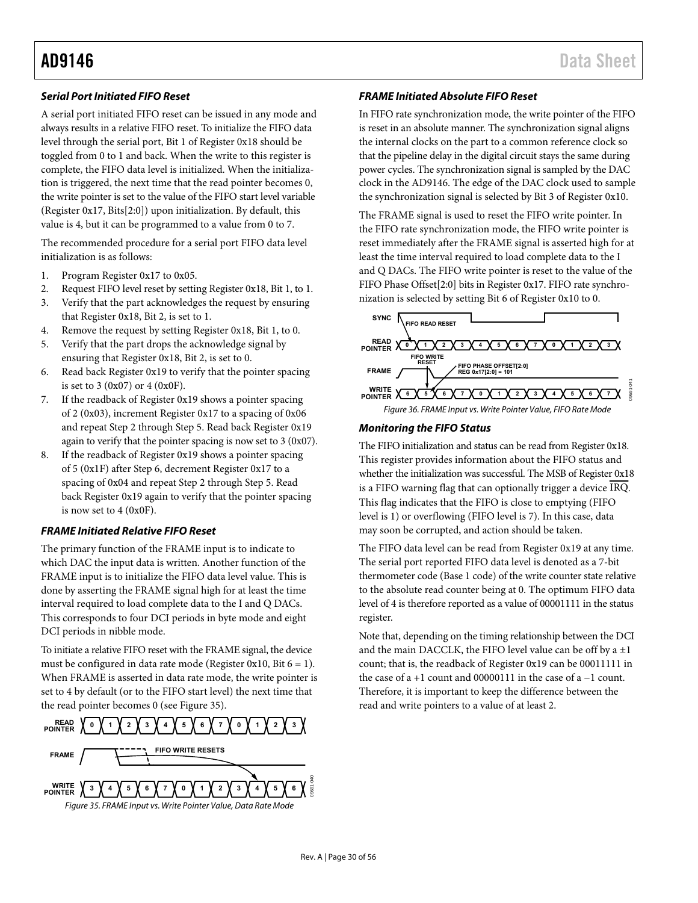### *Serial Port Initiated FIFO Reset*

A serial port initiated FIFO reset can be issued in any mode and always results in a relative FIFO reset. To initialize the FIFO data level through the serial port, Bit 1 of Register 0x18 should be toggled from 0 to 1 and back. When the write to this register is complete, the FIFO data level is initialized. When the initialization is triggered, the next time that the read pointer becomes 0, the write pointer is set to the value of the FIFO start level variable (Register 0x17, Bits[2:0]) upon initialization. By default, this value is 4, but it can be programmed to a value from 0 to 7.

The recommended procedure for a serial port FIFO data level initialization is as follows:

1. Program Register 0x17 to 0x05.
2. Request FIFO level reset by setting Register 0x18, Bit 1, to 1.
3. Verify that the part acknowledges the request by ensuring that Register 0x18, Bit 2, is set to 1.
4. Remove the request by setting Register 0x18, Bit 1, to 0.
5. Verify that the part drops the acknowledge signal by ensuring that Register 0x18, Bit 2, is set to 0.
6. Read back Register 0x19 to verify that the pointer spacing is set to 3 (0x07) or 4 (0x0F).
7. If the readback of Register 0x19 shows a pointer spacing of 2 (0x03), increment Register 0x17 to a spacing of 0x06 and repeat Step 2 through Step 5. Read back Register 0x19 again to verify that the pointer spacing is now set to 3 (0x07).
8. If the readback of Register 0x19 shows a pointer spacing of 5 (0x1F) after Step 6, decrement Register 0x17 to a spacing of 0x04 and repeat Step 2 through Step 5. Read back Register 0x19 again to verify that the pointer spacing is now set to 4 (0x0F).

### *FRAME Initiated Relative FIFO Reset*

The primary function of the FRAME input is to indicate to which DAC the input data is written. Another function of the FRAME input is to initialize the FIFO data level value. This is done by asserting the FRAME signal high for at least the time interval required to load complete data to the I and Q DACs. This corresponds to four DCI periods in byte mode and eight DCI periods in nibble mode.

To initiate a relative FIFO reset with the FRAME signal, the device must be configured in data rate mode (Register 0x10, Bit 6 = 1). When FRAME is asserted in data rate mode, the write pointer is set to 4 by default (or to the FIFO start level) the next time that the read pointer becomes 0 (see Figure 35).

*Figure 35. FRAME Input vs. Write Pointer Value, Data Rate Mode*

### *FRAME Initiated Absolute FIFO Reset*

In FIFO rate synchronization mode, the write pointer of the FIFO is reset in an absolute manner. The synchronization signal aligns the internal clocks on the part to a common reference clock so that the pipeline delay in the digital circuit stays the same during power cycles. The synchronization signal is sampled by the DAC clock in the AD9146. The edge of the DAC clock used to sample the synchronization signal is selected by Bit 3 of Register 0x10.

The FRAME signal is used to reset the FIFO write pointer. In the FIFO rate synchronization mode, the FIFO write pointer is reset immediately after the FRAME signal is asserted high for at least the time interval required to load complete data to the I and Q DACs. The FIFO write pointer is reset to the value of the FIFO Phase Offset[2:0] bits in Register 0x17. FIFO rate synchronization is selected by setting Bit 6 of Register 0x10 to 0.

*Figure 36. FRAME Input vs. Write Pointer Value, FIFO Rate Mode*

### *Monitoring the FIFO Status*

The FIFO initialization and status can be read from Register 0x18. This register provides information about the FIFO status and whether the initialization was successful. The MSB of Register 0x18 is a FIFO warning flag that can optionally trigger a device $\overline{\text{IRQ}}$. This flag indicates that the FIFO is close to emptying (FIFO level is 1) or overflowing (FIFO level is 7). In this case, data may soon be corrupted, and action should be taken.

The FIFO data level can be read from Register 0x19 at any time. The serial port reported FIFO data level is denoted as a 7-bit thermometer code (Base 1 code) of the write counter state relative to the absolute read counter being at 0. The optimum FIFO data level of 4 is therefore reported as a value of 00001111 in the status register.

Note that, depending on the timing relationship between the DCI and the main DACCLK, the FIFO level value can be off by a ±1 count; that is, the readback of Register 0x19 can be 00011111 in the case of a +1 count and 00000111 in the case of a −1 count. Therefore, it is important to keep the difference between the read and write pointers to a value of at least 2.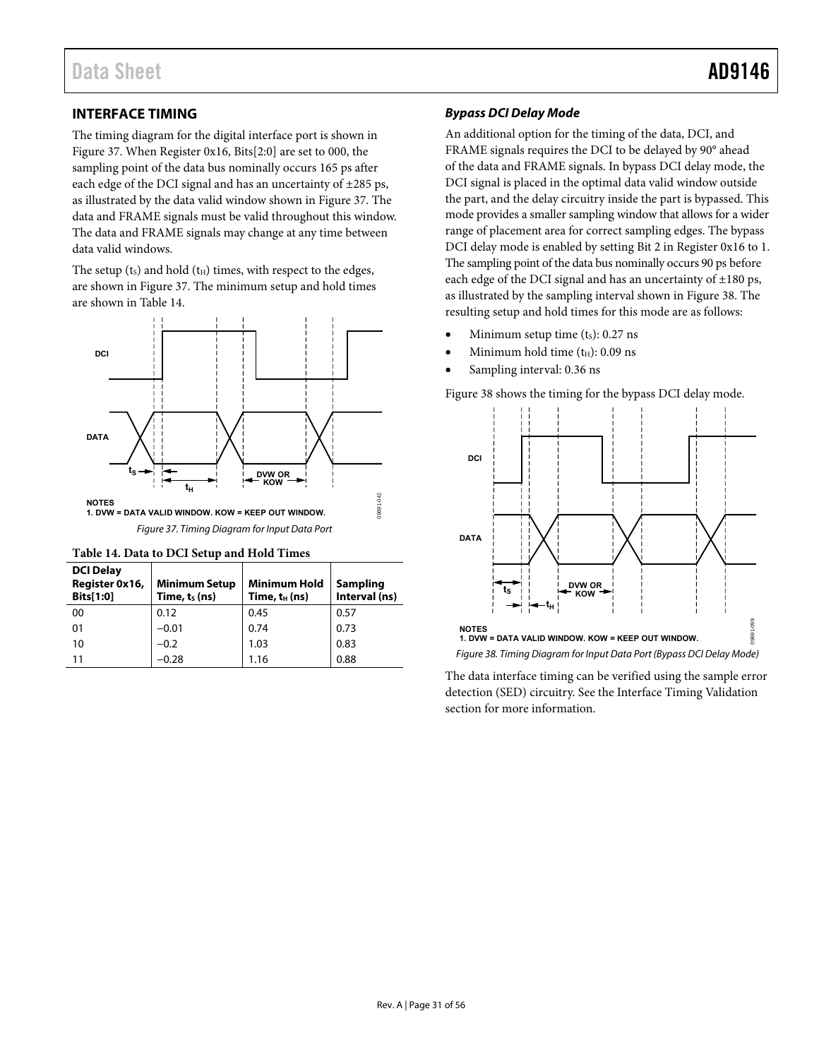## INTERFACE TIMING

The timing diagram for the digital interface port is shown in Figure 37. When Register 0x16, Bits[2:0] are set to 000, the sampling point of the data bus nominally occurs 165 ps after each edge of the DCI signal and has an uncertainty of ±285 ps, as illustrated by the data valid window shown in Figure 37. The data and FRAME signals must be valid throughout this window. The data and FRAME signals may change at any time between data valid windows.

The setup ($t_S$) and hold ($t_H$) times, with respect to the edges, are shown in Figure 37. The minimum setup and hold times are shown in Table 14.

NOTES
1. DVW = DATA VALID WINDOW. KOW = KEEP OUT WINDOW.

*Figure 37. Timing Diagram for Input Data Port*

**Table 14. Data to DCI Setup and Hold Times**

| DCI Delay Register 0x16, Bits[1:0] | Minimum Setup Time, $t_S$ (ns) | Minimum Hold Time, $t_H$ (ns) | Sampling Interval (ns) |
|---|---|---|---|
| 00 | 0.12 | 0.45 | 0.57 |
| 01 | −0.01 | 0.74 | 0.73 |
| 10 | −0.2 | 1.03 | 0.83 |
| 11 | −0.28 | 1.16 | 0.88 |

### *Bypass DCI Delay Mode*

An additional option for the timing of the data, DCI, and FRAME signals requires the DCI to be delayed by 90° ahead of the data and FRAME signals. In bypass DCI delay mode, the DCI signal is placed in the optimal data valid window outside the part, and the delay circuitry inside the part is bypassed. This mode provides a smaller sampling window that allows for a wider range of placement area for correct sampling edges. The bypass DCI delay mode is enabled by setting Bit 2 in Register 0x16 to 1. The sampling point of the data bus nominally occurs 90 ps before each edge of the DCI signal and has an uncertainty of ±180 ps, as illustrated by the sampling interval shown in Figure 38. The resulting setup and hold times for this mode are as follows:

- Minimum setup time ($t_S$): 0.27 ns
- Minimum hold time ($t_H$): 0.09 ns
- Sampling interval: 0.36 ns

Figure 38 shows the timing for the bypass DCI delay mode.

NOTES
1. DVW = DATA VALID WINDOW. KOW = KEEP OUT WINDOW.

*Figure 38. Timing Diagram for Input Data Port (Bypass DCI Delay Mode)*

The data interface timing can be verified using the sample error detection (SED) circuitry. See the Interface Timing Validation section for more information.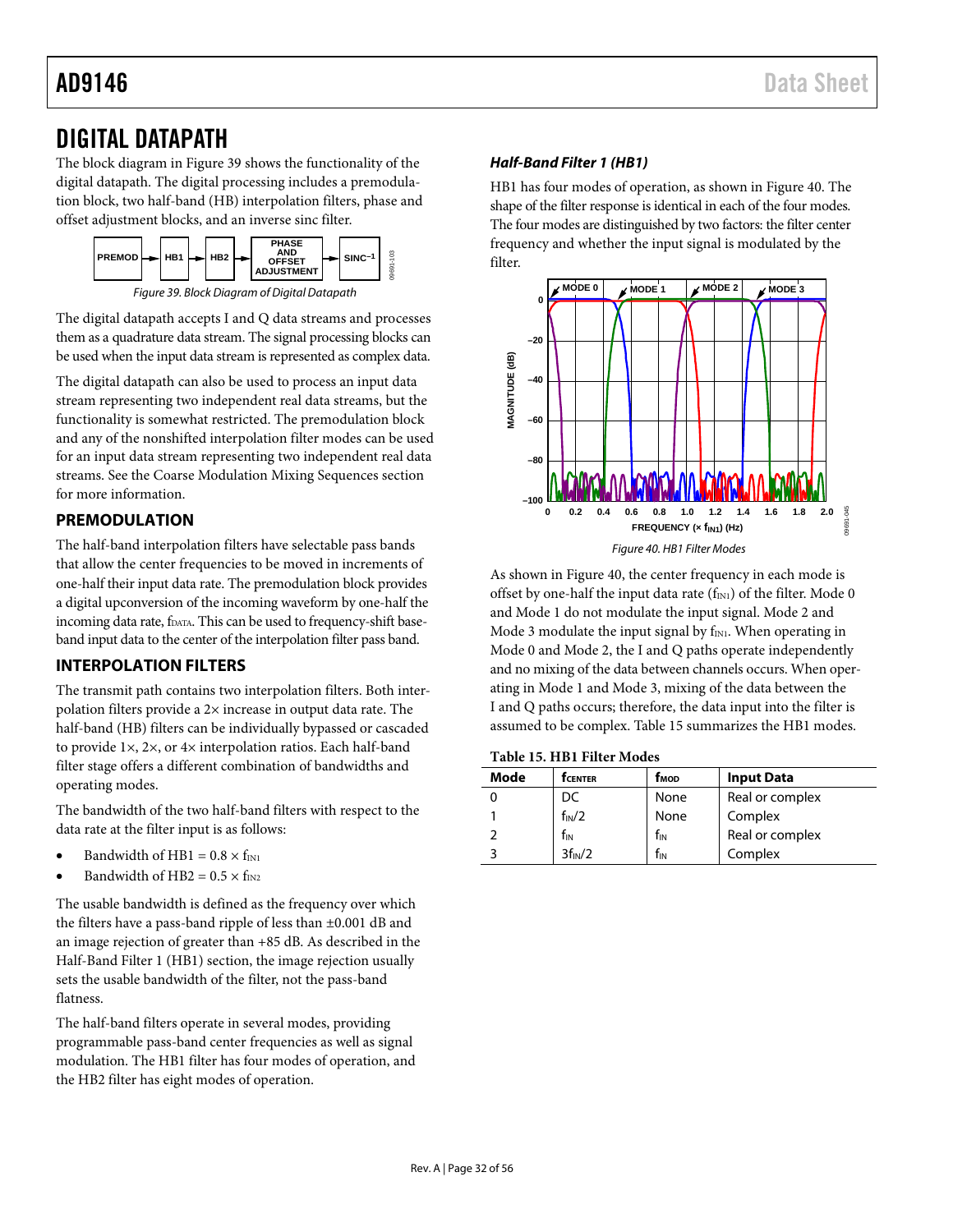# DIGITAL DATAPATH

The block diagram in Figure 39 shows the functionality of the digital datapath. The digital processing includes a premodulation block, two half-band (HB) interpolation filters, phase and offset adjustment blocks, and an inverse sinc filter.

*Figure 39. Block Diagram of Digital Datapath*

The digital datapath accepts I and Q data streams and processes them as a quadrature data stream. The signal processing blocks can be used when the input data stream is represented as complex data.

The digital datapath can also be used to process an input data stream representing two independent real data streams, but the functionality is somewhat restricted. The premodulation block and any of the nonshifted interpolation filter modes can be used for an input data stream representing two independent real data streams. See the Coarse Modulation Mixing Sequences section for more information.

## PREMODULATION

The half-band interpolation filters have selectable pass bands that allow the center frequencies to be moved in increments of one-half their input data rate. The premodulation block provides a digital upconversion of the incoming waveform by one-half the incoming data rate, $f_{DATA}$. This can be used to frequency-shift baseband input data to the center of the interpolation filter pass band.

## INTERPOLATION FILTERS

The transmit path contains two interpolation filters. Both interpolation filters provide a 2× increase in output data rate. The half-band (HB) filters can be individually bypassed or cascaded to provide 1×, 2×, or 4× interpolation ratios. Each half-band filter stage offers a different combination of bandwidths and operating modes.

The bandwidth of the two half-band filters with respect to the data rate at the filter input is as follows:

- Bandwidth of HB1 = 0.8 × $f_{IN1}$
- Bandwidth of HB2 = 0.5 × $f_{IN2}$

The usable bandwidth is defined as the frequency over which the filters have a pass-band ripple of less than ±0.001 dB and an image rejection of greater than +85 dB. As described in the Half-Band Filter 1 (HB1) section, the image rejection usually sets the usable bandwidth of the filter, not the pass-band flatness.

The half-band filters operate in several modes, providing programmable pass-band center frequencies as well as signal modulation. The HB1 filter has four modes of operation, and the HB2 filter has eight modes of operation.

### *Half-Band Filter 1 (HB1)*

HB1 has four modes of operation, as shown in Figure 40. The shape of the filter response is identical in each of the four modes. The four modes are distinguished by two factors: the filter center frequency and whether the input signal is modulated by the filter.

*Figure 40. HB1 Filter Modes*

As shown in Figure 40, the center frequency in each mode is offset by one-half the input data rate ($f_{IN1}$) of the filter. Mode 0 and Mode 1 do not modulate the input signal. Mode 2 and Mode 3 modulate the input signal by $f_{IN1}$. When operating in Mode 0 and Mode 2, the I and Q paths operate independently and no mixing of the data between channels occurs. When operating in Mode 1 and Mode 3, mixing of the data between the I and Q paths occurs; therefore, the data input into the filter is assumed to be complex. Table 15 summarizes the HB1 modes.

**Table 15. HB1 Filter Modes**

| Mode | $f_{CENTER}$ | $f_{MOD}$ | Input Data |
|---|---|---|---|
| 0 | DC | None | Real or complex |
| 1 | $f_{IN}/2$ | None | Complex |
| 2 | $f_{IN}$ | $f_{IN}$ | Real or complex |
| 3 | $3f_{IN}/2$ | $f_{IN}$ | Complex |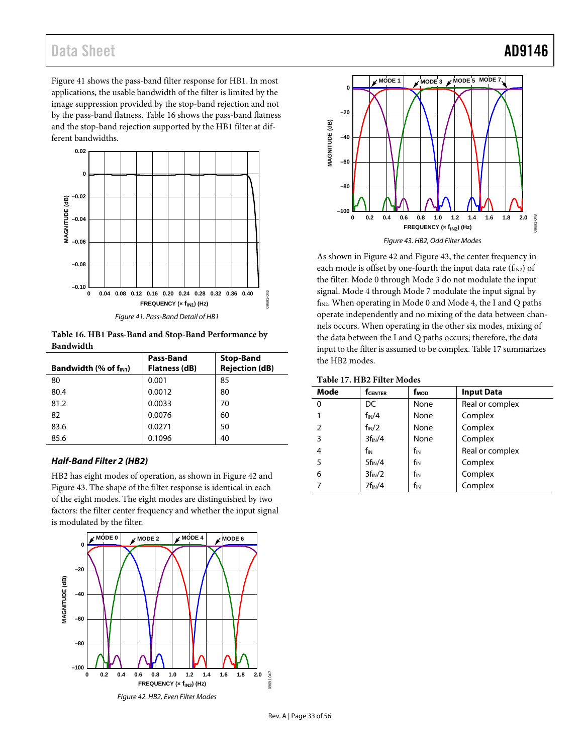Figure 41 shows the pass-band filter response for HB1. In most applications, the usable bandwidth of the filter is limited by the image suppression provided by the stop-band rejection and not by the pass-band flatness. Table 16 shows the pass-band flatness and the stop-band rejection supported by the HB1 filter at different bandwidths.

*Figure 41. Pass-Band Detail of HB1*

**Table 16. HB1 Pass-Band and Stop-Band Performance by Bandwidth**

| Bandwidth (% of $f_{IN1}$) | Pass-Band Flatness (dB) | Stop-Band Rejection (dB) |
|---|---|---|
| 80 | 0.001 | 85 |
| 80.4 | 0.0012 | 80 |
| 81.2 | 0.0033 | 70 |
| 82 | 0.0076 | 60 |
| 83.6 | 0.0271 | 50 |
| 85.6 | 0.1096 | 40 |

### *Half-Band Filter 2 (HB2)*

HB2 has eight modes of operation, as shown in Figure 42 and Figure 43. The shape of the filter response is identical in each of the eight modes. The eight modes are distinguished by two factors: the filter center frequency and whether the input signal is modulated by the filter.

*Figure 42. HB2, Even Filter Modes*

*Figure 43. HB2, Odd Filter Modes*

As shown in Figure 42 and Figure 43, the center frequency in each mode is offset by one-fourth the input data rate ($f_{IN2}$) of the filter. Mode 0 through Mode 3 do not modulate the input signal. Mode 4 through Mode 7 modulate the input signal by $f_{IN2}$. When operating in Mode 0 and Mode 4, the I and Q paths operate independently and no mixing of the data between channels occurs. When operating in the other six modes, mixing of the data between the I and Q paths occurs; therefore, the data input to the filter is assumed to be complex. Table 17 summarizes the HB2 modes.

**Table 17. HB2 Filter Modes**

| Mode | $f_{CENTER}$ | $f_{MOD}$ | Input Data |
|---|---|---|---|
| 0 | DC | None | Real or complex |
| 1 | $f_{IN}/4$ | None | Complex |
| 2 | $f_{IN}/2$ | None | Complex |
| 3 | $3f_{IN}/4$ | None | Complex |
| 4 | $f_{IN}$ | $f_{IN}$ | Real or complex |
| 5 | $5f_{IN}/4$ | $f_{IN}$ | Complex |
| 6 | $3f_{IN}/2$ | $f_{IN}$ | Complex |
| 7 | $7f_{IN}/4$ | $f_{IN}$ | Complex |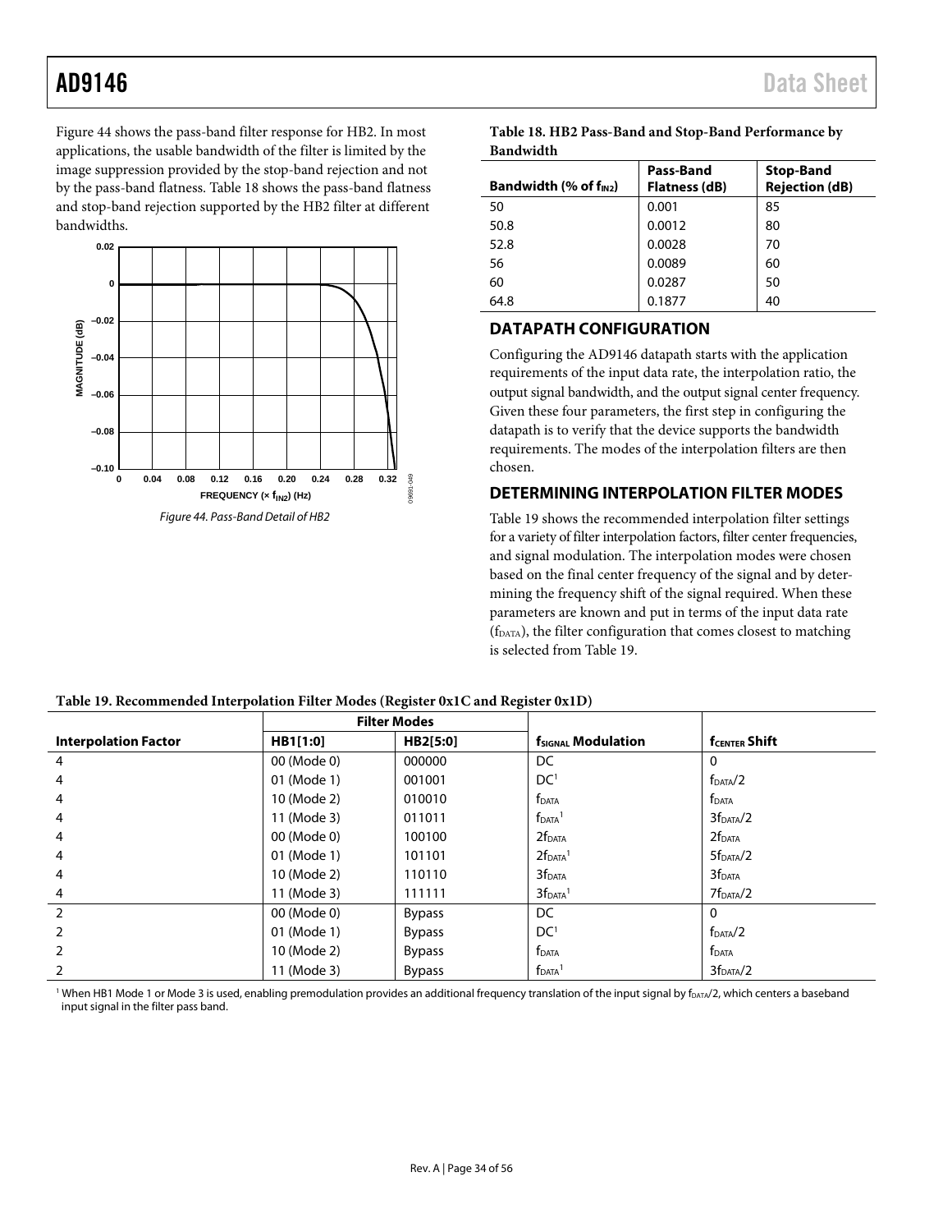Figure 44 shows the pass-band filter response for HB2. In most applications, the usable bandwidth of the filter is limited by the image suppression provided by the stop-band rejection and not by the pass-band flatness. Table 18 shows the pass-band flatness and stop-band rejection supported by the HB2 filter at different bandwidths.

Figure 44. Pass-Band Detail of HB2

**Table 18. HB2 Pass-Band and Stop-Band Performance by Bandwidth**

| Bandwidth (% of $f_{IN2}$) | Pass-Band Flatness (dB) | Stop-Band Rejection (dB) |
|---|---|---|
| 50 | 0.001 | 85 |
| 50.8 | 0.0012 | 80 |
| 52.8 | 0.0028 | 70 |
| 56 | 0.0089 | 60 |
| 60 | 0.0287 | 50 |
| 64.8 | 0.1877 | 40 |

## DATAPATH CONFIGURATION

Configuring the AD9146 datapath starts with the application requirements of the input data rate, the interpolation ratio, the output signal bandwidth, and the output signal center frequency. Given these four parameters, the first step in configuring the datapath is to verify that the device supports the bandwidth requirements. The modes of the interpolation filters are then chosen.

## DETERMINING INTERPOLATION FILTER MODES

Table 19 shows the recommended interpolation filter settings for a variety of filter interpolation factors, filter center frequencies, and signal modulation. The interpolation modes were chosen based on the final center frequency of the signal and by determining the frequency shift of the signal required. When these parameters are known and put in terms of the input data rate ($f_{DATA}$), the filter configuration that comes closest to matching is selected from Table 19.

**Table 19. Recommended Interpolation Filter Modes (Register 0x1C and Register 0x1D)**

| Interpolation Factor | Filter Modes | | $f_{SIGNAL}$ Modulation | $f_{CENTER}$ Shift |
|---|---|---|---|---|
| | HB1[1:0] | HB2[5:0] | | |
| 4 | 00 (Mode 0) | 000000 | DC | 0 |
| 4 | 01 (Mode 1) | 001001 | DC[1] | $f_{DATA}/2$ |
| 4 | 10 (Mode 2) | 010010 | $f_{DATA}$ | $f_{DATA}$ |
| 4 | 11 (Mode 3) | 011011 | $f_{DATA}$[1] | $3f_{DATA}/2$ |
| 4 | 00 (Mode 0) | 100100 | $2f_{DATA}$ | $2f_{DATA}$ |
| 4 | 01 (Mode 1) | 101101 | $2f_{DATA}$[1] | $5f_{DATA}/2$ |
| 4 | 10 (Mode 2) | 110110 | $3f_{DATA}$ | $3f_{DATA}$ |
| 4 | 11 (Mode 3) | 111111 | $3f_{DATA}$[1] | $7f_{DATA}/2$ |
| 2 | 00 (Mode 0) | Bypass | DC | 0 |
| 2 | 01 (Mode 1) | Bypass | DC[1] | $f_{DATA}/2$ |
| 2 | 10 (Mode 2) | Bypass | $f_{DATA}$ | $f_{DATA}$ |
| 2 | 11 (Mode 3) | Bypass | $f_{DATA}$[1] | $3f_{DATA}/2$ |

[1] When HB1 Mode 1 or Mode 3 is used, enabling premodulation provides an additional frequency translation of the input signal by $f_{DATA}/2$, which centers a baseband input signal in the filter pass band.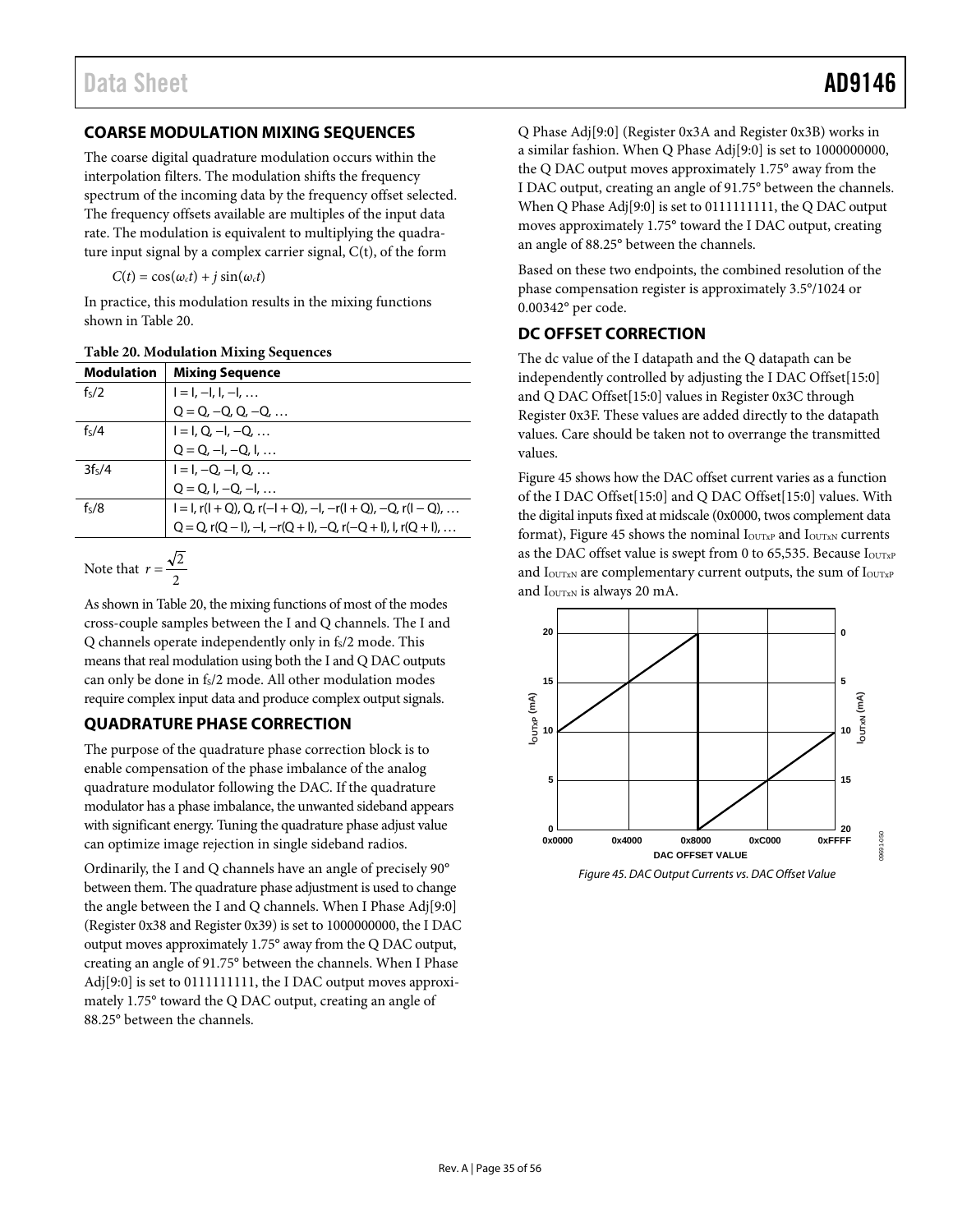## COARSE MODULATION MIXING SEQUENCES

The coarse digital quadrature modulation occurs within the interpolation filters. The modulation shifts the frequency spectrum of the incoming data by the frequency offset selected. The frequency offsets available are multiples of the input data rate. The modulation is equivalent to multiplying the quadrature input signal by a complex carrier signal, C(t), of the form

$C(t) = \cos(\omega_c t) + j \sin(\omega_c t)$

In practice, this modulation results in the mixing functions shown in Table 20.

**Table 20. Modulation Mixing Sequences**

| Modulation | Mixing Sequence |
|---|---|
| $f_S/2$ | I = I, −I, I, −I, … <br> Q = Q, −Q, Q, −Q, … |
| $f_S/4$ | I = I, Q, −I, −Q, … <br> Q = Q, −I, −Q, I, … |
| $3f_S/4$ | I = I, −Q, −I, Q, … <br> Q = Q, I, −Q, −I, … |
| $f_S/8$ | I = I, r(I + Q), Q, r(−I + Q), −I, −r(I + Q), −Q, r(I − Q), … <br> Q = Q, r(Q − I), −I, −r(Q + I), −Q, r(−Q + I), I, r(Q + I), … |

Note that $r = \frac{\sqrt{2}}{2}$

As shown in Table 20, the mixing functions of most of the modes cross-couple samples between the I and Q channels. The I and Q channels operate independently only in $f_S/2$ mode. This means that real modulation using both the I and Q DAC outputs can only be done in $f_S/2$ mode. All other modulation modes require complex input data and produce complex output signals.

## QUADRATURE PHASE CORRECTION

The purpose of the quadrature phase correction block is to enable compensation of the phase imbalance of the analog quadrature modulator following the DAC. If the quadrature modulator has a phase imbalance, the unwanted sideband appears with significant energy. Tuning the quadrature phase adjust value can optimize image rejection in single sideband radios.

Ordinarily, the I and Q channels have an angle of precisely 90° between them. The quadrature phase adjustment is used to change the angle between the I and Q channels. When I Phase Adj[9:0] (Register 0x38 and Register 0x39) is set to 1000000000, the I DAC output moves approximately 1.75° away from the Q DAC output, creating an angle of 91.75° between the channels. When I Phase Adj[9:0] is set to 0111111111, the I DAC output moves approximately 1.75° toward the Q DAC output, creating an angle of 88.25° between the channels.

Q Phase Adj[9:0] (Register 0x3A and Register 0x3B) works in a similar fashion. When Q Phase Adj[9:0] is set to 1000000000, the Q DAC output moves approximately 1.75° away from the I DAC output, creating an angle of 91.75° between the channels. When Q Phase Adj[9:0] is set to 0111111111, the Q DAC output moves approximately 1.75° toward the I DAC output, creating an angle of 88.25° between the channels.

Based on these two endpoints, the combined resolution of the phase compensation register is approximately 3.5°/1024 or 0.00342° per code.

## DC OFFSET CORRECTION

The dc value of the I datapath and the Q datapath can be independently controlled by adjusting the I DAC Offset[15:0] and Q DAC Offset[15:0] values in Register 0x3C through Register 0x3F. These values are added directly to the datapath values. Care should be taken not to overrange the transmitted values.

Figure 45 shows how the DAC offset current varies as a function of the I DAC Offset[15:0] and Q DAC Offset[15:0] values. With the digital inputs fixed at midscale (0x0000, twos complement data format), Figure 45 shows the nominal $I_{OUTxP}$ and $I_{OUTxN}$ currents as the DAC offset value is swept from 0 to 65,535. Because $I_{OUTxP}$ and $I_{OUTxN}$ are complementary current outputs, the sum of $I_{OUTxP}$ and $I_{OUTxN}$ is always 20 mA.

*Figure 45. DAC Output Currents vs. DAC Offset Value*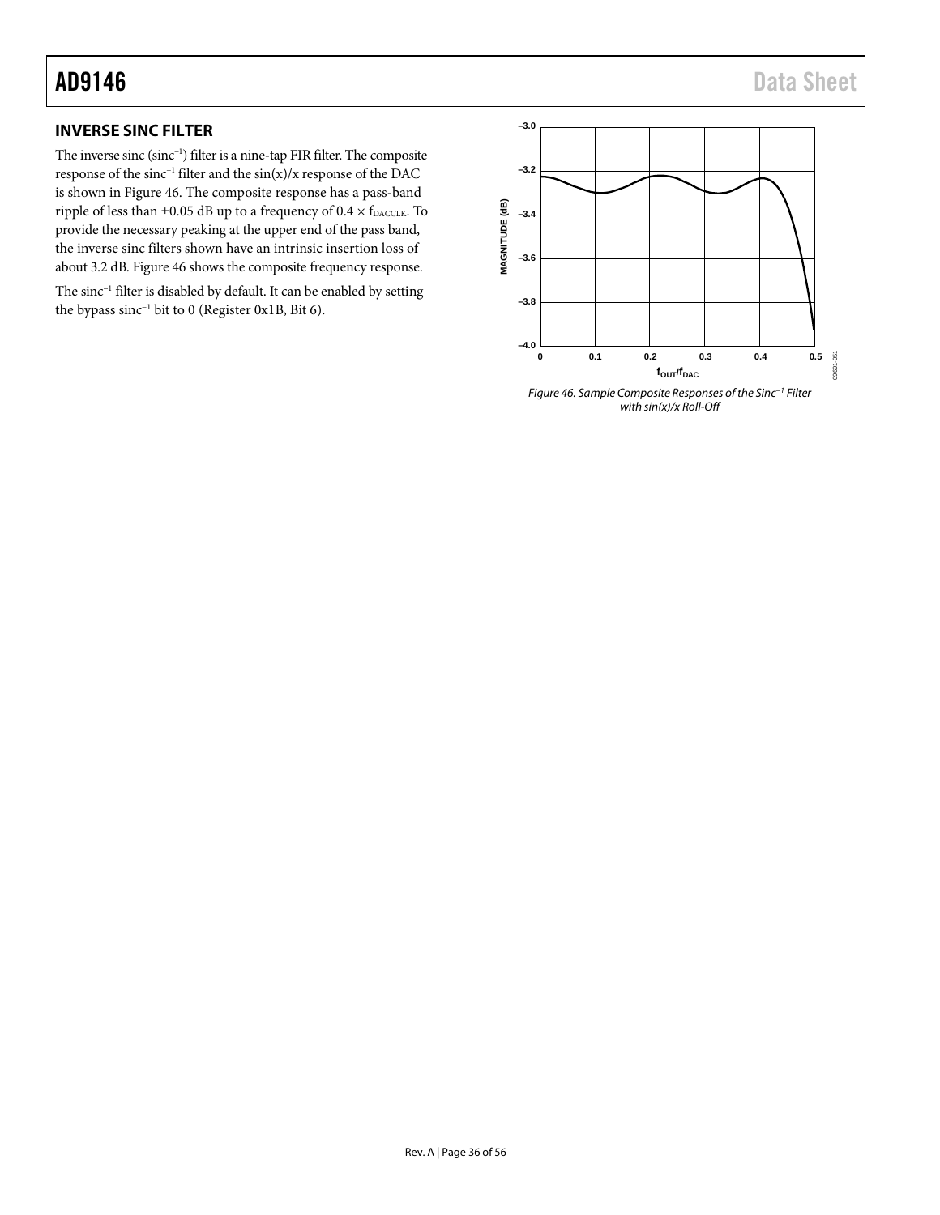## INVERSE SINC FILTER

The inverse sinc ($\text{sinc}^{-1}$) filter is a nine-tap FIR filter. The composite response of the $\text{sinc}^{-1}$ filter and the sin(x)/x response of the DAC is shown in Figure 46. The composite response has a pass-band ripple of less than ±0.05 dB up to a frequency of $0.4 \times f_{DACCLK}$. To provide the necessary peaking at the upper end of the pass band, the inverse sinc filters shown have an intrinsic insertion loss of about 3.2 dB. Figure 46 shows the composite frequency response.

The $\text{sinc}^{-1}$ filter is disabled by default. It can be enabled by setting the bypass $\text{sinc}^{-1}$ bit to 0 (Register 0x1B, Bit 6).

*Figure 46. Sample Composite Responses of the $\text{Sinc}^{-1}$ Filter with sin(x)/x Roll-Off*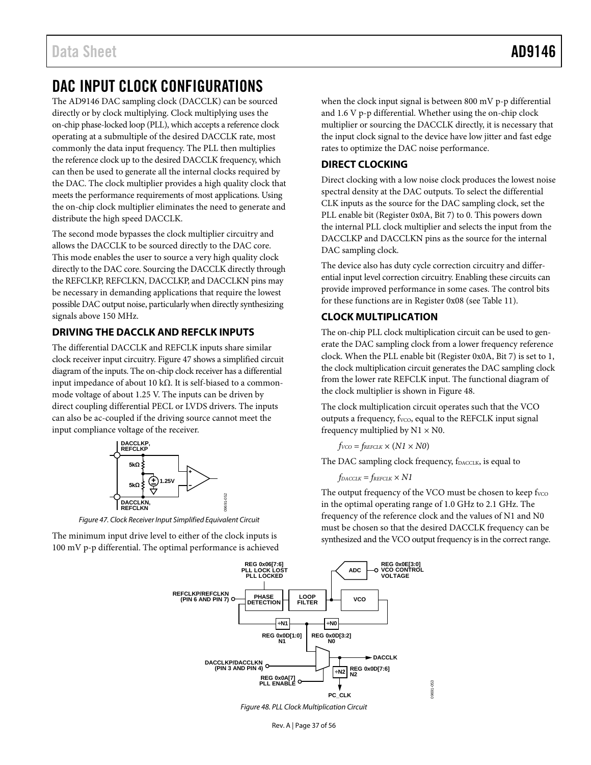# DAC INPUT CLOCK CONFIGURATIONS

The AD9146 DAC sampling clock (DACCLK) can be sourced directly or by clock multiplying. Clock multiplying uses the on-chip phase-locked loop (PLL), which accepts a reference clock operating at a submultiple of the desired DACCLK rate, most commonly the data input frequency. The PLL then multiplies the reference clock up to the desired DACCLK frequency, which can then be used to generate all the internal clocks required by the DAC. The clock multiplier provides a high quality clock that meets the performance requirements of most applications. Using the on-chip clock multiplier eliminates the need to generate and distribute the high speed DACCLK.

The second mode bypasses the clock multiplier circuitry and allows the DACCLK to be sourced directly to the DAC core. This mode enables the user to source a very high quality clock directly to the DAC core. Sourcing the DACCLK directly through the REFCLKP, REFCLKN, DACCLKP, and DACCLKN pins may be necessary in demanding applications that require the lowest possible DAC output noise, particularly when directly synthesizing signals above 150 MHz.

## DRIVING THE DACCLK AND REFCLK INPUTS

The differential DACCLK and REFCLK inputs share similar clock receiver input circuitry. Figure 47 shows a simplified circuit diagram of the inputs. The on-chip clock receiver has a differential input impedance of about 10 kΩ. It is self-biased to a common-mode voltage of about 1.25 V. The inputs can be driven by direct coupling differential PECL or LVDS drivers. The inputs can also be ac-coupled if the driving source cannot meet the input compliance voltage of the receiver.

Figure 47. Clock Receiver Input Simplified Equivalent Circuit

The minimum input drive level to either of the clock inputs is 100 mV p-p differential. The optimal performance is achieved when the clock input signal is between 800 mV p-p differential and 1.6 V p-p differential. Whether using the on-chip clock multiplier or sourcing the DACCLK directly, it is necessary that the input clock signal to the device have low jitter and fast edge rates to optimize the DAC noise performance.

## DIRECT CLOCKING

Direct clocking with a low noise clock produces the lowest noise spectral density at the DAC outputs. To select the differential CLK inputs as the source for the DAC sampling clock, set the PLL enable bit (Register 0x0A, Bit 7) to 0. This powers down the internal PLL clock multiplier and selects the input from the DACCLKP and DACCLKN pins as the source for the internal DAC sampling clock.

The device also has duty cycle correction circuitry and differential input level correction circuitry. Enabling these circuits can provide improved performance in some cases. The control bits for these functions are in Register 0x08 (see Table 11).

## CLOCK MULTIPLICATION

The on-chip PLL clock multiplication circuit can be used to generate the DAC sampling clock from a lower frequency reference clock. When the PLL enable bit (Register 0x0A, Bit 7) is set to 1, the clock multiplication circuit generates the DAC sampling clock from the lower rate REFCLK input. The functional diagram of the clock multiplier is shown in Figure 48.

The clock multiplication circuit operates such that the VCO outputs a frequency, $f_{VCO}$, equal to the REFCLK input signal frequency multiplied by N1 × N0.

$$f_{VCO} = f_{REFCLK} \times (N1 \times N0)$$

The DAC sampling clock frequency, $f_{DACCLK}$, is equal to

$$f_{DACCLK} = f_{REFCLK} \times N1$$

The output frequency of the VCO must be chosen to keep $f_{VCO}$ in the optimal operating range of 1.0 GHz to 2.1 GHz. The frequency of the reference clock and the values of N1 and N0 must be chosen so that the desired DACCLK frequency can be synthesized and the VCO output frequency is in the correct range.

Figure 48. PLL Clock Multiplication Circuit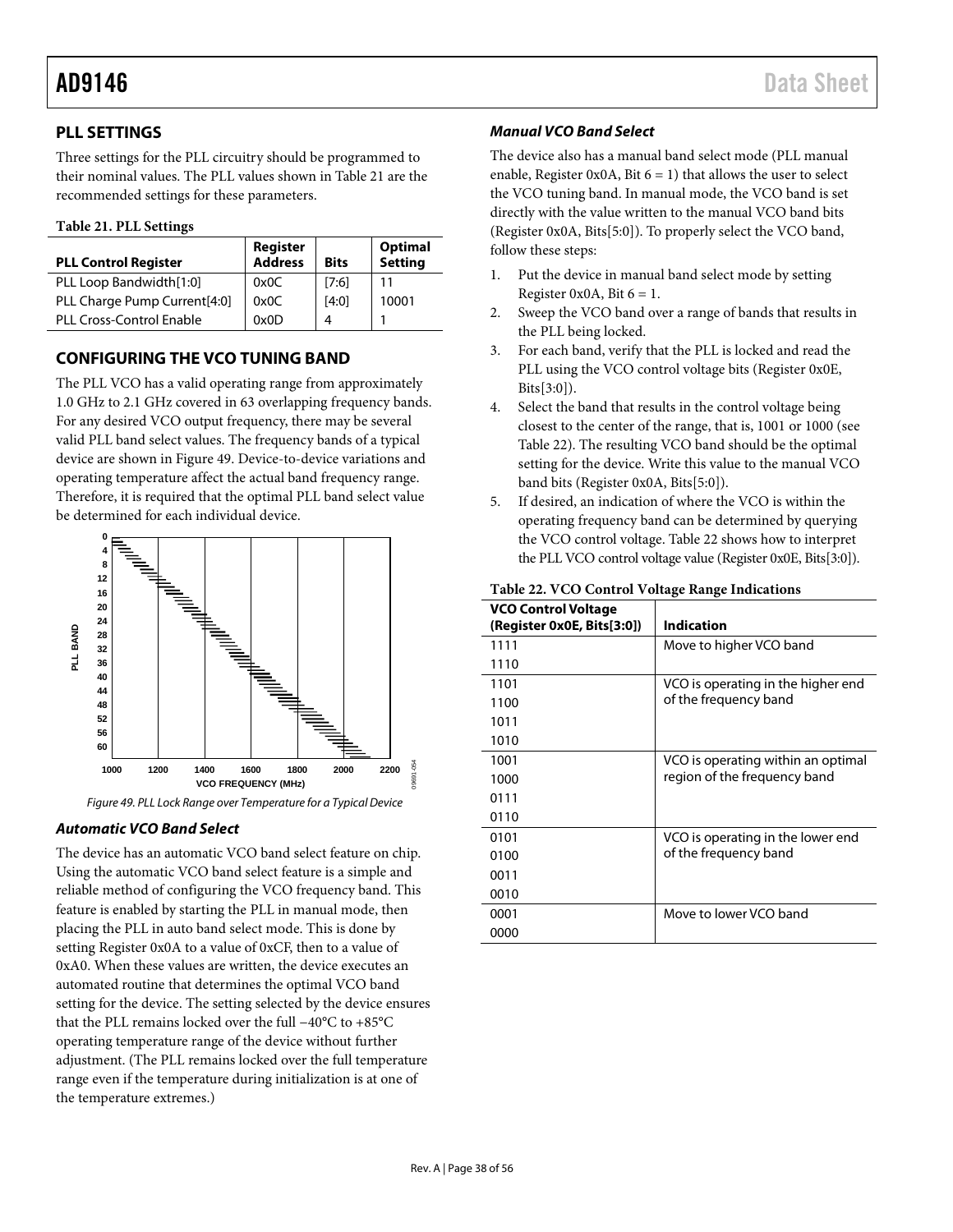## PLL SETTINGS

Three settings for the PLL circuitry should be programmed to their nominal values. The PLL values shown in Table 21 are the recommended settings for these parameters.

**Table 21. PLL Settings**

| PLL Control Register | Register Address | Bits | Optimal Setting |
|---|---|---|---|
| PLL Loop Bandwidth[1:0] | 0x0C | [7:6] | 11 |
| PLL Charge Pump Current[4:0] | 0x0C | [4:0] | 10001 |
| PLL Cross-Control Enable | 0x0D | 4 | 1 |

## CONFIGURING THE VCO TUNING BAND

The PLL VCO has a valid operating range from approximately 1.0 GHz to 2.1 GHz covered in 63 overlapping frequency bands. For any desired VCO output frequency, there may be several valid PLL band select values. The frequency bands of a typical device are shown in Figure 49. Device-to-device variations and operating temperature affect the actual band frequency range. Therefore, it is required that the optimal PLL band select value be determined for each individual device.

*Figure 49. PLL Lock Range over Temperature for a Typical Device*

### *Automatic VCO Band Select*

The device has an automatic VCO band select feature on chip. Using the automatic VCO band select feature is a simple and reliable method of configuring the VCO frequency band. This feature is enabled by starting the PLL in manual mode, then placing the PLL in auto band select mode. This is done by setting Register 0x0A to a value of 0xCF, then to a value of 0xA0. When these values are written, the device executes an automated routine that determines the optimal VCO band setting for the device. The setting selected by the device ensures that the PLL remains locked over the full −40°C to +85°C operating temperature range of the device without further adjustment. (The PLL remains locked over the full temperature range even if the temperature during initialization is at one of the temperature extremes.)

### *Manual VCO Band Select*

The device also has a manual band select mode (PLL manual enable, Register 0x0A, Bit 6 = 1) that allows the user to select the VCO tuning band. In manual mode, the VCO band is set directly with the value written to the manual VCO band bits (Register 0x0A, Bits[5:0]). To properly select the VCO band, follow these steps:

1. Put the device in manual band select mode by setting Register 0x0A, Bit 6 = 1.
2. Sweep the VCO band over a range of bands that results in the PLL being locked.
3. For each band, verify that the PLL is locked and read the PLL using the VCO control voltage bits (Register 0x0E, Bits[3:0]).
4. Select the band that results in the control voltage being closest to the center of the range, that is, 1001 or 1000 (see Table 22). The resulting VCO band should be the optimal setting for the device. Write this value to the manual VCO band bits (Register 0x0A, Bits[5:0]).
5. If desired, an indication of where the VCO is within the operating frequency band can be determined by querying the VCO control voltage. Table 22 shows how to interpret the PLL VCO control voltage value (Register 0x0E, Bits[3:0]).

**Table 22. VCO Control Voltage Range Indications**

| VCO Control Voltage (Register 0x0E, Bits[3:0]) | Indication |
|---|---|
| 1111<br>1110 | Move to higher VCO band |
| 1101<br>1100<br>1011<br>1010 | VCO is operating in the higher end of the frequency band |
| 1001<br>1000<br>0111<br>0110 | VCO is operating within an optimal region of the frequency band |
| 0101<br>0100<br>0011<br>0010 | VCO is operating in the lower end of the frequency band |
| 0001<br>0000 | Move to lower VCO band |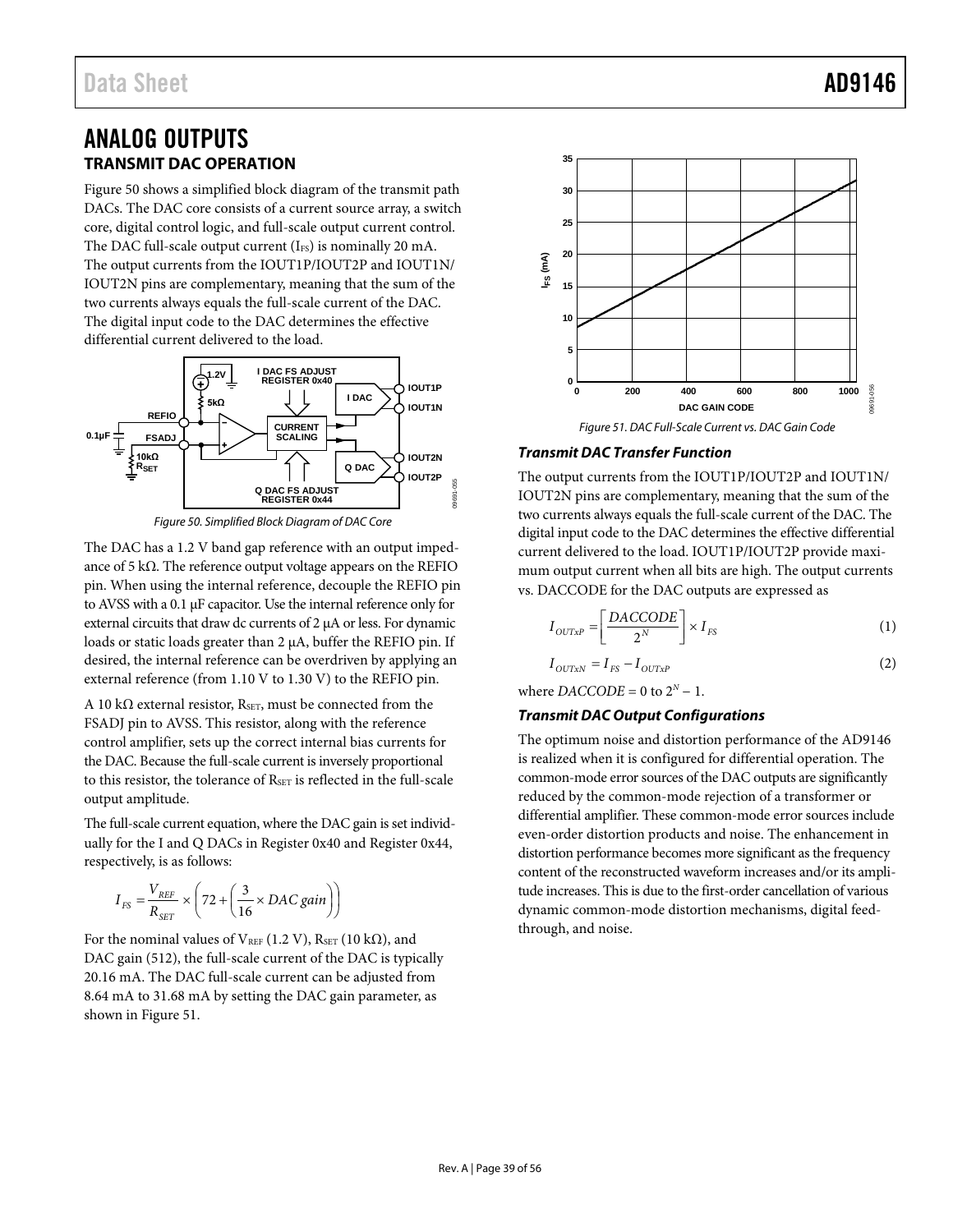# ANALOG OUTPUTS

## TRANSMIT DAC OPERATION

Figure 50 shows a simplified block diagram of the transmit path DACs. The DAC core consists of a current source array, a switch core, digital control logic, and full-scale output current control. The DAC full-scale output current ($I_{FS}$) is nominally 20 mA. The output currents from the IOUT1P/IOUT2P and IOUT1N/IOUT2N pins are complementary, meaning that the sum of the two currents always equals the full-scale current of the DAC. The digital input code to the DAC determines the effective differential current delivered to the load.

Figure 50. Simplified Block Diagram of DAC Core

The DAC has a 1.2 V band gap reference with an output impedance of 5 kΩ. The reference output voltage appears on the REFIO pin. When using the internal reference, decouple the REFIO pin to AVSS with a 0.1 µF capacitor. Use the internal reference only for external circuits that draw dc currents of 2 µA or less. For dynamic loads or static loads greater than 2 µA, buffer the REFIO pin. If desired, the internal reference can be overdriven by applying an external reference (from 1.10 V to 1.30 V) to the REFIO pin.

A 10 kΩ external resistor, $R_{SET}$, must be connected from the FSADJ pin to AVSS. This resistor, along with the reference control amplifier, sets up the correct internal bias currents for the DAC. Because the full-scale current is inversely proportional to this resistor, the tolerance of $R_{SET}$ is reflected in the full-scale output amplitude.

The full-scale current equation, where the DAC gain is set individually for the I and Q DACs in Register 0x40 and Register 0x44, respectively, is as follows:

$$I_{FS} = \frac{V_{REF}}{R_{SET}} \times \left(72 + \left(\frac{3}{16} \times DAC\ gain\right)\right)$$

For the nominal values of $V_{REF}$ (1.2 V), $R_{SET}$ (10 kΩ), and DAC gain (512), the full-scale current of the DAC is typically 20.16 mA. The DAC full-scale current can be adjusted from 8.64 mA to 31.68 mA by setting the DAC gain parameter, as shown in Figure 51.

Figure 51. DAC Full-Scale Current vs. DAC Gain Code

### Transmit DAC Transfer Function

The output currents from the IOUT1P/IOUT2P and IOUT1N/IOUT2N pins are complementary, meaning that the sum of the two currents always equals the full-scale current of the DAC. The digital input code to the DAC determines the effective differential current delivered to the load. IOUT1P/IOUT2P provide maximum output current when all bits are high. The output currents vs. DACCODE for the DAC outputs are expressed as

$$I_{OUTxP} = \left[\frac{DACCODE}{2^N}\right] \times I_{FS} \quad (1)$$

$$I_{OUTxN} = I_{FS} - I_{OUTxP} \quad (2)$$

where $DACCODE = 0$ to $2^N - 1$.

### Transmit DAC Output Configurations

The optimum noise and distortion performance of the AD9146 is realized when it is configured for differential operation. The common-mode error sources of the DAC outputs are significantly reduced by the common-mode rejection of a transformer or differential amplifier. These common-mode error sources include even-order distortion products and noise. The enhancement in distortion performance becomes more significant as the frequency content of the reconstructed waveform increases and/or its amplitude increases. This is due to the first-order cancellation of various dynamic common-mode distortion mechanisms, digital feedthrough, and noise.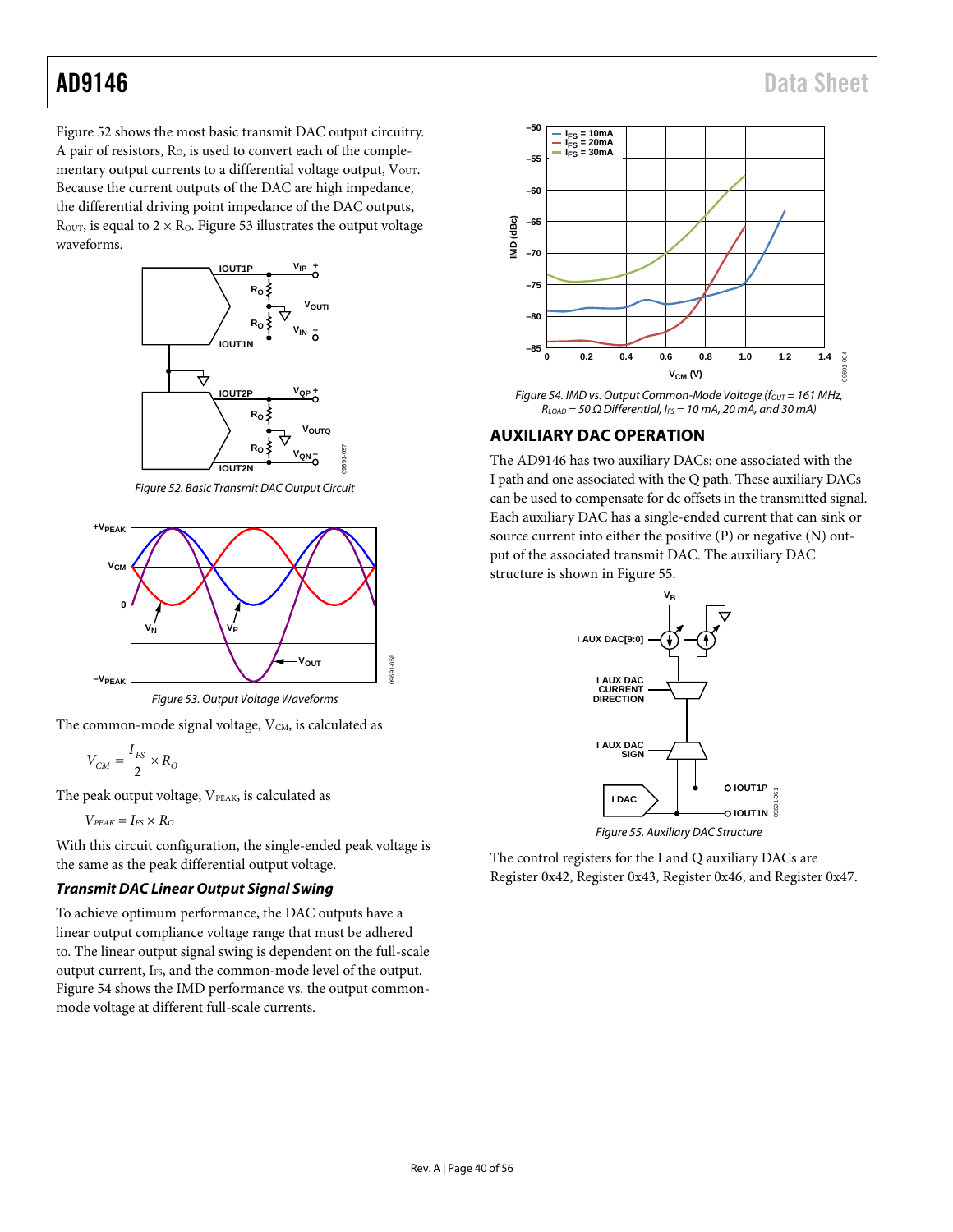Figure 52 shows the most basic transmit DAC output circuitry. A pair of resistors, $R_O$, is used to convert each of the complementary output currents to a differential voltage output, $V_{OUT}$. Because the current outputs of the DAC are high impedance, the differential driving point impedance of the DAC outputs, $R_{OUT}$, is equal to $2 \times R_O$. Figure 53 illustrates the output voltage waveforms.

Figure 52. Basic Transmit DAC Output Circuit

Figure 53. Output Voltage Waveforms

The common-mode signal voltage, $V_{CM}$, is calculated as

$$V_{CM} = \frac{I_{FS}}{2} \times R_O$$

The peak output voltage, $V_{PEAK}$, is calculated as

$$V_{PEAK} = I_{FS} \times R_O$$

With this circuit configuration, the single-ended peak voltage is the same as the peak differential output voltage.

### *Transmit DAC Linear Output Signal Swing*

To achieve optimum performance, the DAC outputs have a linear output compliance voltage range that must be adhered to. The linear output signal swing is dependent on the full-scale output current, $I_{FS}$, and the common-mode level of the output. Figure 54 shows the IMD performance vs. the output common-mode voltage at different full-scale currents.

*Figure 54. IMD vs. Output Common-Mode Voltage ($f_{OUT}$ = 161 MHz, $R_{LOAD}$ = 50 Ω Differential, $I_{FS}$ = 10 mA, 20 mA, and 30 mA)*

## AUXILIARY DAC OPERATION

The AD9146 has two auxiliary DACs: one associated with the I path and one associated with the Q path. These auxiliary DACs can be used to compensate for dc offsets in the transmitted signal. Each auxiliary DAC has a single-ended current that can sink or source current into either the positive (P) or negative (N) output of the associated transmit DAC. The auxiliary DAC structure is shown in Figure 55.

*Figure 55. Auxiliary DAC Structure*

The control registers for the I and Q auxiliary DACs are Register 0x42, Register 0x43, Register 0x46, and Register 0x47.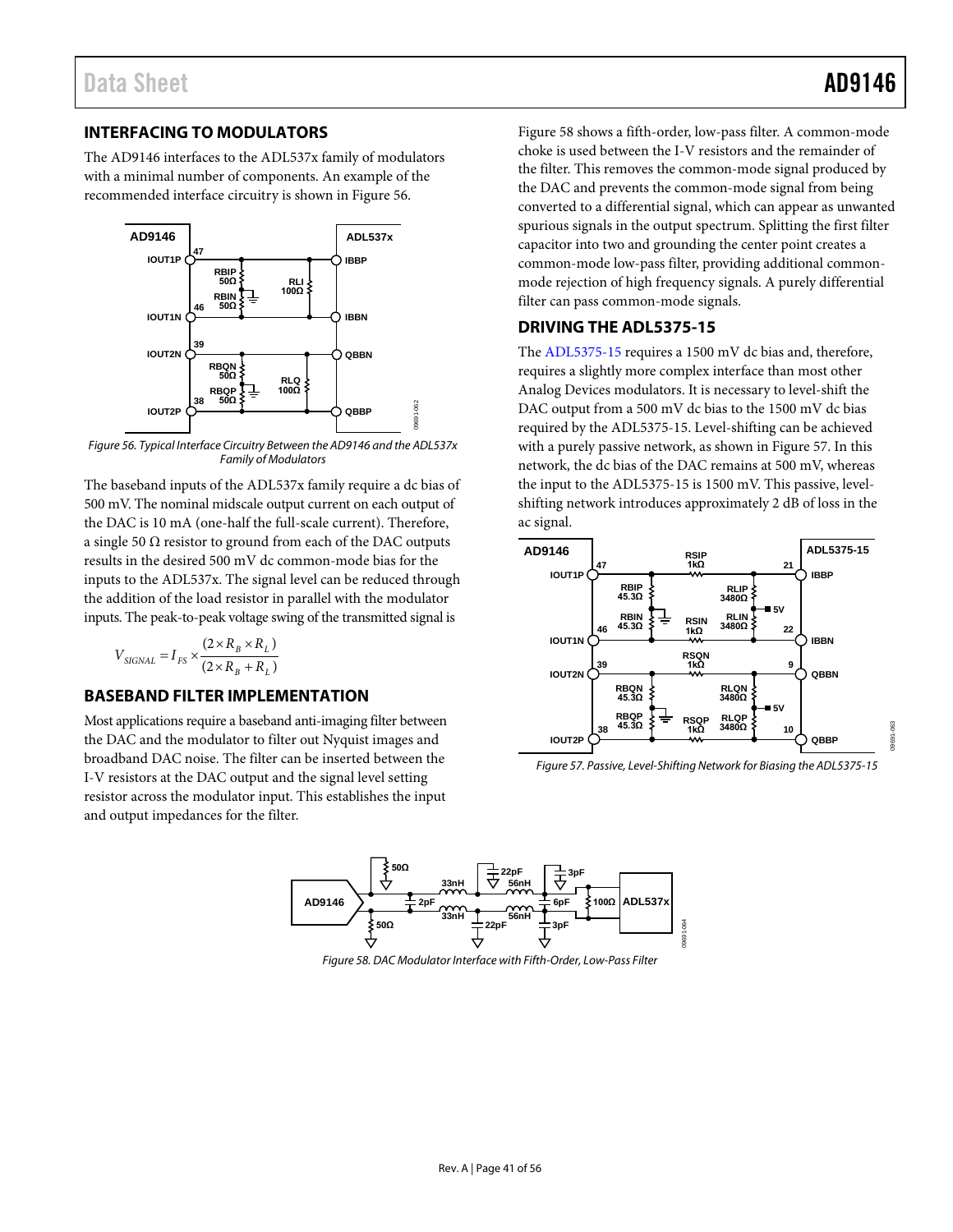## INTERFACING TO MODULATORS

The AD9146 interfaces to the ADL537x family of modulators with a minimal number of components. An example of the recommended interface circuitry is shown in Figure 56.

Figure 56. Typical Interface Circuitry Between the AD9146 and the ADL537x Family of Modulators

The baseband inputs of the ADL537x family require a dc bias of 500 mV. The nominal midscale output current on each output of the DAC is 10 mA (one-half the full-scale current). Therefore, a single 50 Ω resistor to ground from each of the DAC outputs results in the desired 500 mV dc common-mode bias for the inputs to the ADL537x. The signal level can be reduced through the addition of the load resistor in parallel with the modulator inputs. The peak-to-peak voltage swing of the transmitted signal is

$$V_{SIGNAL} = I_{FS} \times \frac{(2 \times R_B \times R_L)}{(2 \times R_B + R_L)}$$

## BASEBAND FILTER IMPLEMENTATION

Most applications require a baseband anti-imaging filter between the DAC and the modulator to filter out Nyquist images and broadband DAC noise. The filter can be inserted between the I-V resistors at the DAC output and the signal level setting resistor across the modulator input. This establishes the input and output impedances for the filter.

Figure 58 shows a fifth-order, low-pass filter. A common-mode choke is used between the I-V resistors and the remainder of the filter. This removes the common-mode signal produced by the DAC and prevents the common-mode signal from being converted to a differential signal, which can appear as unwanted spurious signals in the output spectrum. Splitting the first filter capacitor into two and grounding the center point creates a common-mode low-pass filter, providing additional common-mode rejection of high frequency signals. A purely differential filter can pass common-mode signals.

## DRIVING THE ADL5375-15

The ADL5375-15 requires a 1500 mV dc bias and, therefore, requires a slightly more complex interface than most other Analog Devices modulators. It is necessary to level-shift the DAC output from a 500 mV dc bias to the 1500 mV dc bias required by the ADL5375-15. Level-shifting can be achieved with a purely passive network, as shown in Figure 57. In this network, the dc bias of the DAC remains at 500 mV, whereas the input to the ADL5375-15 is 1500 mV. This passive, level-shifting network introduces approximately 2 dB of loss in the ac signal.

Figure 57. Passive, Level-Shifting Network for Biasing the ADL5375-15

Figure 58. DAC Modulator Interface with Fifth-Order, Low-Pass Filter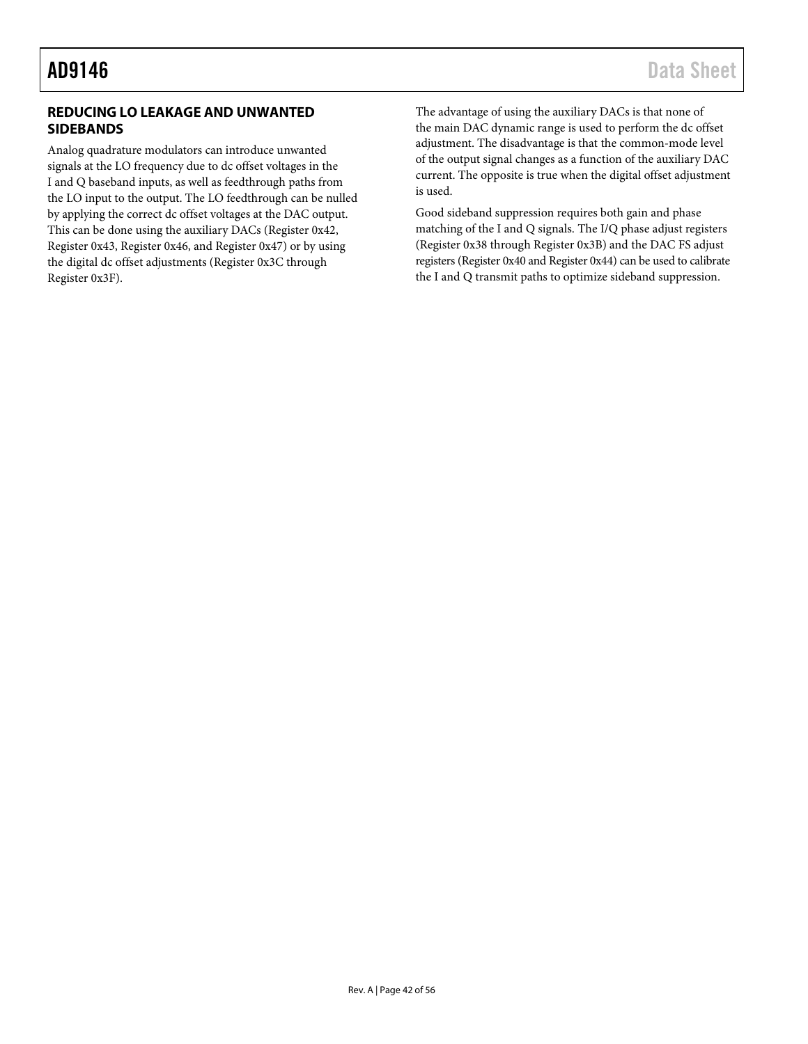## REDUCING LO LEAKAGE AND UNWANTED SIDEBANDS

Analog quadrature modulators can introduce unwanted signals at the LO frequency due to dc offset voltages in the I and Q baseband inputs, as well as feedthrough paths from the LO input to the output. The LO feedthrough can be nulled by applying the correct dc offset voltages at the DAC output. This can be done using the auxiliary DACs (Register 0x42, Register 0x43, Register 0x46, and Register 0x47) or by using the digital dc offset adjustments (Register 0x3C through Register 0x3F).

The advantage of using the auxiliary DACs is that none of the main DAC dynamic range is used to perform the dc offset adjustment. The disadvantage is that the common-mode level of the output signal changes as a function of the auxiliary DAC current. The opposite is true when the digital offset adjustment is used.

Good sideband suppression requires both gain and phase matching of the I and Q signals. The I/Q phase adjust registers (Register 0x38 through Register 0x3B) and the DAC FS adjust registers (Register 0x40 and Register 0x44) can be used to calibrate the I and Q transmit paths to optimize sideband suppression.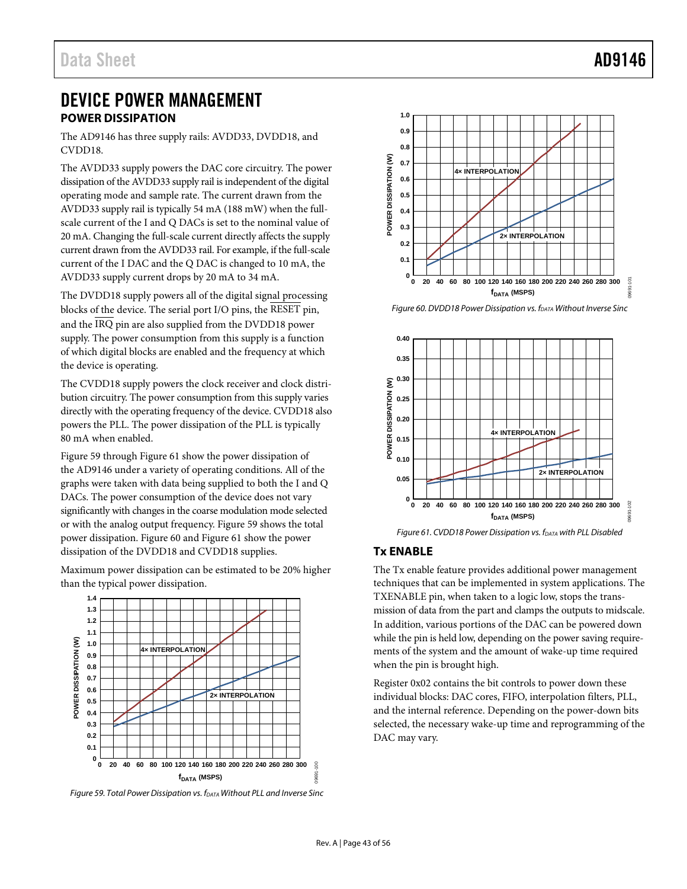# DEVICE POWER MANAGEMENT

## POWER DISSIPATION

The AD9146 has three supply rails: AVDD33, DVDD18, and CVDD18.

The AVDD33 supply powers the DAC core circuitry. The power dissipation of the AVDD33 supply rail is independent of the digital operating mode and sample rate. The current drawn from the AVDD33 supply rail is typically 54 mA (188 mW) when the full-scale current of the I and Q DACs is set to the nominal value of 20 mA. Changing the full-scale current directly affects the supply current drawn from the AVDD33 rail. For example, if the full-scale current of the I DAC and the Q DAC is changed to 10 mA, the AVDD33 supply current drops by 20 mA to 34 mA.

The DVDD18 supply powers all of the digital signal processing blocks of the device. The serial port I/O pins, the RESET pin, and the IRQ pin are also supplied from the DVDD18 power supply. The power consumption from this supply is a function of which digital blocks are enabled and the frequency at which the device is operating.

The CVDD18 supply powers the clock receiver and clock distribution circuitry. The power consumption from this supply varies directly with the operating frequency of the device. CVDD18 also powers the PLL. The power dissipation of the PLL is typically 80 mA when enabled.

Figure 59 through Figure 61 show the power dissipation of the AD9146 under a variety of operating conditions. All of the graphs were taken with data being supplied to both the I and Q DACs. The power consumption of the device does not vary significantly with changes in the coarse modulation mode selected or with the analog output frequency. Figure 59 shows the total power dissipation. Figure 60 and Figure 61 show the power dissipation of the DVDD18 and CVDD18 supplies.

Maximum power dissipation can be estimated to be 20% higher than the typical power dissipation.

*Figure 59. Total Power Dissipation vs. $f_{DATA}$ Without PLL and Inverse Sinc*

*Figure 60. DVDD18 Power Dissipation vs. $f_{DATA}$ Without Inverse Sinc*

*Figure 61. CVDD18 Power Dissipation vs. $f_{DATA}$ with PLL Disabled*

## Tx ENABLE

The Tx enable feature provides additional power management techniques that can be implemented in system applications. The TXENABLE pin, when taken to a logic low, stops the transmission of data from the part and clamps the outputs to midscale. In addition, various portions of the DAC can be powered down while the pin is held low, depending on the power saving requirements of the system and the amount of wake-up time required when the pin is brought high.

Register 0x02 contains the bit controls to power down these individual blocks: DAC cores, FIFO, interpolation filters, PLL, and the internal reference. Depending on the power-down bits selected, the necessary wake-up time and reprogramming of the DAC may vary.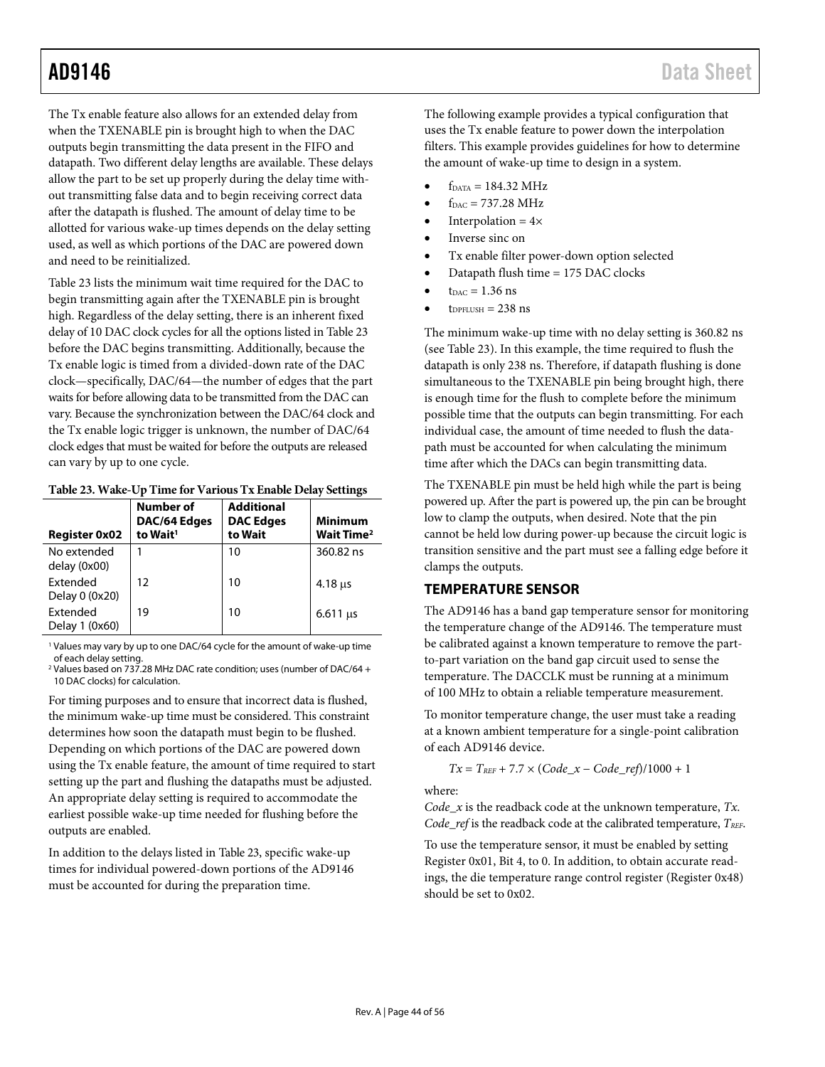The Tx enable feature also allows for an extended delay from when the TXENABLE pin is brought high to when the DAC outputs begin transmitting the data present in the FIFO and datapath. Two different delay lengths are available. These delays allow the part to be set up properly during the delay time without transmitting false data and to begin receiving correct data after the datapath is flushed. The amount of delay time to be allotted for various wake-up times depends on the delay setting used, as well as which portions of the DAC are powered down and need to be reinitialized.

Table 23 lists the minimum wait time required for the DAC to begin transmitting again after the TXENABLE pin is brought high. Regardless of the delay setting, there is an inherent fixed delay of 10 DAC clock cycles for all the options listed in Table 23 before the DAC begins transmitting. Additionally, because the Tx enable logic is timed from a divided-down rate of the DAC clock—specifically, DAC/64—the number of edges that the part waits for before allowing data to be transmitted from the DAC can vary. Because the synchronization between the DAC/64 clock and the Tx enable logic trigger is unknown, the number of DAC/64 clock edges that must be waited for before the outputs are released can vary by up to one cycle.

**Table 23. Wake-Up Time for Various Tx Enable Delay Settings**

| Register 0x02 | Number of DAC/64 Edges to Wait[1] | Additional DAC Edges to Wait | Minimum Wait Time[2] |
|---|---|---|---|
| No extended delay (0x00) | 1 | 10 | 360.82 ns |
| Extended Delay 0 (0x20) | 12 | 10 | 4.18 μs |
| Extended Delay 1 (0x60) | 19 | 10 | 6.611 μs |

[1] Values may vary by up to one DAC/64 cycle for the amount of wake-up time of each delay setting.
[2] Values based on 737.28 MHz DAC rate condition; uses (number of DAC/64 + 10 DAC clocks) for calculation.

For timing purposes and to ensure that incorrect data is flushed, the minimum wake-up time must be considered. This constraint determines how soon the datapath must begin to be flushed. Depending on which portions of the DAC are powered down using the Tx enable feature, the amount of time required to start setting up the part and flushing the datapaths must be adjusted. An appropriate delay setting is required to accommodate the earliest possible wake-up time needed for flushing before the outputs are enabled.

In addition to the delays listed in Table 23, specific wake-up times for individual powered-down portions of the AD9146 must be accounted for during the preparation time.

The following example provides a typical configuration that uses the Tx enable feature to power down the interpolation filters. This example provides guidelines for how to determine the amount of wake-up time to design in a system.

- $f_{DATA}$ = 184.32 MHz
- $f_{DAC}$ = 737.28 MHz
- Interpolation = 4×
- Inverse sinc on
- Tx enable filter power-down option selected
- Datapath flush time = 175 DAC clocks
- $t_{DAC}$ = 1.36 ns
- $t_{DPFLUSH}$ = 238 ns

The minimum wake-up time with no delay setting is 360.82 ns (see Table 23). In this example, the time required to flush the datapath is only 238 ns. Therefore, if datapath flushing is done simultaneous to the TXENABLE pin being brought high, there is enough time for the flush to complete before the minimum possible time that the outputs can begin transmitting. For each individual case, the amount of time needed to flush the datapath must be accounted for when calculating the minimum time after which the DACs can begin transmitting data.

The TXENABLE pin must be held high while the part is being powered up. After the part is powered up, the pin can be brought low to clamp the outputs, when desired. Note that the pin cannot be held low during power-up because the circuit logic is transition sensitive and the part must see a falling edge before it clamps the outputs.

## TEMPERATURE SENSOR

The AD9146 has a band gap temperature sensor for monitoring the temperature change of the AD9146. The temperature must be calibrated against a known temperature to remove the part-to-part variation on the band gap circuit used to sense the temperature. The DACCLK must be running at a minimum of 100 MHz to obtain a reliable temperature measurement.

To monitor temperature change, the user must take a reading at a known ambient temperature for a single-point calibration of each AD9146 device.

$$Tx = T_{REF} + 7.7 \times (Code\_x - Code\_ref)/1000 + 1$$

where:
*Code_x* is the readback code at the unknown temperature, *Tx*.
*Code_ref* is the readback code at the calibrated temperature, $T_{REF}$.

To use the temperature sensor, it must be enabled by setting Register 0x01, Bit 4, to 0. In addition, to obtain accurate readings, the die temperature range control register (Register 0x48) should be set to 0x02.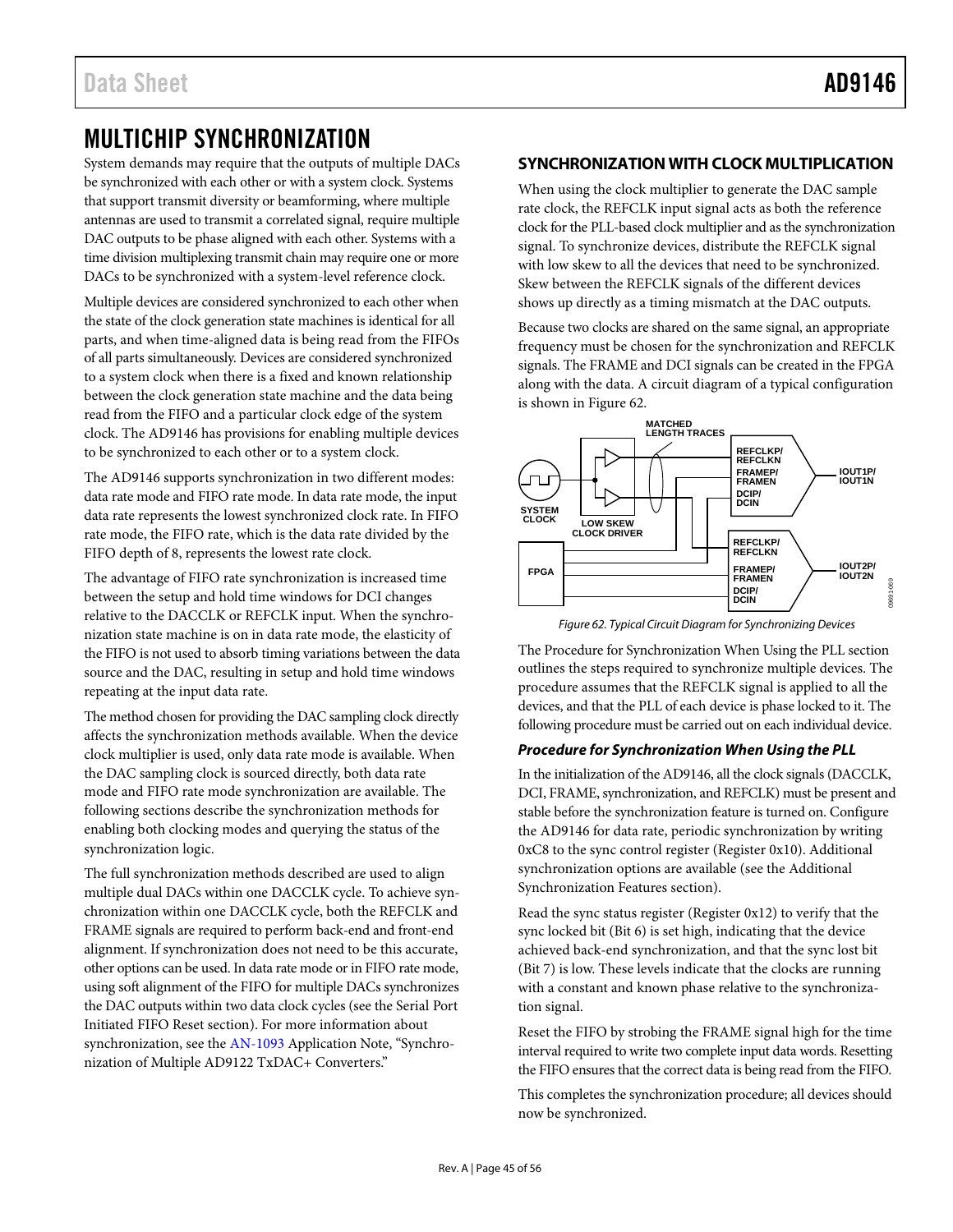# MULTICHIP SYNCHRONIZATION

System demands may require that the outputs of multiple DACs be synchronized with each other or with a system clock. Systems that support transmit diversity or beamforming, where multiple antennas are used to transmit a correlated signal, require multiple DAC outputs to be phase aligned with each other. Systems with a time division multiplexing transmit chain may require one or more DACs to be synchronized with a system-level reference clock.

Multiple devices are considered synchronized to each other when the state of the clock generation state machines is identical for all parts, and when time-aligned data is being read from the FIFOs of all parts simultaneously. Devices are considered synchronized to a system clock when there is a fixed and known relationship between the clock generation state machine and the data being read from the FIFO and a particular clock edge of the system clock. The AD9146 has provisions for enabling multiple devices to be synchronized to each other or to a system clock.

The AD9146 supports synchronization in two different modes: data rate mode and FIFO rate mode. In data rate mode, the input data rate represents the lowest synchronized clock rate. In FIFO rate mode, the FIFO rate, which is the data rate divided by the FIFO depth of 8, represents the lowest rate clock.

The advantage of FIFO rate synchronization is increased time between the setup and hold time windows for DCI changes relative to the DACCLK or REFCLK input. When the synchronization state machine is on in data rate mode, the elasticity of the FIFO is not used to absorb timing variations between the data source and the DAC, resulting in setup and hold time windows repeating at the input data rate.

The method chosen for providing the DAC sampling clock directly affects the synchronization methods available. When the device clock multiplier is used, only data rate mode is available. When the DAC sampling clock is sourced directly, both data rate mode and FIFO rate mode synchronization are available. The following sections describe the synchronization methods for enabling both clocking modes and querying the status of the synchronization logic.

The full synchronization methods described are used to align multiple dual DACs within one DACCLK cycle. To achieve synchronization within one DACCLK cycle, both the REFCLK and FRAME signals are required to perform back-end and front-end alignment. If synchronization does not need to be this accurate, other options can be used. In data rate mode or in FIFO rate mode, using soft alignment of the FIFO for multiple DACs synchronizes the DAC outputs within two data clock cycles (see the Serial Port Initiated FIFO Reset section). For more information about synchronization, see the AN-1093 Application Note, "Synchronization of Multiple AD9122 TxDAC+ Converters."

## SYNCHRONIZATION WITH CLOCK MULTIPLICATION

When using the clock multiplier to generate the DAC sample rate clock, the REFCLK input signal acts as both the reference clock for the PLL-based clock multiplier and as the synchronization signal. To synchronize devices, distribute the REFCLK signal with low skew to all the devices that need to be synchronized. Skew between the REFCLK signals of the different devices shows up directly as a timing mismatch at the DAC outputs.

Because two clocks are shared on the same signal, an appropriate frequency must be chosen for the synchronization and REFCLK signals. The FRAME and DCI signals can be created in the FPGA along with the data. A circuit diagram of a typical configuration is shown in Figure 62.

Figure 62. Typical Circuit Diagram for Synchronizing Devices

The Procedure for Synchronization When Using the PLL section outlines the steps required to synchronize multiple devices. The procedure assumes that the REFCLK signal is applied to all the devices, and that the PLL of each device is phase locked to it. The following procedure must be carried out on each individual device.

### *Procedure for Synchronization When Using the PLL*

In the initialization of the AD9146, all the clock signals (DACCLK, DCI, FRAME, synchronization, and REFCLK) must be present and stable before the synchronization feature is turned on. Configure the AD9146 for data rate, periodic synchronization by writing 0xC8 to the sync control register (Register 0x10). Additional synchronization options are available (see the Additional Synchronization Features section).

Read the sync status register (Register 0x12) to verify that the sync locked bit (Bit 6) is set high, indicating that the device achieved back-end synchronization, and that the sync lost bit (Bit 7) is low. These levels indicate that the clocks are running with a constant and known phase relative to the synchronization signal.

Reset the FIFO by strobing the FRAME signal high for the time interval required to write two complete input data words. Resetting the FIFO ensures that the correct data is being read from the FIFO.

This completes the synchronization procedure; all devices should now be synchronized.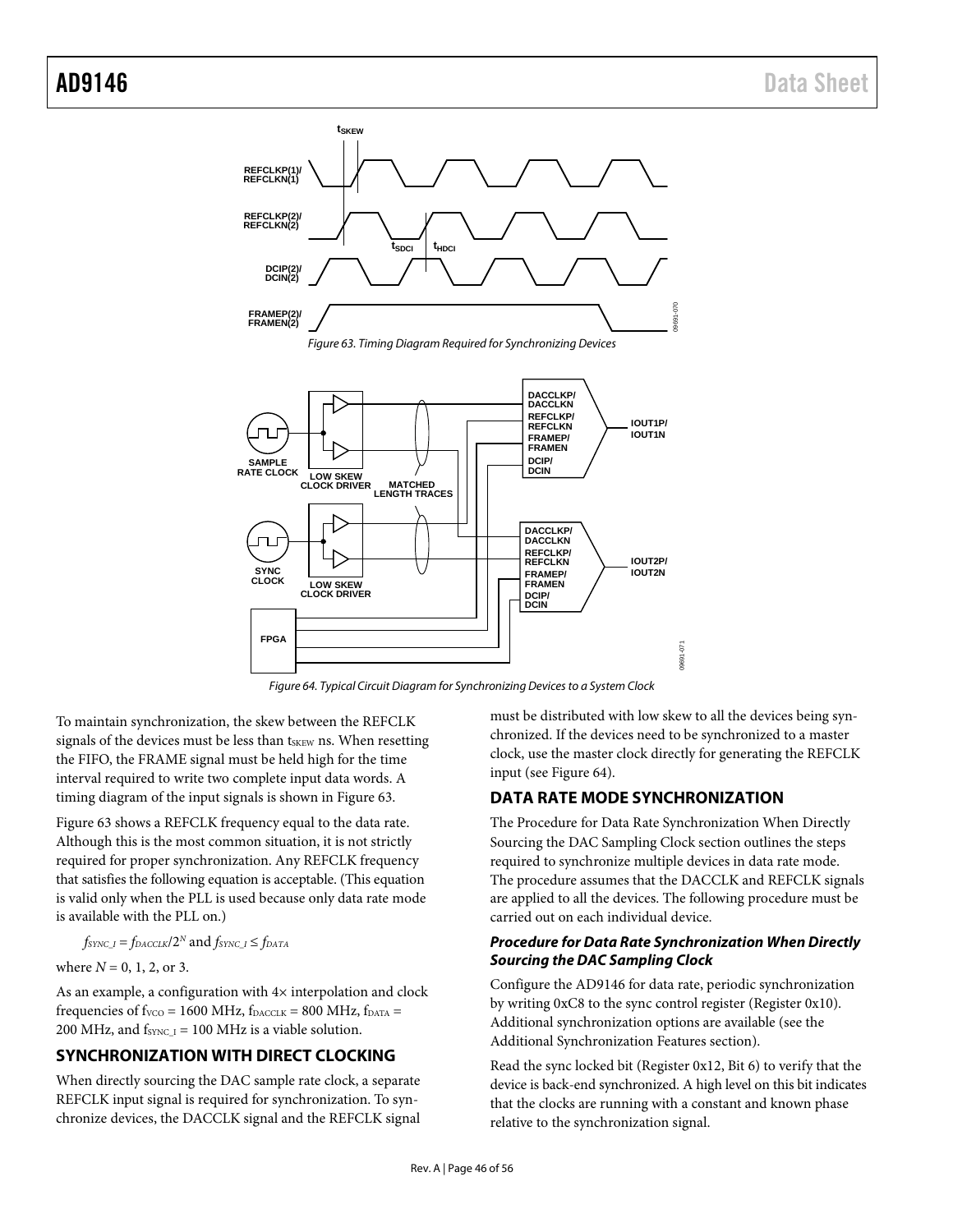Figure 63. Timing Diagram Required for Synchronizing Devices

Figure 64. Typical Circuit Diagram for Synchronizing Devices to a System Clock

To maintain synchronization, the skew between the REFCLK signals of the devices must be less than $t_{SKEW}$ ns. When resetting the FIFO, the FRAME signal must be held high for the time interval required to write two complete input data words. A timing diagram of the input signals is shown in Figure 63.

Figure 63 shows a REFCLK frequency equal to the data rate. Although this is the most common situation, it is not strictly required for proper synchronization. Any REFCLK frequency that satisfies the following equation is acceptable. (This equation is valid only when the PLL is used because only data rate mode is available with the PLL on.)

$f_{SYNC\_I} = f_{DACCLK}/2^N$ and $f_{SYNC\_I} \leq f_{DATA}$

where $N$ = 0, 1, 2, or 3.

As an example, a configuration with 4× interpolation and clock frequencies of $f_{VCO}$ = 1600 MHz, $f_{DACCLK}$ = 800 MHz, $f_{DATA}$ = 200 MHz, and $f_{SYNC\_I}$ = 100 MHz is a viable solution.

## SYNCHRONIZATION WITH DIRECT CLOCKING

When directly sourcing the DAC sample rate clock, a separate REFCLK input signal is required for synchronization. To synchronize devices, the DACCLK signal and the REFCLK signal must be distributed with low skew to all the devices being synchronized. If the devices need to be synchronized to a master clock, use the master clock directly for generating the REFCLK input (see Figure 64).

## DATA RATE MODE SYNCHRONIZATION

The Procedure for Data Rate Synchronization When Directly Sourcing the DAC Sampling Clock section outlines the steps required to synchronize multiple devices in data rate mode. The procedure assumes that the DACCLK and REFCLK signals are applied to all the devices. The following procedure must be carried out on each individual device.

### *Procedure for Data Rate Synchronization When Directly Sourcing the DAC Sampling Clock*

Configure the AD9146 for data rate, periodic synchronization by writing 0xC8 to the sync control register (Register 0x10). Additional synchronization options are available (see the Additional Synchronization Features section).

Read the sync locked bit (Register 0x12, Bit 6) to verify that the device is back-end synchronized. A high level on this bit indicates that the clocks are running with a constant and known phase relative to the synchronization signal.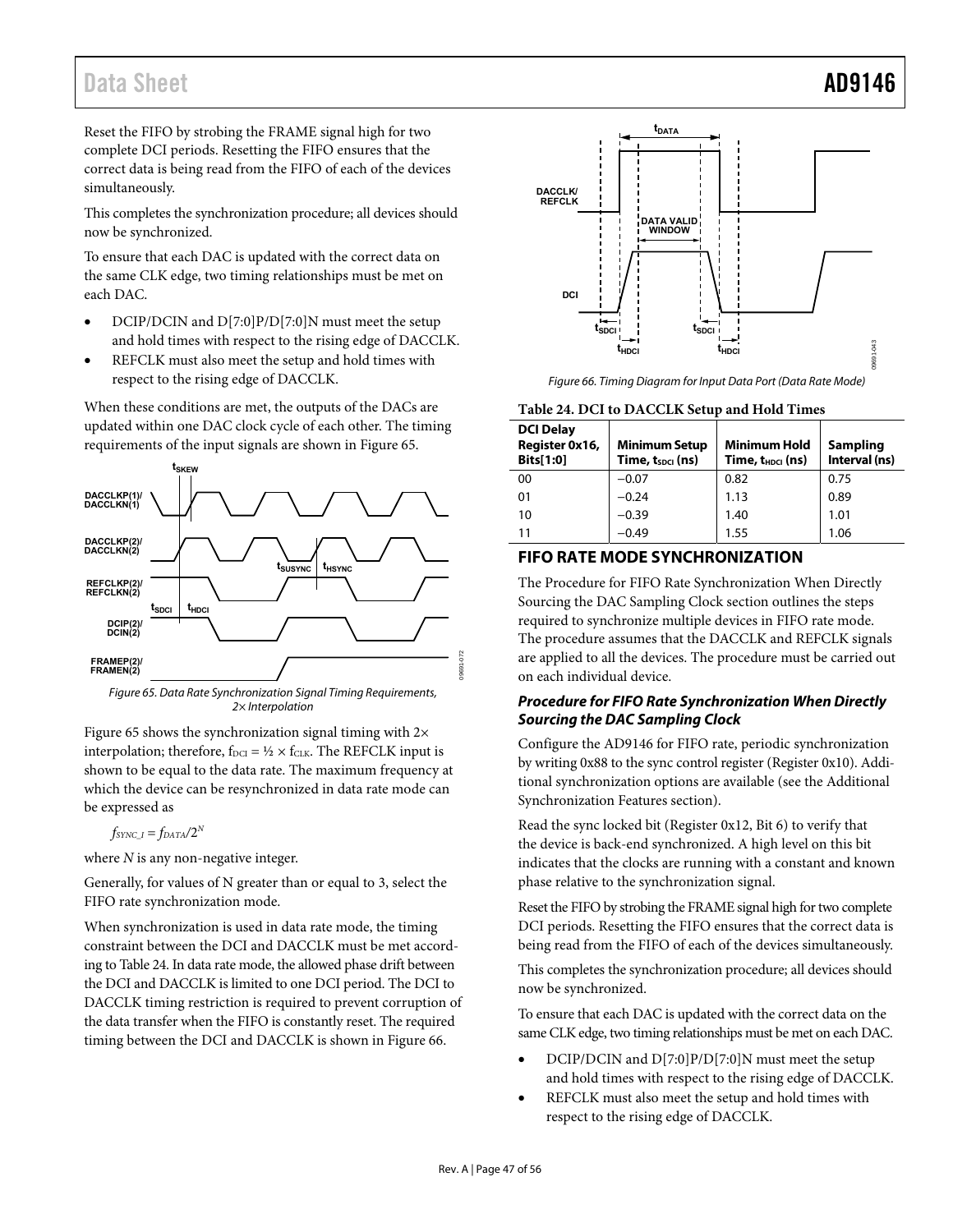Reset the FIFO by strobing the FRAME signal high for two complete DCI periods. Resetting the FIFO ensures that the correct data is being read from the FIFO of each of the devices simultaneously.

This completes the synchronization procedure; all devices should now be synchronized.

To ensure that each DAC is updated with the correct data on the same CLK edge, two timing relationships must be met on each DAC.

- DCIP/DCIN and D[7:0]P/D[7:0]N must meet the setup and hold times with respect to the rising edge of DACCLK.
- REFCLK must also meet the setup and hold times with respect to the rising edge of DACCLK.

When these conditions are met, the outputs of the DACs are updated within one DAC clock cycle of each other. The timing requirements of the input signals are shown in Figure 65.

Figure 65. Data Rate Synchronization Signal Timing Requirements, 2× Interpolation

Figure 65 shows the synchronization signal timing with 2× interpolation; therefore, $f_{DCI} = ½ \times f_{CLK}$. The REFCLK input is shown to be equal to the data rate. The maximum frequency at which the device can be resynchronized in data rate mode can be expressed as

$$f_{SYNC\_I} = f_{DATA}/2^N$$

where N is any non-negative integer.

Generally, for values of N greater than or equal to 3, select the FIFO rate synchronization mode.

When synchronization is used in data rate mode, the timing constraint between the DCI and DACCLK must be met according to Table 24. In data rate mode, the allowed phase drift between the DCI and DACCLK is limited to one DCI period. The DCI to DACCLK timing restriction is required to prevent corruption of the data transfer when the FIFO is constantly reset. The required timing between the DCI and DACCLK is shown in Figure 66.

Figure 66. Timing Diagram for Input Data Port (Data Rate Mode)

**Table 24. DCI to DACCLK Setup and Hold Times**

| DCI Delay Register 0x16, Bits[1:0] | Minimum Setup Time, $t_{SDCI}$ (ns) | Minimum Hold Time, $t_{HDCI}$ (ns) | Sampling Interval (ns) |
|---|---|---|---|
| 00 | −0.07 | 0.82 | 0.75 |
| 01 | −0.24 | 1.13 | 0.89 |
| 10 | −0.39 | 1.40 | 1.01 |
| 11 | −0.49 | 1.55 | 1.06 |

## FIFO RATE MODE SYNCHRONIZATION

The Procedure for FIFO Rate Synchronization When Directly Sourcing the DAC Sampling Clock section outlines the steps required to synchronize multiple devices in FIFO rate mode. The procedure assumes that the DACCLK and REFCLK signals are applied to all the devices. The procedure must be carried out on each individual device.

### *Procedure for FIFO Rate Synchronization When Directly Sourcing the DAC Sampling Clock*

Configure the AD9146 for FIFO rate, periodic synchronization by writing 0x88 to the sync control register (Register 0x10). Additional synchronization options are available (see the Additional Synchronization Features section).

Read the sync locked bit (Register 0x12, Bit 6) to verify that the device is back-end synchronized. A high level on this bit indicates that the clocks are running with a constant and known phase relative to the synchronization signal.

Reset the FIFO by strobing the FRAME signal high for two complete DCI periods. Resetting the FIFO ensures that the correct data is being read from the FIFO of each of the devices simultaneously.

This completes the synchronization procedure; all devices should now be synchronized.

To ensure that each DAC is updated with the correct data on the same CLK edge, two timing relationships must be met on each DAC.

- DCIP/DCIN and D[7:0]P/D[7:0]N must meet the setup and hold times with respect to the rising edge of DACCLK.
- REFCLK must also meet the setup and hold times with respect to the rising edge of DACCLK.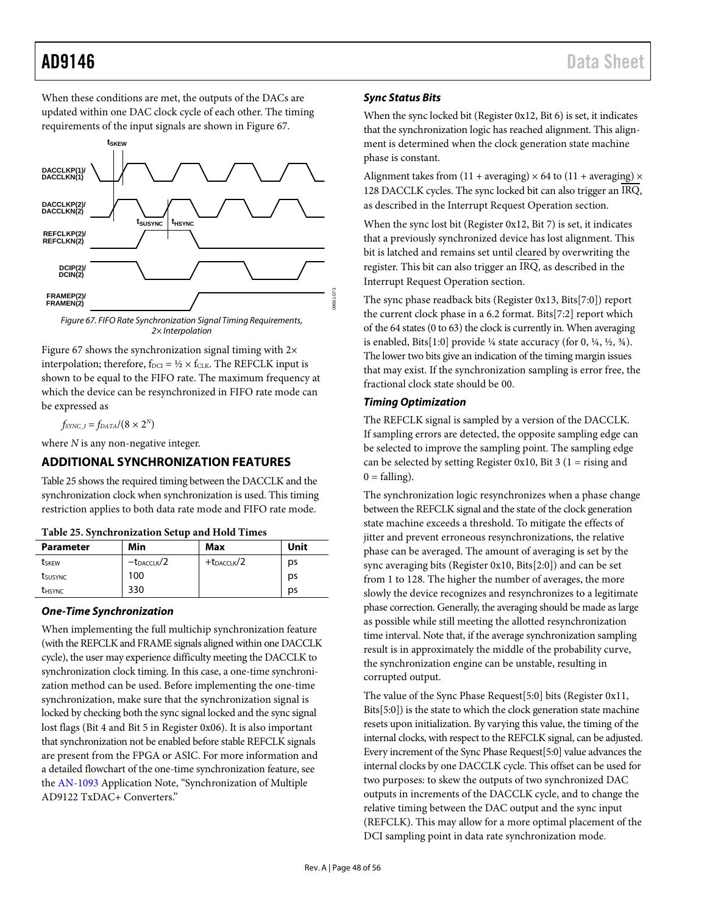When these conditions are met, the outputs of the DACs are updated within one DAC clock cycle of each other. The timing requirements of the input signals are shown in Figure 67.

Figure 67. FIFO Rate Synchronization Signal Timing Requirements, 2× Interpolation

Figure 67 shows the synchronization signal timing with 2× interpolation; therefore, $f_{DCI} = ½ \times f_{CLK}$. The REFCLK input is shown to be equal to the FIFO rate. The maximum frequency at which the device can be resynchronized in FIFO rate mode can be expressed as

$$f_{SYNC\_I} = f_{DATA}/(8 \times 2^N)$$

where $N$ is any non-negative integer.

## ADDITIONAL SYNCHRONIZATION FEATURES

Table 25 shows the required timing between the DACCLK and the synchronization clock when synchronization is used. This timing restriction applies to both data rate mode and FIFO rate mode.

**Table 25. Synchronization Setup and Hold Times**

| Parameter | Min | Max | Unit |
|---|---|---|---|
| $t_{SKEW}$ | $-t_{DACCLK}/2$ | $+t_{DACCLK}/2$ | ps |
| $t_{SUSYNC}$ | 100 | | ps |
| $t_{HSYNC}$ | 330 | | ps |

### *One-Time Synchronization*

When implementing the full multichip synchronization feature (with the REFCLK and FRAME signals aligned within one DACCLK cycle), the user may experience difficulty meeting the DACCLK to synchronization clock timing. In this case, a one-time synchronization method can be used. Before implementing the one-time synchronization, make sure that the synchronization signal is locked by checking both the sync signal locked and the sync signal lost flags (Bit 4 and Bit 5 in Register 0x06). It is also important that synchronization not be enabled before stable REFCLK signals are present from the FPGA or ASIC. For more information and a detailed flowchart of the one-time synchronization feature, see the AN-1093 Application Note, "Synchronization of Multiple AD9122 TxDAC+ Converters."

### *Sync Status Bits*

When the sync locked bit (Register 0x12, Bit 6) is set, it indicates that the synchronization logic has reached alignment. This alignment is determined when the clock generation state machine phase is constant.

Alignment takes from (11 + averaging) × 64 to (11 + averaging) × 128 DACCLK cycles. The sync locked bit can also trigger an $\overline{\text{IRQ}}$, as described in the Interrupt Request Operation section.

When the sync lost bit (Register 0x12, Bit 7) is set, it indicates that a previously synchronized device has lost alignment. This bit is latched and remains set until cleared by overwriting the register. This bit can also trigger an $\overline{\text{IRQ}}$, as described in the Interrupt Request Operation section.

The sync phase readback bits (Register 0x13, Bits[7:0]) report the current clock phase in a 6.2 format. Bits[7:2] report which of the 64 states (0 to 63) the clock is currently in. When averaging is enabled, Bits[1:0] provide ¼ state accuracy (for 0, ¼, ½, ¾). The lower two bits give an indication of the timing margin issues that may exist. If the synchronization sampling is error free, the fractional clock state should be 00.

### *Timing Optimization*

The REFCLK signal is sampled by a version of the DACCLK. If sampling errors are detected, the opposite sampling edge can be selected to improve the sampling point. The sampling edge can be selected by setting Register 0x10, Bit 3 (1 = rising and 0 = falling).

The synchronization logic resynchronizes when a phase change between the REFCLK signal and the state of the clock generation state machine exceeds a threshold. To mitigate the effects of jitter and prevent erroneous resynchronizations, the relative phase can be averaged. The amount of averaging is set by the sync averaging bits (Register 0x10, Bits[2:0]) and can be set from 1 to 128. The higher the number of averages, the more slowly the device recognizes and resynchronizes to a legitimate phase correction. Generally, the averaging should be made as large as possible while still meeting the allotted resynchronization time interval. Note that, if the average synchronization sampling result is in approximately the middle of the probability curve, the synchronization engine can be unstable, resulting in corrupted output.

The value of the Sync Phase Request[5:0] bits (Register 0x11, Bits[5:0]) is the state to which the clock generation state machine resets upon initialization. By varying this value, the timing of the internal clocks, with respect to the REFCLK signal, can be adjusted. Every increment of the Sync Phase Request[5:0] value advances the internal clocks by one DACCLK cycle. This offset can be used for two purposes: to skew the outputs of two synchronized DAC outputs in increments of the DACCLK cycle, and to change the relative timing between the DAC output and the sync input (REFCLK). This may allow for a more optimal placement of the DCI sampling point in data rate synchronization mode.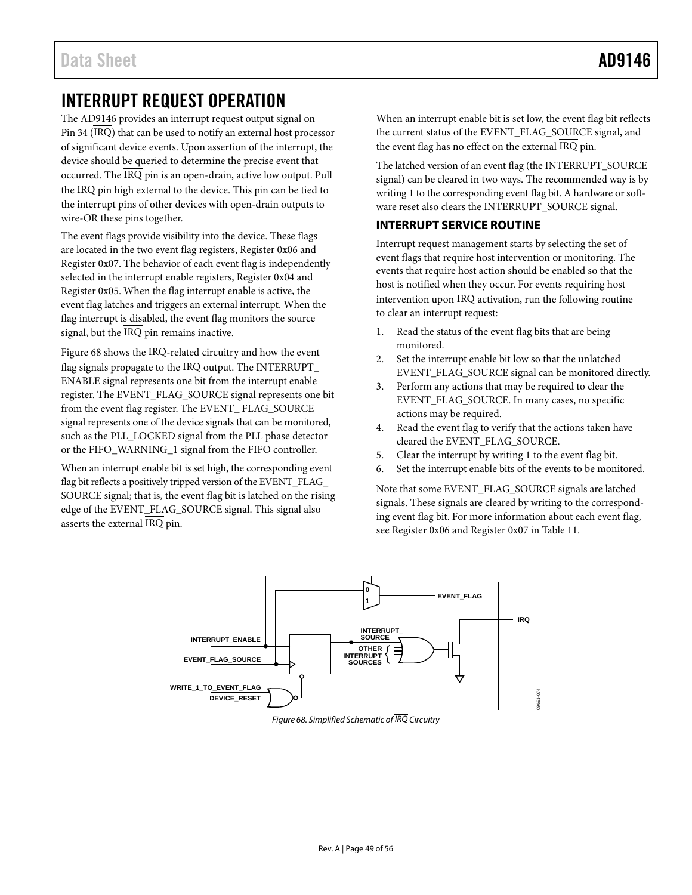# INTERRUPT REQUEST OPERATION

The AD9146 provides an interrupt request output signal on Pin 34 (IRQ) that can be used to notify an external host processor of significant device events. Upon assertion of the interrupt, the device should be queried to determine the precise event that occurred. The IRQ pin is an open-drain, active low output. Pull the IRQ pin high external to the device. This pin can be tied to the interrupt pins of other devices with open-drain outputs to wire-OR these pins together.

The event flags provide visibility into the device. These flags are located in the two event flag registers, Register 0x06 and Register 0x07. The behavior of each event flag is independently selected in the interrupt enable registers, Register 0x04 and Register 0x05. When the flag interrupt enable is active, the event flag latches and triggers an external interrupt. When the flag interrupt is disabled, the event flag monitors the source signal, but the IRQ pin remains inactive.

Figure 68 shows the IRQ-related circuitry and how the event flag signals propagate to the IRQ output. The INTERRUPT_ENABLE signal represents one bit from the interrupt enable register. The EVENT_FLAG_SOURCE signal represents one bit from the event flag register. The EVENT_ FLAG_SOURCE signal represents one of the device signals that can be monitored, such as the PLL_LOCKED signal from the PLL phase detector or the FIFO_WARNING_1 signal from the FIFO controller.

When an interrupt enable bit is set high, the corresponding event flag bit reflects a positively tripped version of the EVENT_FLAG_SOURCE signal; that is, the event flag bit is latched on the rising edge of the EVENT_FLAG_SOURCE signal. This signal also asserts the external IRQ pin.

When an interrupt enable bit is set low, the event flag bit reflects the current status of the EVENT_FLAG_SOURCE signal, and the event flag has no effect on the external IRQ pin.

The latched version of an event flag (the INTERRUPT_SOURCE signal) can be cleared in two ways. The recommended way is by writing 1 to the corresponding event flag bit. A hardware or software reset also clears the INTERRUPT_SOURCE signal.

## INTERRUPT SERVICE ROUTINE

Interrupt request management starts by selecting the set of event flags that require host intervention or monitoring. The events that require host action should be enabled so that the host is notified when they occur. For events requiring host intervention upon IRQ activation, run the following routine to clear an interrupt request:

1. Read the status of the event flag bits that are being monitored.
2. Set the interrupt enable bit low so that the unlatched EVENT_FLAG_SOURCE signal can be monitored directly.
3. Perform any actions that may be required to clear the EVENT_FLAG_SOURCE. In many cases, no specific actions may be required.
4. Read the event flag to verify that the actions taken have cleared the EVENT_FLAG_SOURCE.
5. Clear the interrupt by writing 1 to the event flag bit.
6. Set the interrupt enable bits of the events to be monitored.

Note that some EVENT_FLAG_SOURCE signals are latched signals. These signals are cleared by writing to the corresponding event flag bit. For more information about each event flag, see Register 0x06 and Register 0x07 in Table 11.

*Figure 68. Simplified Schematic of IRQ Circuitry*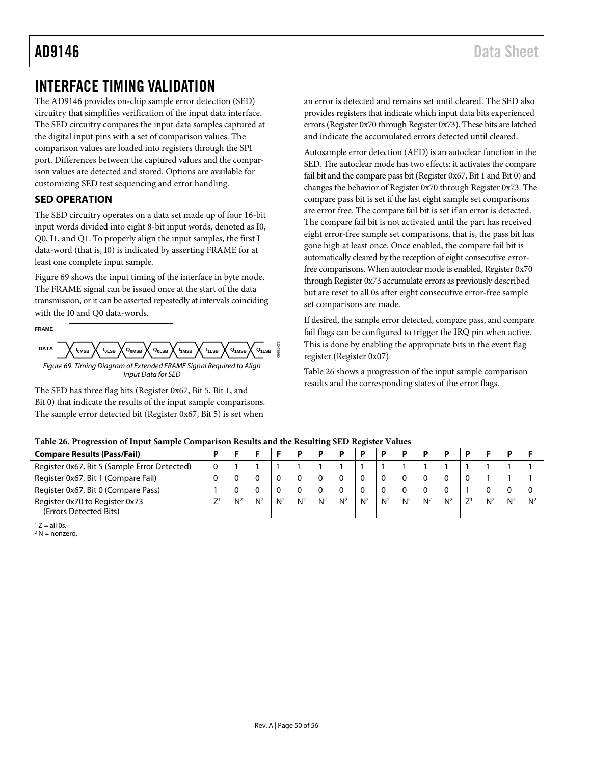# INTERFACE TIMING VALIDATION

The AD9146 provides on-chip sample error detection (SED) circuitry that simplifies verification of the input data interface. The SED circuitry compares the input data samples captured at the digital input pins with a set of comparison values. The comparison values are loaded into registers through the SPI port. Differences between the captured values and the comparison values are detected and stored. Options are available for customizing SED test sequencing and error handling.

## SED OPERATION

The SED circuitry operates on a data set made up of four 16-bit input words divided into eight 8-bit input words, denoted as I0, Q0, I1, and Q1. To properly align the input samples, the first I data-word (that is, I0) is indicated by asserting FRAME for at least one complete input sample.

Figure 69 shows the input timing of the interface in byte mode. The FRAME signal can be issued once at the start of the data transmission, or it can be asserted repeatedly at intervals coinciding with the I0 and Q0 data-words.

FRAME

DATA $I_{0MSB}$ $I_{0LSB}$ $Q_{0MSB}$ $Q_{0LSB}$ $I_{1MSB}$ $I_{1LSB}$ $Q_{1MSB}$ $Q_{1LSB}$

*Figure 69. Timing Diagram of Extended FRAME Signal Required to Align Input Data for SED*

The SED has three flag bits (Register 0x67, Bit 5, Bit 1, and Bit 0) that indicate the results of the input sample comparisons. The sample error detected bit (Register 0x67, Bit 5) is set when an error is detected and remains set until cleared. The SED also provides registers that indicate which input data bits experienced errors (Register 0x70 through Register 0x73). These bits are latched and indicate the accumulated errors detected until cleared.

Autosample error detection (AED) is an autoclear function in the SED. The autoclear mode has two effects: it activates the compare fail bit and the compare pass bit (Register 0x67, Bit 1 and Bit 0) and changes the behavior of Register 0x70 through Register 0x73. The compare pass bit is set if the last eight sample set comparisons are error free. The compare fail bit is set if an error is detected. The compare fail bit is not activated until the part has received eight error-free sample set comparisons, that is, the pass bit has gone high at least once. Once enabled, the compare fail bit is automatically cleared by the reception of eight consecutive error-free comparisons. When autoclear mode is enabled, Register 0x70 through Register 0x73 accumulate errors as previously described but are reset to all 0s after eight consecutive error-free sample set comparisons are made.

If desired, the sample error detected, compare pass, and compare fail flags can be configured to trigger the $\overline{\text{IRQ}}$ pin when active. This is done by enabling the appropriate bits in the event flag register (Register 0x07).

Table 26 shows a progression of the input sample comparison results and the corresponding states of the error flags.

**Table 26. Progression of Input Sample Comparison Results and the Resulting SED Register Values**

| Compare Results (Pass/Fail) | P | F | F | F | P | P | P | P | P | P | P | P | P | F | P | F |
|---|---|---|---|---|---|---|---|---|---|---|---|---|---|---|---|---|
| Register 0x67, Bit 5 (Sample Error Detected) | 0 | 1 | 1 | 1 | 1 | 1 | 1 | 1 | 1 | 1 | 1 | 1 | 1 | 1 | 1 | 1 |
| Register 0x67, Bit 1 (Compare Fail) | 0 | 0 | 0 | 0 | 0 | 0 | 0 | 0 | 0 | 0 | 0 | 0 | 0 | 1 | 1 | 1 |
| Register 0x67, Bit 0 (Compare Pass) | 1 | 0 | 0 | 0 | 0 | 0 | 0 | 0 | 0 | 0 | 0 | 0 | 1 | 0 | 0 | 0 |
| Register 0x70 to Register 0x73 (Errors Detected Bits) | Z[1] | N[2] | N[2] | N[2] | N[2] | N[2] | N[2] | N[2] | N[2] | N[2] | N[2] | N[2] | Z[1] | N[2] | N[2] | N[2] |

[1] Z = all 0s.
[2] N = nonzero.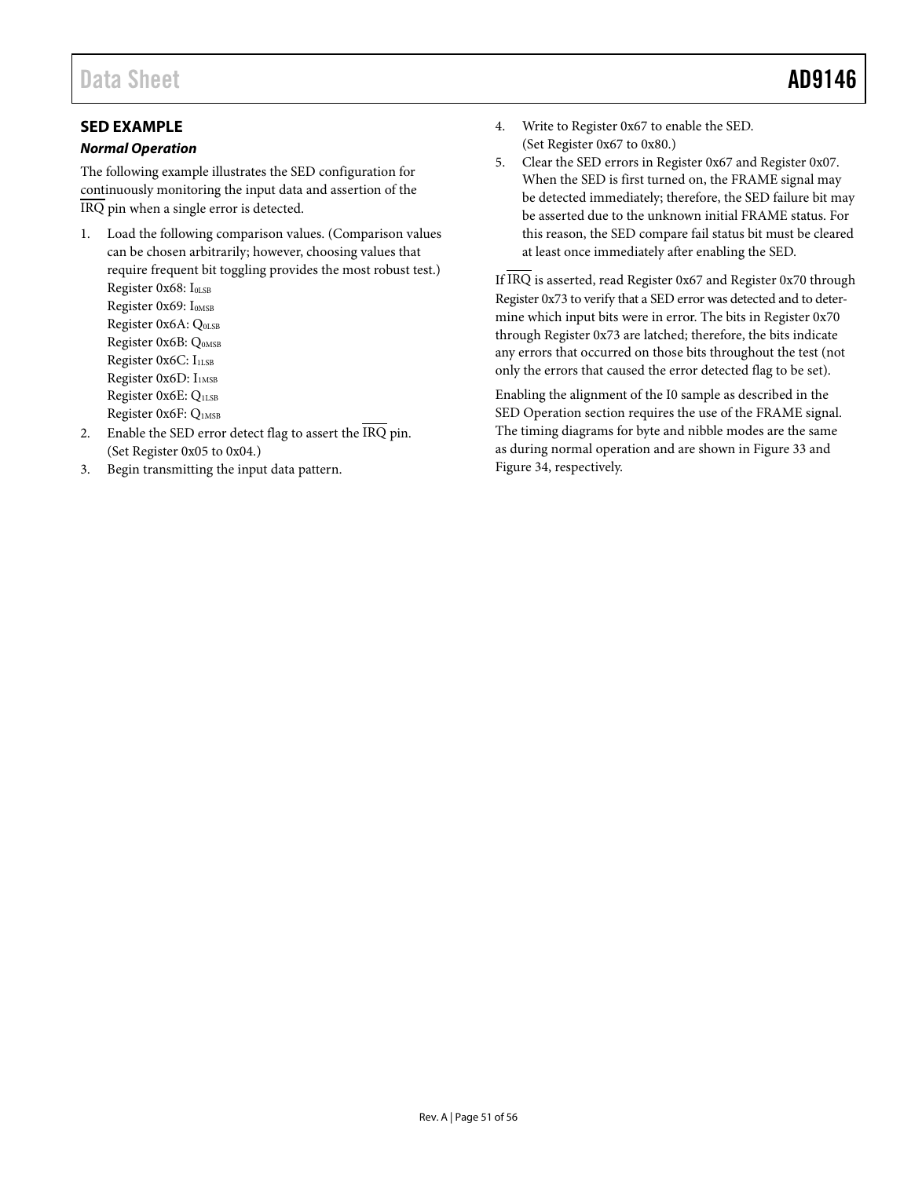## SED EXAMPLE

### *Normal Operation*

The following example illustrates the SED configuration for continuously monitoring the input data and assertion of the $\overline{IRQ}$ pin when a single error is detected.

1. Load the following comparison values. (Comparison values can be chosen arbitrarily; however, choosing values that require frequent bit toggling provides the most robust test.)
   Register 0x68: $I_{0LSB}$
   Register 0x69: $I_{0MSB}$
   Register 0x6A: $Q_{0LSB}$
   Register 0x6B: $Q_{0MSB}$
   Register 0x6C: $I_{1LSB}$
   Register 0x6D: $I_{1MSB}$
   Register 0x6E: $Q_{1LSB}$
   Register 0x6F: $Q_{1MSB}$
2. Enable the SED error detect flag to assert the $\overline{IRQ}$ pin. (Set Register 0x05 to 0x04.)
3. Begin transmitting the input data pattern.
4. Write to Register 0x67 to enable the SED. (Set Register 0x67 to 0x80.)
5. Clear the SED errors in Register 0x67 and Register 0x07. When the SED is first turned on, the FRAME signal may be detected immediately; therefore, the SED failure bit may be asserted due to the unknown initial FRAME status. For this reason, the SED compare fail status bit must be cleared at least once immediately after enabling the SED.

If $\overline{IRQ}$ is asserted, read Register 0x67 and Register 0x70 through Register 0x73 to verify that a SED error was detected and to determine which input bits were in error. The bits in Register 0x70 through Register 0x73 are latched; therefore, the bits indicate any errors that occurred on those bits throughout the test (not only the errors that caused the error detected flag to be set).

Enabling the alignment of the I0 sample as described in the SED Operation section requires the use of the FRAME signal. The timing diagrams for byte and nibble modes are the same as during normal operation and are shown in Figure 33 and Figure 34, respectively.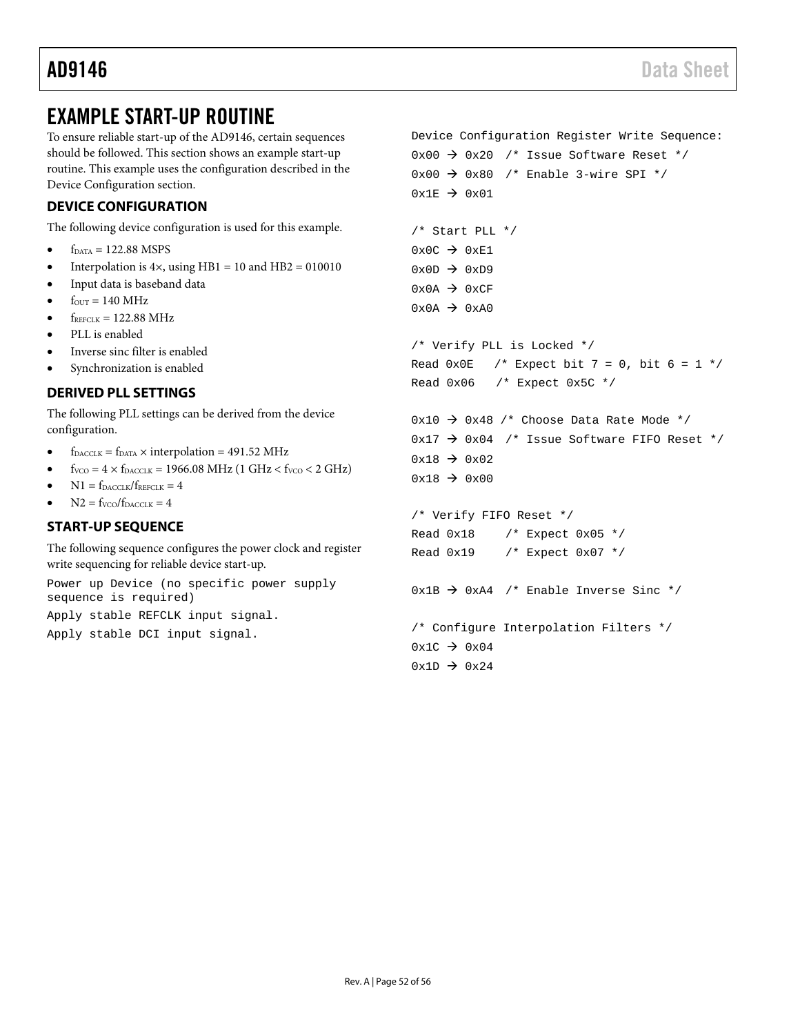# EXAMPLE START-UP ROUTINE

To ensure reliable start-up of the AD9146, certain sequences should be followed. This section shows an example start-up routine. This example uses the configuration described in the Device Configuration section.

## DEVICE CONFIGURATION

The following device configuration is used for this example.

- $f_{DATA}$ = 122.88 MSPS
- Interpolation is 4×, using HB1 = 10 and HB2 = 010010
- Input data is baseband data
- $f_{OUT}$ = 140 MHz
- $f_{REFCLK}$ = 122.88 MHz
- PLL is enabled
- Inverse sinc filter is enabled
- Synchronization is enabled

## DERIVED PLL SETTINGS

The following PLL settings can be derived from the device configuration.

- $f_{DACCLK} = f_{DATA} \times \text{interpolation}$ = 491.52 MHz
- $f_{VCO} = 4 \times f_{DACCLK}$ = 1966.08 MHz (1 GHz < $f_{VCO}$ < 2 GHz)
- $N1 = f_{DACCLK}/f_{REFCLK} = 4$
- $N2 = f_{VCO}/f_{DACCLK} = 4$

## START-UP SEQUENCE

The following sequence configures the power clock and register write sequencing for reliable device start-up.

```
Power up Device (no specific power supply
sequence is required)
Apply stable REFCLK input signal.
Apply stable DCI input signal.

Device Configuration Register Write Sequence:
0x00 → 0x20  /* Issue Software Reset */
0x00 → 0x80  /* Enable 3-wire SPI */
0x1E → 0x01

/* Start PLL */
0x0C → 0xE1
0x0D → 0xD9
0x0A → 0xCF
0x0A → 0xA0

/* Verify PLL is Locked */
Read 0x0E   /* Expect bit 7 = 0, bit 6 = 1 */
Read 0x06   /* Expect 0x5C */

0x10 → 0x48 /* Choose Data Rate Mode */
0x17 → 0x04  /* Issue Software FIFO Reset */
0x18 → 0x02
0x18 → 0x00

/* Verify FIFO Reset */
Read 0x18    /* Expect 0x05 */
Read 0x19    /* Expect 0x07 */

0x1B → 0xA4  /* Enable Inverse Sinc */

/* Configure Interpolation Filters */
0x1C → 0x04
0x1D → 0x24
```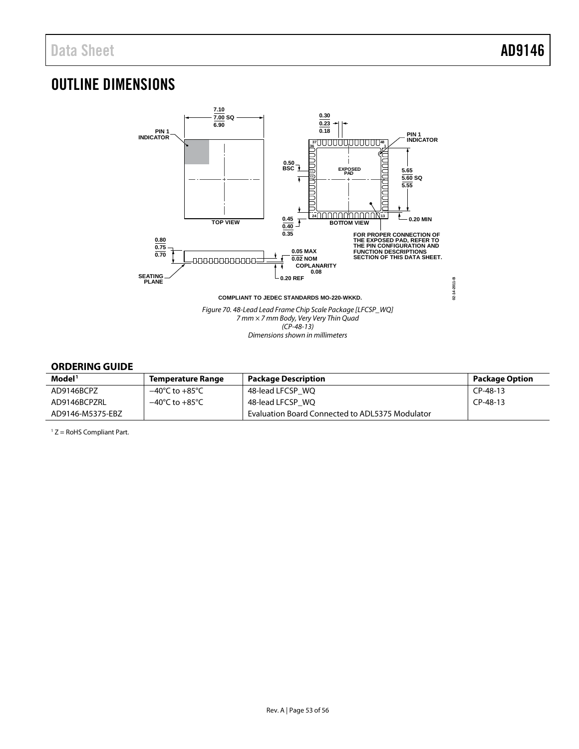# OUTLINE DIMENSIONS

Figure 70. 48-Lead Lead Frame Chip Scale Package [LFCSP_WQ]
7 mm × 7 mm Body, Very Very Thin Quad
(CP-48-13)
Dimensions shown in millimeters

## ORDERING GUIDE

| Model[1] | Temperature Range | Package Description | Package Option |
|---|---|---|---|
| AD9146BCPZ | −40°C to +85°C | 48-lead LFCSP_WQ | CP-48-13 |
| AD9146BCPZRL | −40°C to +85°C | 48-lead LFCSP_WQ | CP-48-13 |
| AD9146-M5375-EBZ | | Evaluation Board Connected to ADL5375 Modulator | |

[1] Z = RoHS Compliant Part.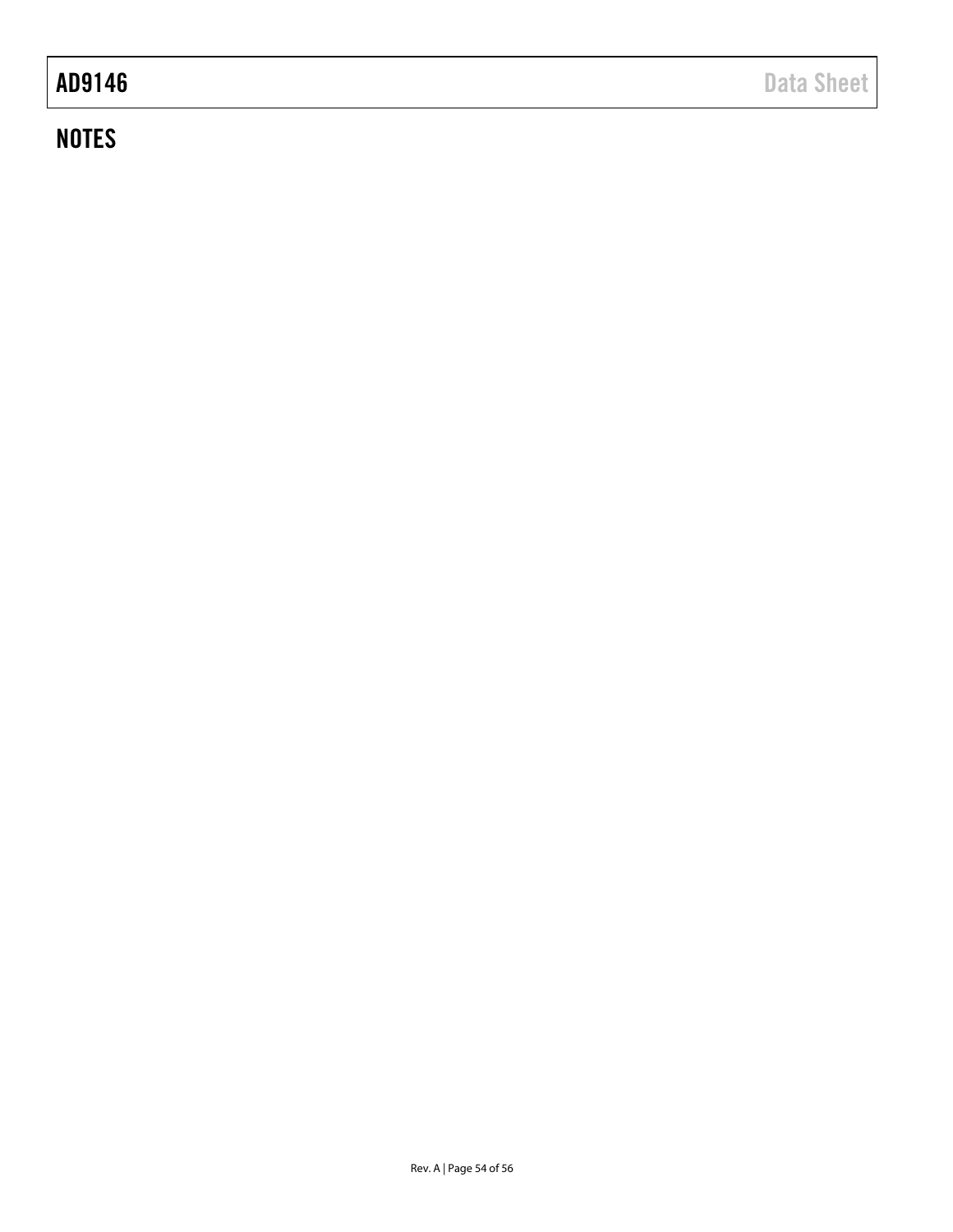## NOTES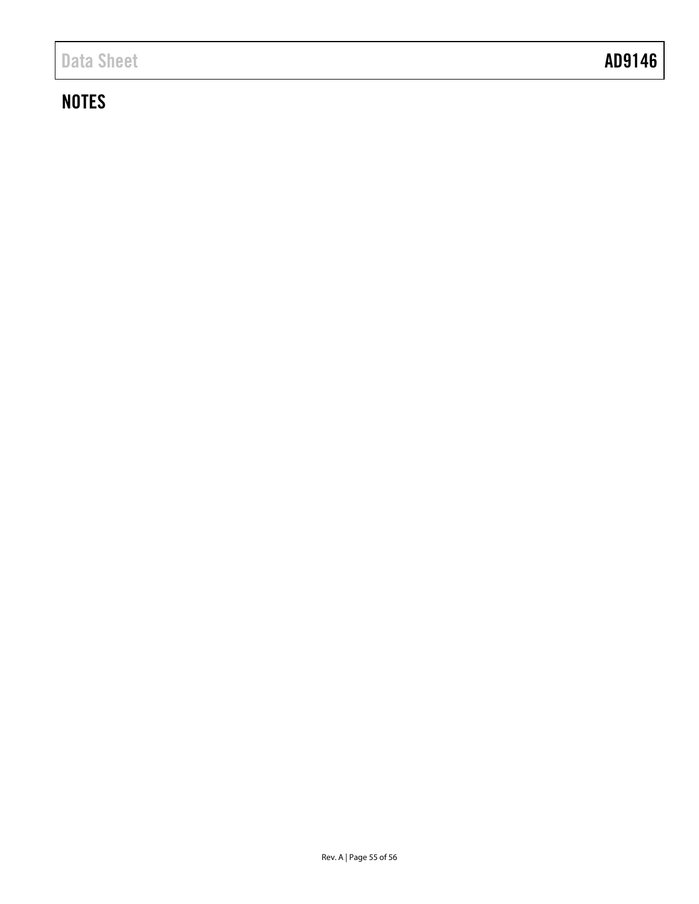## NOTES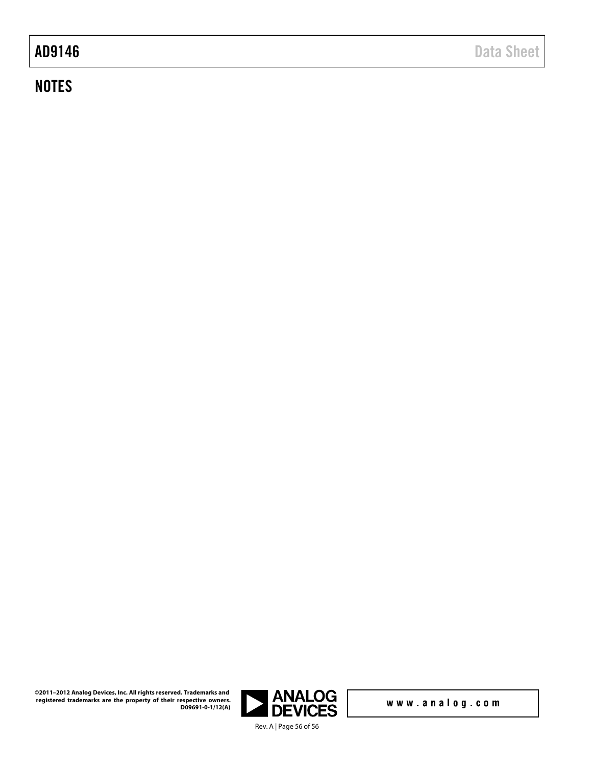## NOTES

©2011–2012 Analog Devices, Inc. All rights reserved. Trademarks and registered trademarks are the property of their respective owners.
D09691-0-1/12(A)

www.analog.com